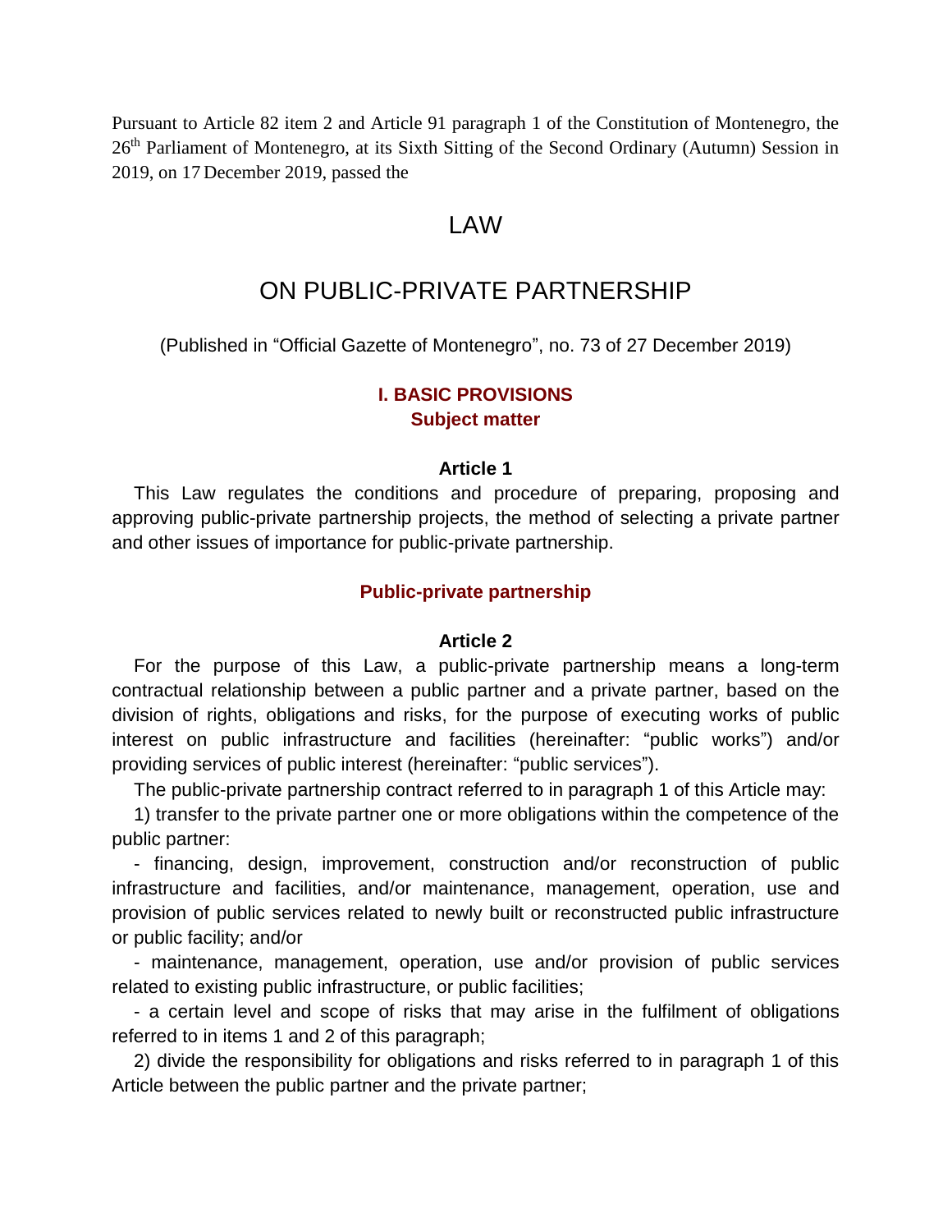Pursuant to Article 82 item 2 and Article 91 paragraph 1 of the Constitution of Montenegro, the 26th Parliament of Montenegro, at its Sixth Sitting of the Second Ordinary (Autumn) Session in 2019, on 17 December 2019, passed the

# LAW

# ON PUBLIC-PRIVATE PARTNERSHIP

(Published in "Official Gazette of Montenegro", no. 73 of 27 December 2019)

## I. BASIC PROVISIONS

### Subject matter

#### Article 1

This Law regulates the conditions and procedure of preparing, proposing and approving public-private partnership projects, the method of selecting a private partner and other issues of importance for public-private partnership.

### Public-private partnership

#### Article 2

For the purpose of this Law, a public-private partnership means a long-term contractual relationship between a public partner and a private partner, based on the division of rights, obligations and risks, for the purpose of executing works of public interest on public infrastructure and facilities (hereinafter: "public works") and/or providing services of public interest (hereinafter: "public services").

The public-private partnership contract referred to in paragraph 1 of this Article may:

1) transfer to the private partner one or more obligations within the competence of the public partner:

- financing, design, improvement, construction and/or reconstruction of public infrastructure and facilities, and/or maintenance, management, operation, use and provision of public services related to newly built or reconstructed public infrastructure or public facility; and/or

- maintenance, management, operation, use and/or provision of public services related to existing public infrastructure, or public facilities;

- a certain level and scope of risks that may arise in the fulfilment of obligations referred to in items 1 and 2 of this paragraph;

2) divide the responsibility for obligations and risks referred to in paragraph 1 of this Article between the public partner and the private partner;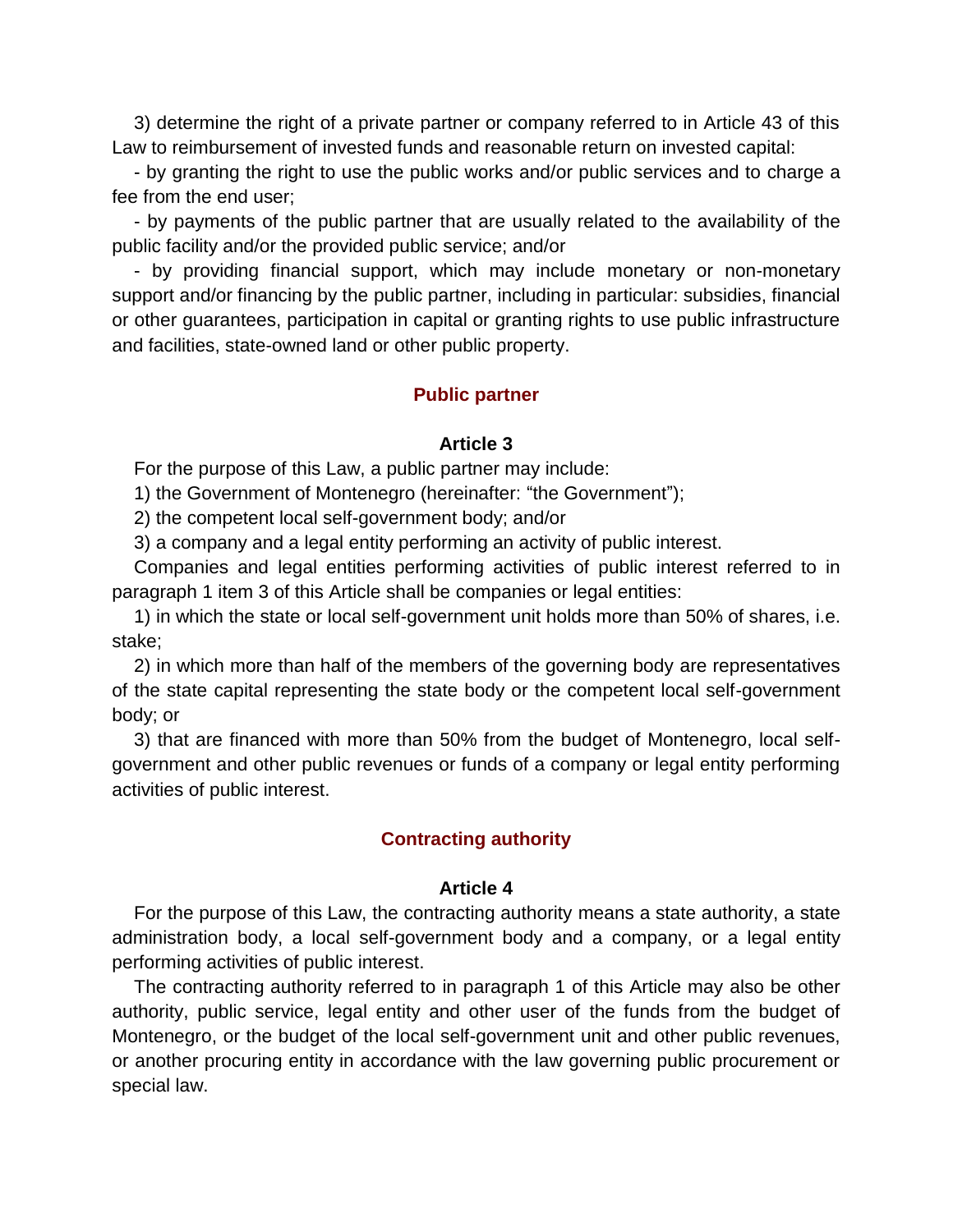3) determine the right of a private partner or company referred to in Article 43 of this Law to reimbursement of invested funds and reasonable return on invested capital:

- by granting the right to use the public works and/or public services and to charge a fee from the end user;

- by payments of the public partner that are usually related to the availability of the public facility and/or the provided public service; and/or

- by providing financial support, which may include monetary or non-monetary support and/or financing by the public partner, including in particular: subsidies, financial or other guarantees, participation in capital or granting rights to use public infrastructure and facilities, state-owned land or other public property.

## Public partner

### Article 3

For the purpose of this Law, a public partner may include:

1) the Government of Montenegro (hereinafter: "the Government");

2) the competent local self-government body; and/or

3) a company and a legal entity performing an activity of public interest.

Companies and legal entities performing activities of public interest referred to in paragraph 1 item 3 of this Article shall be companies or legal entities:

1) in which the state or local self-government unit holds more than 50% of shares, i.e. stake;

2) in which more than half of the members of the governing body are representatives of the state capital representing the state body or the competent local self-government body; or

3) that are financed with more than 50% from the budget of Montenegro, local self-government and other public revenues or funds of a company or legal entity performing activities of public interest.

## Contracting authority

### Article 4

For the purpose of this Law, the contracting authority means a state authority, a state administration body, a local self-government body and a company, or a legal entity performing activities of public interest.

The contracting authority referred to in paragraph 1 of this Article may also be other authority, public service, legal entity and other user of the funds from the budget of Montenegro, or the budget of the local self-government unit and other public revenues, or another procuring entity in accordance with the law governing public procurement or special law.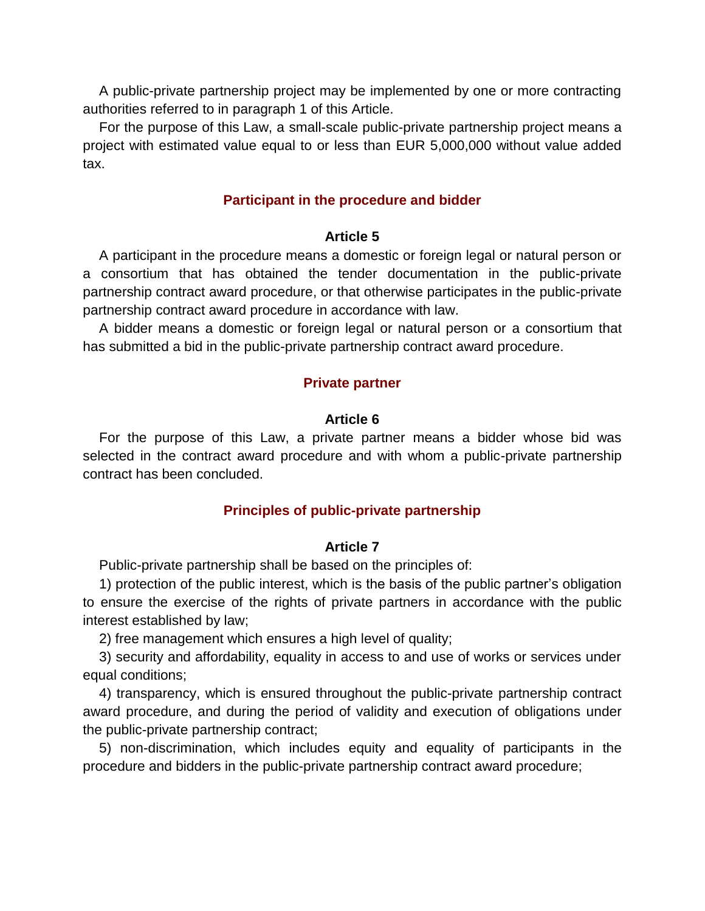A public-private partnership project may be implemented by one or more contracting authorities referred to in paragraph 1 of this Article.

For the purpose of this Law, a small-scale public-private partnership project means a project with estimated value equal to or less than EUR 5,000,000 without value added tax.

### Participant in the procedure and bidder

#### Article 5

A participant in the procedure means a domestic or foreign legal or natural person or a consortium that has obtained the tender documentation in the public-private partnership contract award procedure, or that otherwise participates in the public-private partnership contract award procedure in accordance with law.

A bidder means a domestic or foreign legal or natural person or a consortium that has submitted a bid in the public-private partnership contract award procedure.

### Private partner

#### Article 6

For the purpose of this Law, a private partner means a bidder whose bid was selected in the contract award procedure and with whom a public-private partnership contract has been concluded.

### Principles of public-private partnership

#### Article 7

Public-private partnership shall be based on the principles of:

1) protection of the public interest, which is the basis of the public partner's obligation to ensure the exercise of the rights of private partners in accordance with the public interest established by law;

2) free management which ensures a high level of quality;

3) security and affordability, equality in access to and use of works or services under equal conditions;

4) transparency, which is ensured throughout the public-private partnership contract award procedure, and during the period of validity and execution of obligations under the public-private partnership contract;

5) non-discrimination, which includes equity and equality of participants in the procedure and bidders in the public-private partnership contract award procedure;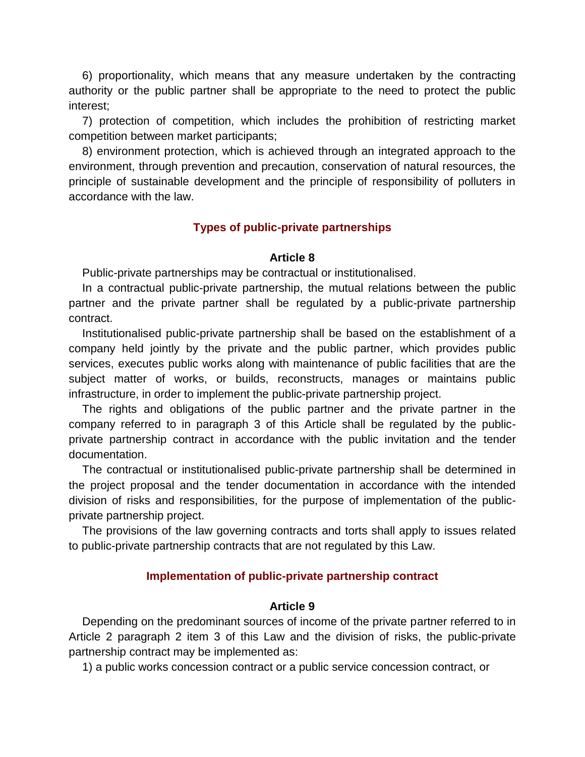6) proportionality, which means that any measure undertaken by the contracting authority or the public partner shall be appropriate to the need to protect the public interest;

7) protection of competition, which includes the prohibition of restricting market competition between market participants;

8) environment protection, which is achieved through an integrated approach to the environment, through prevention and precaution, conservation of natural resources, the principle of sustainable development and the principle of responsibility of polluters in accordance with the law.

## Types of public-private partnerships

### Article 8

Public-private partnerships may be contractual or institutionalised.

In a contractual public-private partnership, the mutual relations between the public partner and the private partner shall be regulated by a public-private partnership contract.

Institutionalised public-private partnership shall be based on the establishment of a company held jointly by the private and the public partner, which provides public services, executes public works along with maintenance of public facilities that are the subject matter of works, or builds, reconstructs, manages or maintains public infrastructure, in order to implement the public-private partnership project.

The rights and obligations of the public partner and the private partner in the company referred to in paragraph 3 of this Article shall be regulated by the public-private partnership contract in accordance with the public invitation and the tender documentation.

The contractual or institutionalised public-private partnership shall be determined in the project proposal and the tender documentation in accordance with the intended division of risks and responsibilities, for the purpose of implementation of the public-private partnership project.

The provisions of the law governing contracts and torts shall apply to issues related to public-private partnership contracts that are not regulated by this Law.

## Implementation of public-private partnership contract

### Article 9

Depending on the predominant sources of income of the private partner referred to in Article 2 paragraph 2 item 3 of this Law and the division of risks, the public-private partnership contract may be implemented as:

1) a public works concession contract or a public service concession contract, or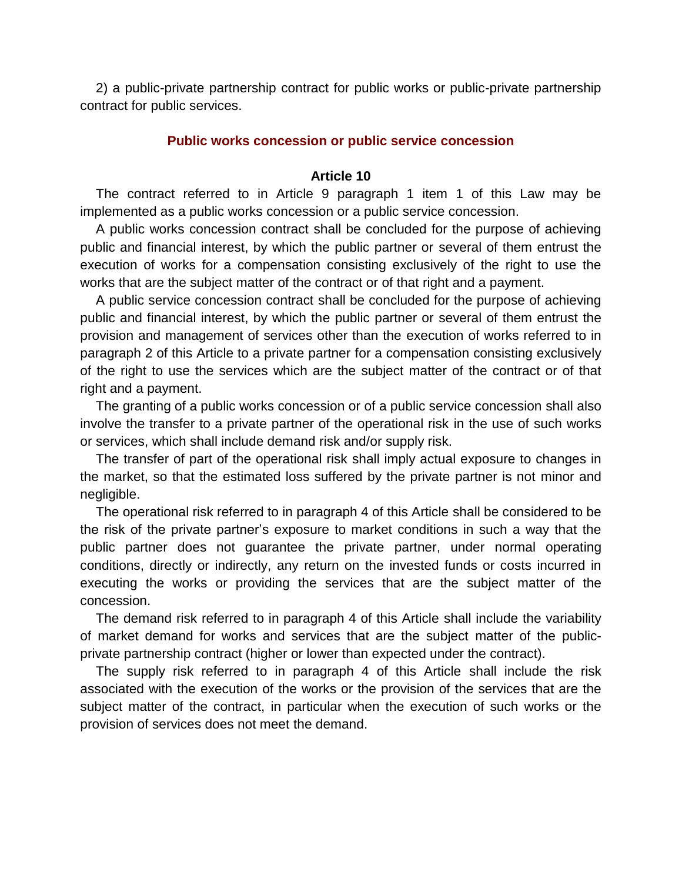2) a public-private partnership contract for public works or public-private partnership contract for public services.

### Public works concession or public service concession

#### Article 10

The contract referred to in Article 9 paragraph 1 item 1 of this Law may be implemented as a public works concession or a public service concession.

A public works concession contract shall be concluded for the purpose of achieving public and financial interest, by which the public partner or several of them entrust the execution of works for a compensation consisting exclusively of the right to use the works that are the subject matter of the contract or of that right and a payment.

A public service concession contract shall be concluded for the purpose of achieving public and financial interest, by which the public partner or several of them entrust the provision and management of services other than the execution of works referred to in paragraph 2 of this Article to a private partner for a compensation consisting exclusively of the right to use the services which are the subject matter of the contract or of that right and a payment.

The granting of a public works concession or of a public service concession shall also involve the transfer to a private partner of the operational risk in the use of such works or services, which shall include demand risk and/or supply risk.

The transfer of part of the operational risk shall imply actual exposure to changes in the market, so that the estimated loss suffered by the private partner is not minor and negligible.

The operational risk referred to in paragraph 4 of this Article shall be considered to be the risk of the private partner's exposure to market conditions in such a way that the public partner does not guarantee the private partner, under normal operating conditions, directly or indirectly, any return on the invested funds or costs incurred in executing the works or providing the services that are the subject matter of the concession.

The demand risk referred to in paragraph 4 of this Article shall include the variability of market demand for works and services that are the subject matter of the public-private partnership contract (higher or lower than expected under the contract).

The supply risk referred to in paragraph 4 of this Article shall include the risk associated with the execution of the works or the provision of the services that are the subject matter of the contract, in particular when the execution of such works or the provision of services does not meet the demand.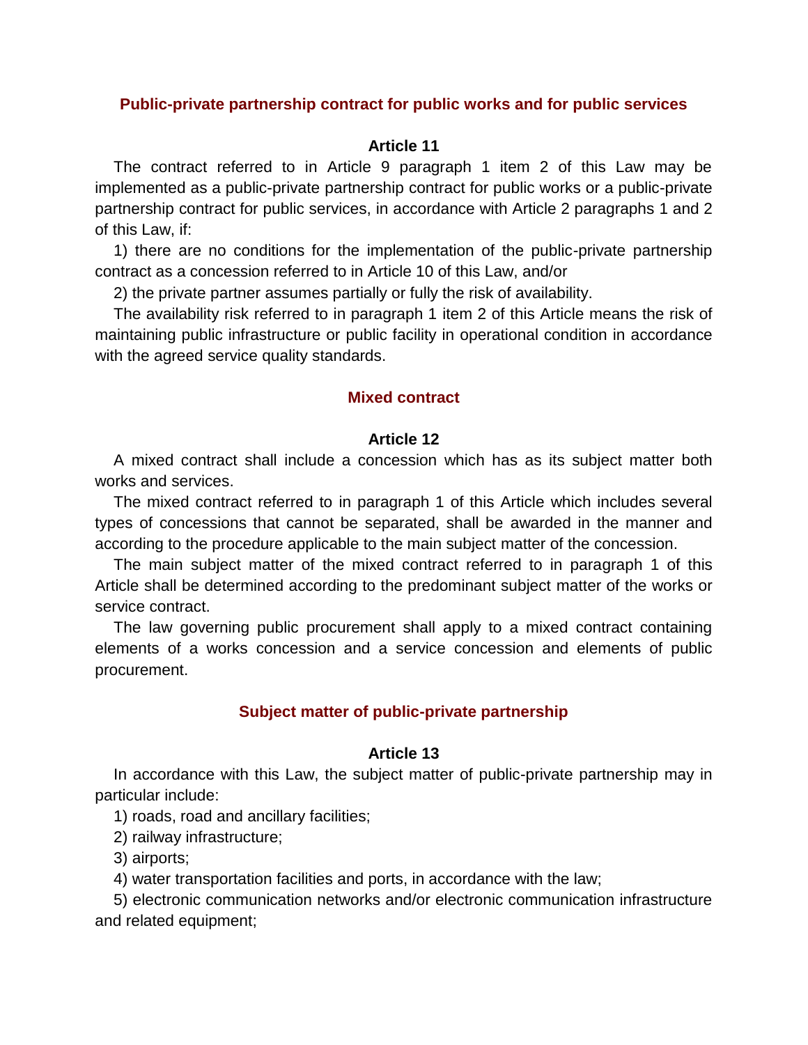## Public-private partnership contract for public works and for public services

### Article 11

The contract referred to in Article 9 paragraph 1 item 2 of this Law may be implemented as a public-private partnership contract for public works or a public-private partnership contract for public services, in accordance with Article 2 paragraphs 1 and 2 of this Law, if:

1) there are no conditions for the implementation of the public-private partnership contract as a concession referred to in Article 10 of this Law, and/or

2) the private partner assumes partially or fully the risk of availability.

The availability risk referred to in paragraph 1 item 2 of this Article means the risk of maintaining public infrastructure or public facility in operational condition in accordance with the agreed service quality standards.

## Mixed contract

### Article 12

A mixed contract shall include a concession which has as its subject matter both works and services.

The mixed contract referred to in paragraph 1 of this Article which includes several types of concessions that cannot be separated, shall be awarded in the manner and according to the procedure applicable to the main subject matter of the concession.

The main subject matter of the mixed contract referred to in paragraph 1 of this Article shall be determined according to the predominant subject matter of the works or service contract.

The law governing public procurement shall apply to a mixed contract containing elements of a works concession and a service concession and elements of public procurement.

## Subject matter of public-private partnership

### Article 13

In accordance with this Law, the subject matter of public-private partnership may in particular include:

1) roads, road and ancillary facilities;

2) railway infrastructure;

3) airports;

4) water transportation facilities and ports, in accordance with the law;

5) electronic communication networks and/or electronic communication infrastructure and related equipment;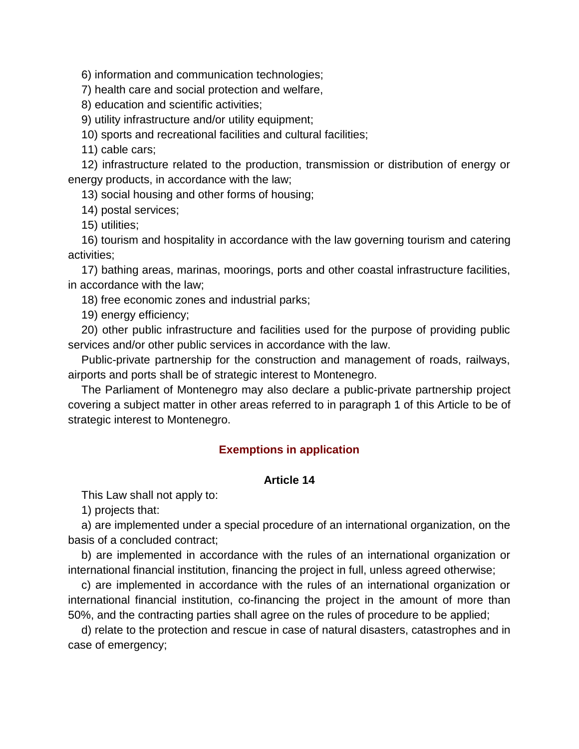6) information and communication technologies;

7) health care and social protection and welfare,

8) education and scientific activities;

9) utility infrastructure and/or utility equipment;

10) sports and recreational facilities and cultural facilities;

11) cable cars;

12) infrastructure related to the production, transmission or distribution of energy or energy products, in accordance with the law;

13) social housing and other forms of housing;

14) postal services;

15) utilities;

16) tourism and hospitality in accordance with the law governing tourism and catering activities;

17) bathing areas, marinas, moorings, ports and other coastal infrastructure facilities, in accordance with the law;

18) free economic zones and industrial parks;

19) energy efficiency;

20) other public infrastructure and facilities used for the purpose of providing public services and/or other public services in accordance with the law.

Public-private partnership for the construction and management of roads, railways, airports and ports shall be of strategic interest to Montenegro.

The Parliament of Montenegro may also declare a public-private partnership project covering a subject matter in other areas referred to in paragraph 1 of this Article to be of strategic interest to Montenegro.

### Exemptions in application

#### Article 14

This Law shall not apply to:

1) projects that:

a) are implemented under a special procedure of an international organization, on the basis of a concluded contract;

b) are implemented in accordance with the rules of an international organization or international financial institution, financing the project in full, unless agreed otherwise;

c) are implemented in accordance with the rules of an international organization or international financial institution, co-financing the project in the amount of more than 50%, and the contracting parties shall agree on the rules of procedure to be applied;

d) relate to the protection and rescue in case of natural disasters, catastrophes and in case of emergency;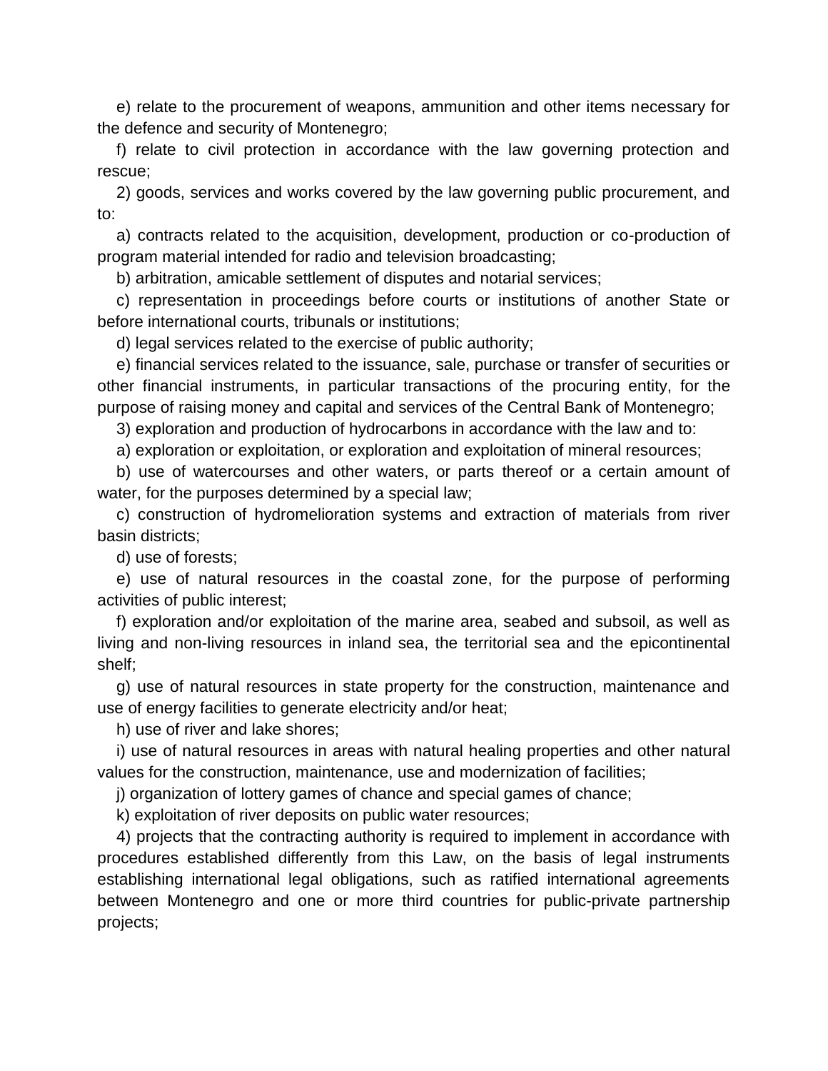e) relate to the procurement of weapons, ammunition and other items necessary for the defence and security of Montenegro;

f) relate to civil protection in accordance with the law governing protection and rescue;

2) goods, services and works covered by the law governing public procurement, and to:

a) contracts related to the acquisition, development, production or co-production of program material intended for radio and television broadcasting;

b) arbitration, amicable settlement of disputes and notarial services;

c) representation in proceedings before courts or institutions of another State or before international courts, tribunals or institutions;

d) legal services related to the exercise of public authority;

e) financial services related to the issuance, sale, purchase or transfer of securities or other financial instruments, in particular transactions of the procuring entity, for the purpose of raising money and capital and services of the Central Bank of Montenegro;

3) exploration and production of hydrocarbons in accordance with the law and to:

a) exploration or exploitation, or exploration and exploitation of mineral resources;

b) use of watercourses and other waters, or parts thereof or a certain amount of water, for the purposes determined by a special law;

c) construction of hydromelioration systems and extraction of materials from river basin districts;

d) use of forests;

e) use of natural resources in the coastal zone, for the purpose of performing activities of public interest;

f) exploration and/or exploitation of the marine area, seabed and subsoil, as well as living and non-living resources in inland sea, the territorial sea and the epicontinental shelf;

g) use of natural resources in state property for the construction, maintenance and use of energy facilities to generate electricity and/or heat;

h) use of river and lake shores;

i) use of natural resources in areas with natural healing properties and other natural values for the construction, maintenance, use and modernization of facilities;

j) organization of lottery games of chance and special games of chance;

k) exploitation of river deposits on public water resources;

4) projects that the contracting authority is required to implement in accordance with procedures established differently from this Law, on the basis of legal instruments establishing international legal obligations, such as ratified international agreements between Montenegro and one or more third countries for public-private partnership projects;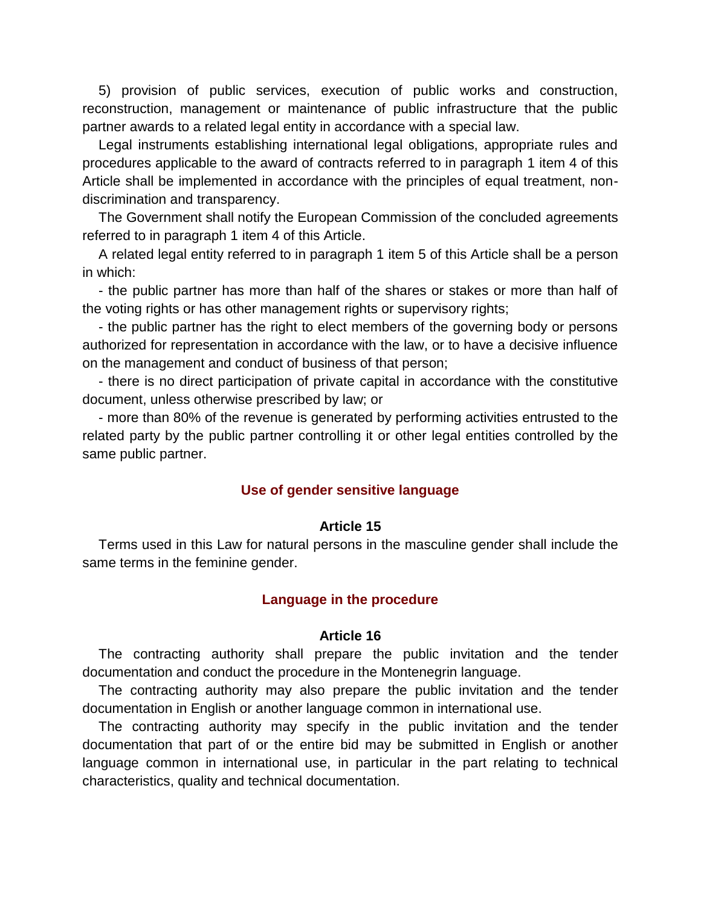5) provision of public services, execution of public works and construction, reconstruction, management or maintenance of public infrastructure that the public partner awards to a related legal entity in accordance with a special law.

Legal instruments establishing international legal obligations, appropriate rules and procedures applicable to the award of contracts referred to in paragraph 1 item 4 of this Article shall be implemented in accordance with the principles of equal treatment, non-discrimination and transparency.

The Government shall notify the European Commission of the concluded agreements referred to in paragraph 1 item 4 of this Article.

A related legal entity referred to in paragraph 1 item 5 of this Article shall be a person in which:

- the public partner has more than half of the shares or stakes or more than half of the voting rights or has other management rights or supervisory rights;
- the public partner has the right to elect members of the governing body or persons authorized for representation in accordance with the law, or to have a decisive influence on the management and conduct of business of that person;
- there is no direct participation of private capital in accordance with the constitutive document, unless otherwise prescribed by law; or
- more than 80% of the revenue is generated by performing activities entrusted to the related party by the public partner controlling it or other legal entities controlled by the same public partner.

### Use of gender sensitive language

#### Article 15

Terms used in this Law for natural persons in the masculine gender shall include the same terms in the feminine gender.

### Language in the procedure

#### Article 16

The contracting authority shall prepare the public invitation and the tender documentation and conduct the procedure in the Montenegrin language.

The contracting authority may also prepare the public invitation and the tender documentation in English or another language common in international use.

The contracting authority may specify in the public invitation and the tender documentation that part of or the entire bid may be submitted in English or another language common in international use, in particular in the part relating to technical characteristics, quality and technical documentation.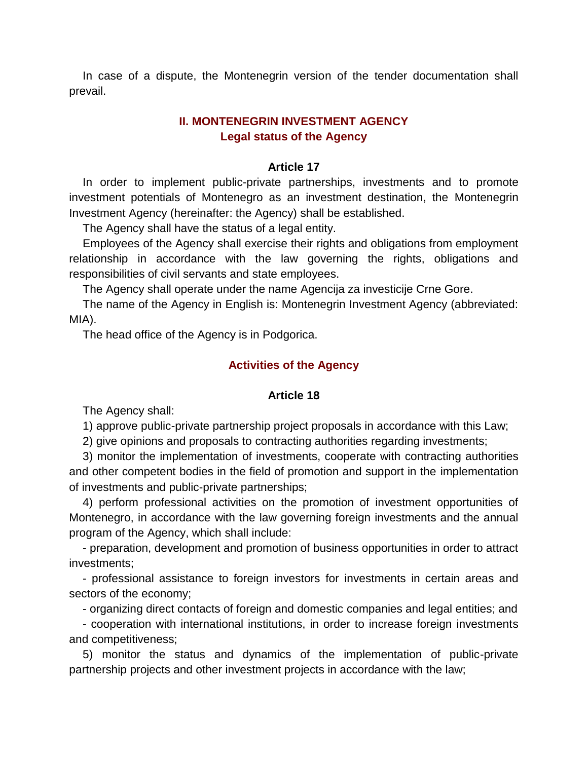In case of a dispute, the Montenegrin version of the tender documentation shall prevail.

## II. MONTENEGRIN INVESTMENT AGENCY

### Legal status of the Agency

#### Article 17

In order to implement public-private partnerships, investments and to promote investment potentials of Montenegro as an investment destination, the Montenegrin Investment Agency (hereinafter: the Agency) shall be established.

The Agency shall have the status of a legal entity.

Employees of the Agency shall exercise their rights and obligations from employment relationship in accordance with the law governing the rights, obligations and responsibilities of civil servants and state employees.

The Agency shall operate under the name Agencija za investicije Crne Gore.

The name of the Agency in English is: Montenegrin Investment Agency (abbreviated: MIA).

The head office of the Agency is in Podgorica.

### Activities of the Agency

#### Article 18

The Agency shall:

1) approve public-private partnership project proposals in accordance with this Law;

2) give opinions and proposals to contracting authorities regarding investments;

3) monitor the implementation of investments, cooperate with contracting authorities and other competent bodies in the field of promotion and support in the implementation of investments and public-private partnerships;

4) perform professional activities on the promotion of investment opportunities of Montenegro, in accordance with the law governing foreign investments and the annual program of the Agency, which shall include:

- preparation, development and promotion of business opportunities in order to attract investments;
- professional assistance to foreign investors for investments in certain areas and sectors of the economy;
- organizing direct contacts of foreign and domestic companies and legal entities; and
- cooperation with international institutions, in order to increase foreign investments and competitiveness;

5) monitor the status and dynamics of the implementation of public-private partnership projects and other investment projects in accordance with the law;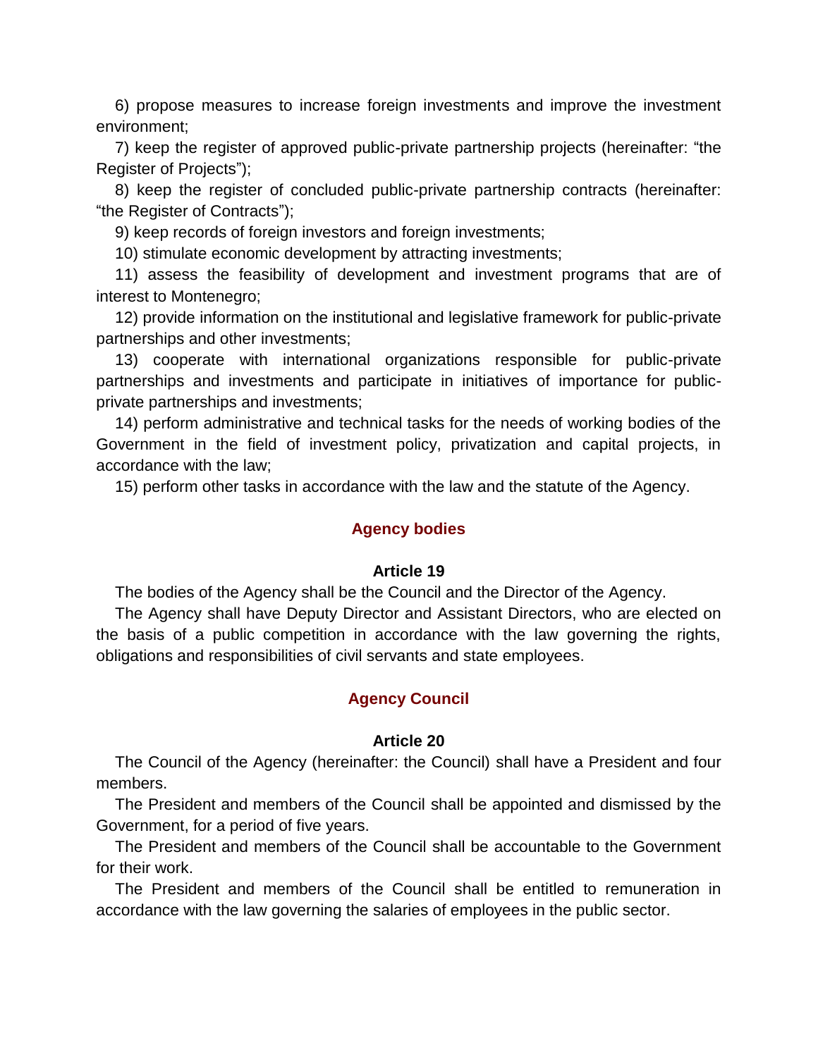6) propose measures to increase foreign investments and improve the investment environment;

7) keep the register of approved public-private partnership projects (hereinafter: "the Register of Projects");

8) keep the register of concluded public-private partnership contracts (hereinafter: "the Register of Contracts");

9) keep records of foreign investors and foreign investments;

10) stimulate economic development by attracting investments;

11) assess the feasibility of development and investment programs that are of interest to Montenegro;

12) provide information on the institutional and legislative framework for public-private partnerships and other investments;

13) cooperate with international organizations responsible for public-private partnerships and investments and participate in initiatives of importance for public-private partnerships and investments;

14) perform administrative and technical tasks for the needs of working bodies of the Government in the field of investment policy, privatization and capital projects, in accordance with the law;

15) perform other tasks in accordance with the law and the statute of the Agency.

## Agency bodies

### Article 19

The bodies of the Agency shall be the Council and the Director of the Agency.

The Agency shall have Deputy Director and Assistant Directors, who are elected on the basis of a public competition in accordance with the law governing the rights, obligations and responsibilities of civil servants and state employees.

## Agency Council

### Article 20

The Council of the Agency (hereinafter: the Council) shall have a President and four members.

The President and members of the Council shall be appointed and dismissed by the Government, for a period of five years.

The President and members of the Council shall be accountable to the Government for their work.

The President and members of the Council shall be entitled to remuneration in accordance with the law governing the salaries of employees in the public sector.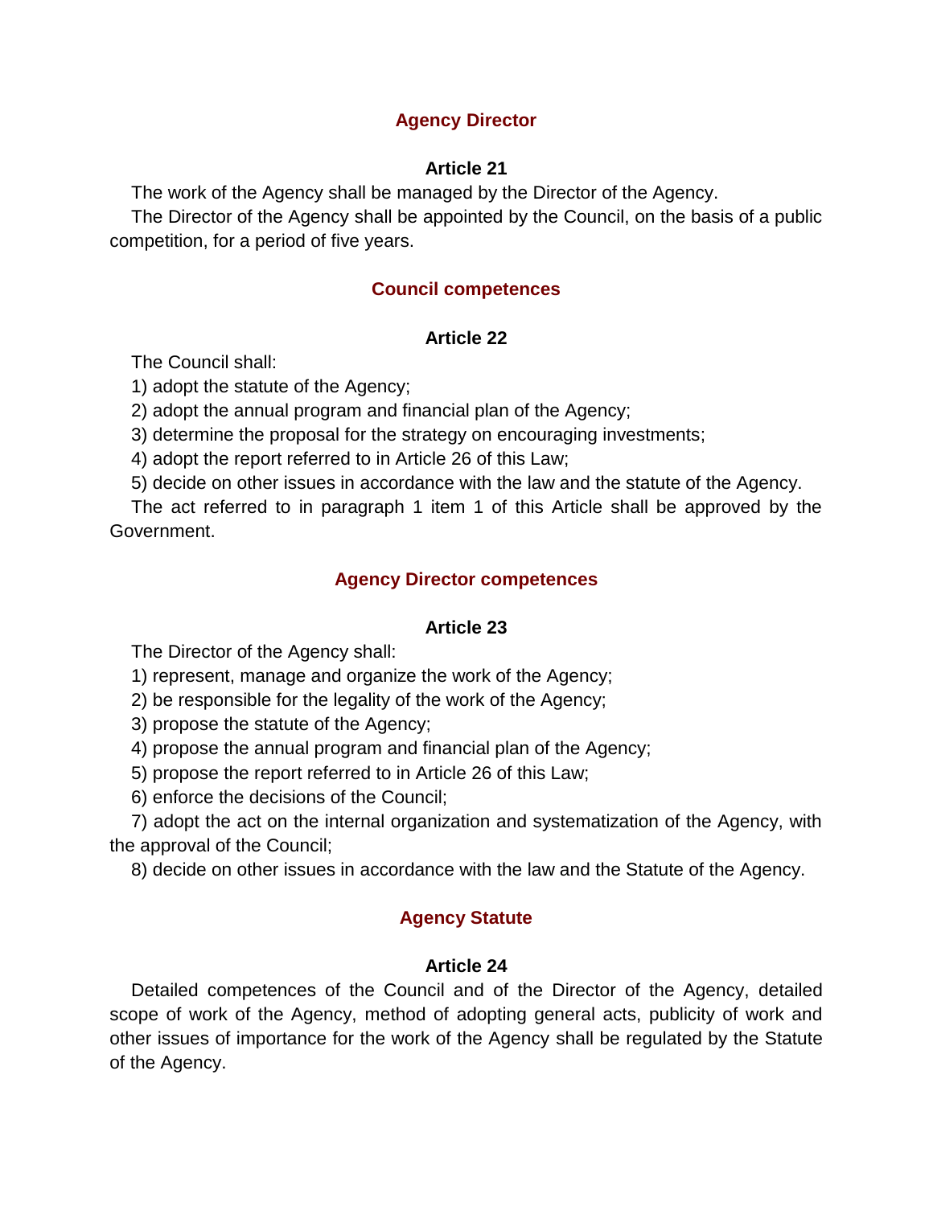## Agency Director

### Article 21

The work of the Agency shall be managed by the Director of the Agency.

The Director of the Agency shall be appointed by the Council, on the basis of a public competition, for a period of five years.

## Council competences

### Article 22

The Council shall:

1) adopt the statute of the Agency;
2) adopt the annual program and financial plan of the Agency;
3) determine the proposal for the strategy on encouraging investments;
4) adopt the report referred to in Article 26 of this Law;
5) decide on other issues in accordance with the law and the statute of the Agency.

The act referred to in paragraph 1 item 1 of this Article shall be approved by the Government.

## Agency Director competences

### Article 23

The Director of the Agency shall:

1) represent, manage and organize the work of the Agency;
2) be responsible for the legality of the work of the Agency;
3) propose the statute of the Agency;
4) propose the annual program and financial plan of the Agency;
5) propose the report referred to in Article 26 of this Law;
6) enforce the decisions of the Council;
7) adopt the act on the internal organization and systematization of the Agency, with the approval of the Council;
8) decide on other issues in accordance with the law and the Statute of the Agency.

## Agency Statute

### Article 24

Detailed competences of the Council and of the Director of the Agency, detailed scope of work of the Agency, method of adopting general acts, publicity of work and other issues of importance for the work of the Agency shall be regulated by the Statute of the Agency.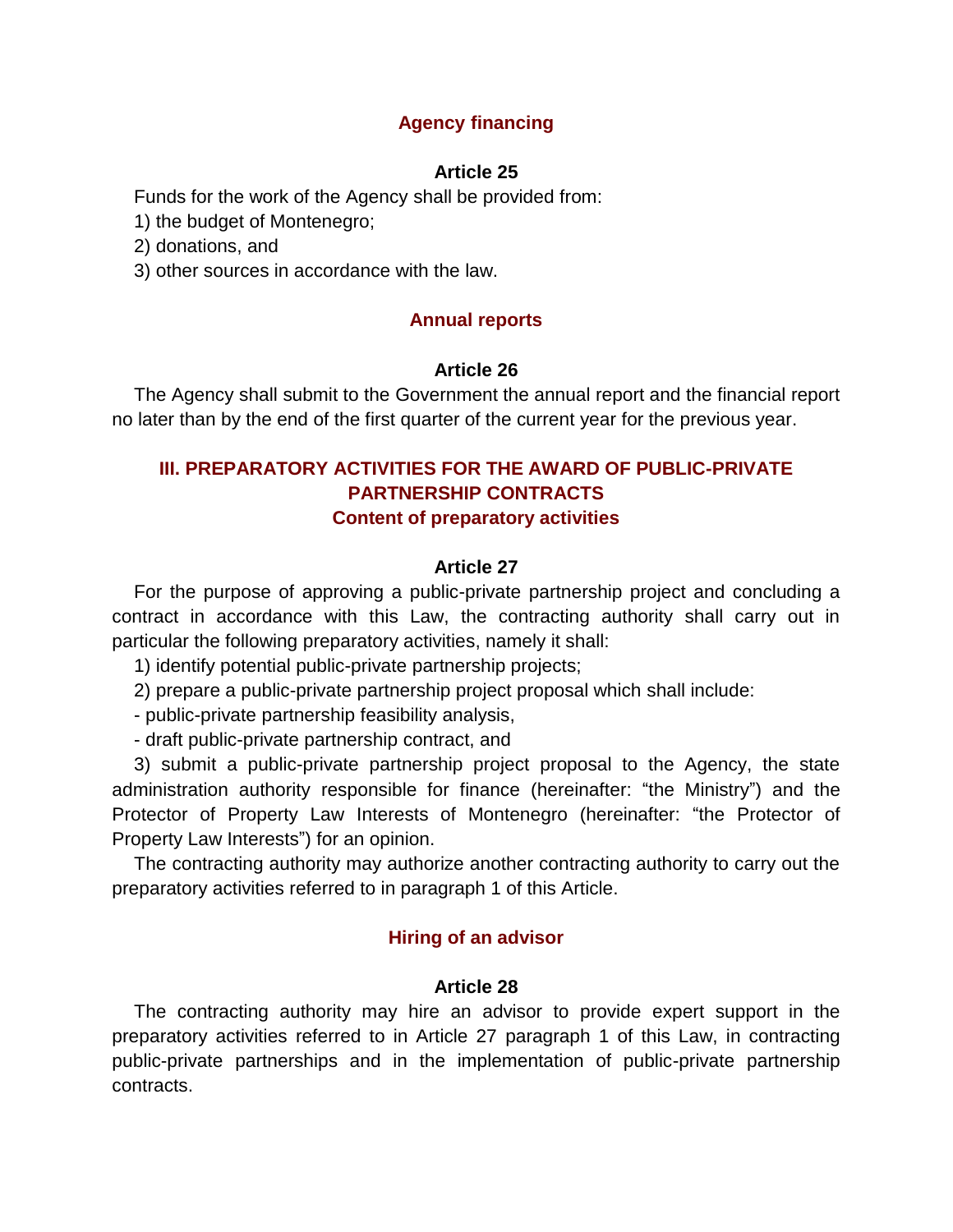### Agency financing

#### Article 25

Funds for the work of the Agency shall be provided from:

1) the budget of Montenegro;

2) donations, and

3) other sources in accordance with the law.

### Annual reports

#### Article 26

The Agency shall submit to the Government the annual report and the financial report no later than by the end of the first quarter of the current year for the previous year.

## III. PREPARATORY ACTIVITIES FOR THE AWARD OF PUBLIC-PRIVATE PARTNERSHIP CONTRACTS

### Content of preparatory activities

#### Article 27

For the purpose of approving a public-private partnership project and concluding a contract in accordance with this Law, the contracting authority shall carry out in particular the following preparatory activities, namely it shall:

1) identify potential public-private partnership projects;

2) prepare a public-private partnership project proposal which shall include:

- public-private partnership feasibility analysis,
- draft public-private partnership contract, and

3) submit a public-private partnership project proposal to the Agency, the state administration authority responsible for finance (hereinafter: "the Ministry") and the Protector of Property Law Interests of Montenegro (hereinafter: "the Protector of Property Law Interests") for an opinion.

The contracting authority may authorize another contracting authority to carry out the preparatory activities referred to in paragraph 1 of this Article.

### Hiring of an advisor

#### Article 28

The contracting authority may hire an advisor to provide expert support in the preparatory activities referred to in Article 27 paragraph 1 of this Law, in contracting public-private partnerships and in the implementation of public-private partnership contracts.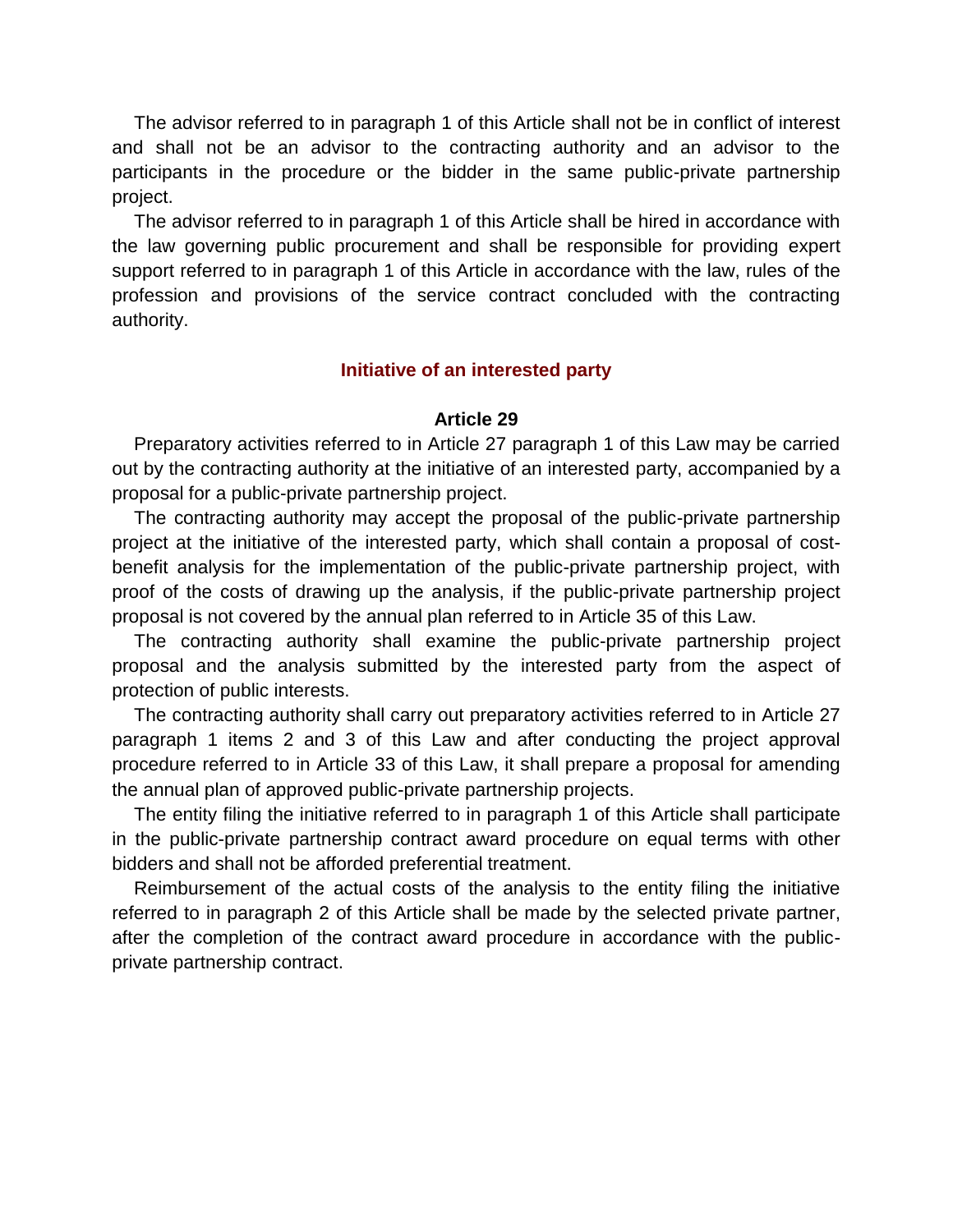The advisor referred to in paragraph 1 of this Article shall not be in conflict of interest and shall not be an advisor to the contracting authority and an advisor to the participants in the procedure or the bidder in the same public-private partnership project.

The advisor referred to in paragraph 1 of this Article shall be hired in accordance with the law governing public procurement and shall be responsible for providing expert support referred to in paragraph 1 of this Article in accordance with the law, rules of the profession and provisions of the service contract concluded with the contracting authority.

### Initiative of an interested party

#### Article 29

Preparatory activities referred to in Article 27 paragraph 1 of this Law may be carried out by the contracting authority at the initiative of an interested party, accompanied by a proposal for a public-private partnership project.

The contracting authority may accept the proposal of the public-private partnership project at the initiative of the interested party, which shall contain a proposal of cost-benefit analysis for the implementation of the public-private partnership project, with proof of the costs of drawing up the analysis, if the public-private partnership project proposal is not covered by the annual plan referred to in Article 35 of this Law.

The contracting authority shall examine the public-private partnership project proposal and the analysis submitted by the interested party from the aspect of protection of public interests.

The contracting authority shall carry out preparatory activities referred to in Article 27 paragraph 1 items 2 and 3 of this Law and after conducting the project approval procedure referred to in Article 33 of this Law, it shall prepare a proposal for amending the annual plan of approved public-private partnership projects.

The entity filing the initiative referred to in paragraph 1 of this Article shall participate in the public-private partnership contract award procedure on equal terms with other bidders and shall not be afforded preferential treatment.

Reimbursement of the actual costs of the analysis to the entity filing the initiative referred to in paragraph 2 of this Article shall be made by the selected private partner, after the completion of the contract award procedure in accordance with the public-private partnership contract.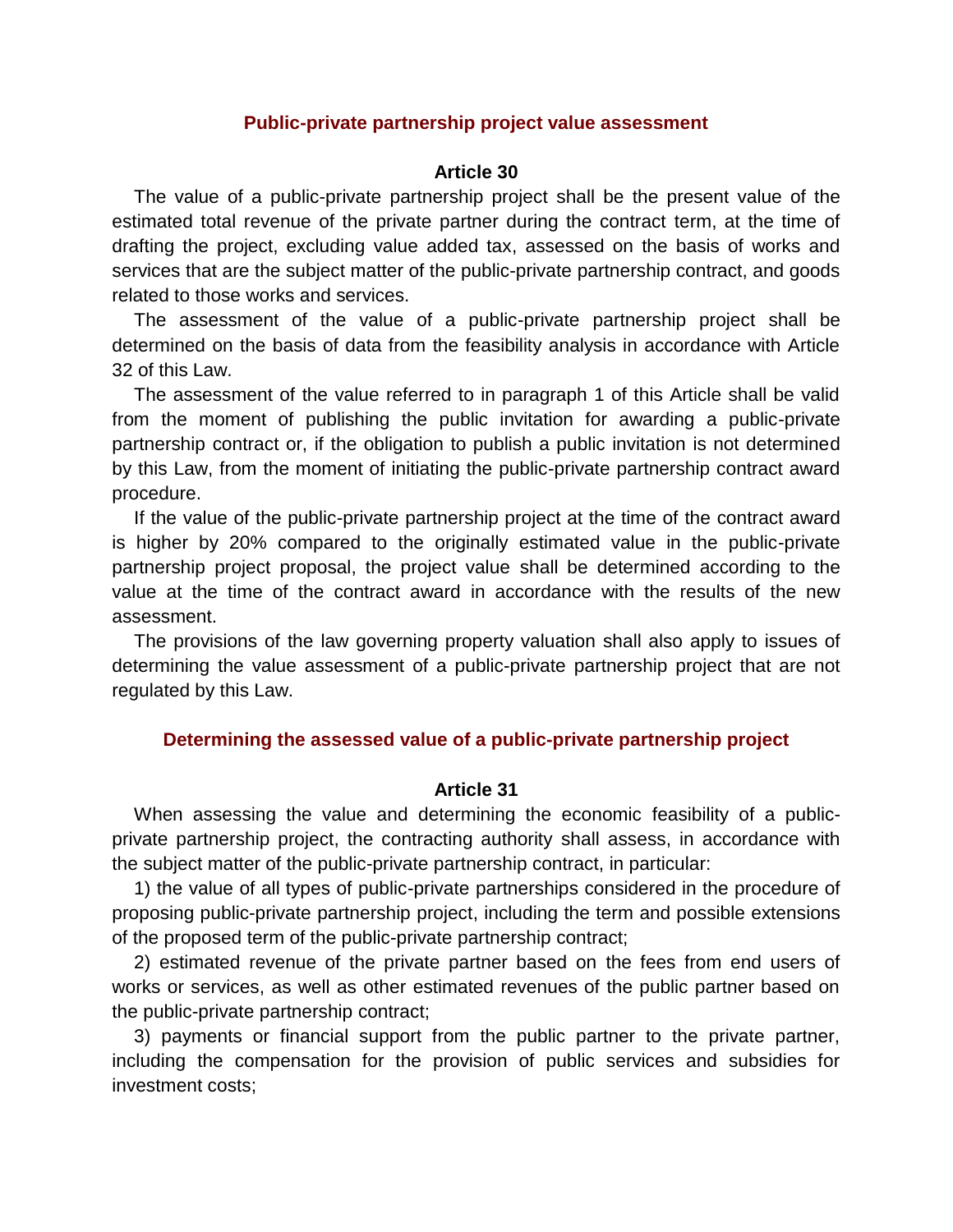### Public-private partnership project value assessment

#### Article 30

The value of a public-private partnership project shall be the present value of the estimated total revenue of the private partner during the contract term, at the time of drafting the project, excluding value added tax, assessed on the basis of works and services that are the subject matter of the public-private partnership contract, and goods related to those works and services.

The assessment of the value of a public-private partnership project shall be determined on the basis of data from the feasibility analysis in accordance with Article 32 of this Law.

The assessment of the value referred to in paragraph 1 of this Article shall be valid from the moment of publishing the public invitation for awarding a public-private partnership contract or, if the obligation to publish a public invitation is not determined by this Law, from the moment of initiating the public-private partnership contract award procedure.

If the value of the public-private partnership project at the time of the contract award is higher by 20% compared to the originally estimated value in the public-private partnership project proposal, the project value shall be determined according to the value at the time of the contract award in accordance with the results of the new assessment.

The provisions of the law governing property valuation shall also apply to issues of determining the value assessment of a public-private partnership project that are not regulated by this Law.

### Determining the assessed value of a public-private partnership project

#### Article 31

When assessing the value and determining the economic feasibility of a public-private partnership project, the contracting authority shall assess, in accordance with the subject matter of the public-private partnership contract, in particular:

1) the value of all types of public-private partnerships considered in the procedure of proposing public-private partnership project, including the term and possible extensions of the proposed term of the public-private partnership contract;

2) estimated revenue of the private partner based on the fees from end users of works or services, as well as other estimated revenues of the public partner based on the public-private partnership contract;

3) payments or financial support from the public partner to the private partner, including the compensation for the provision of public services and subsidies for investment costs;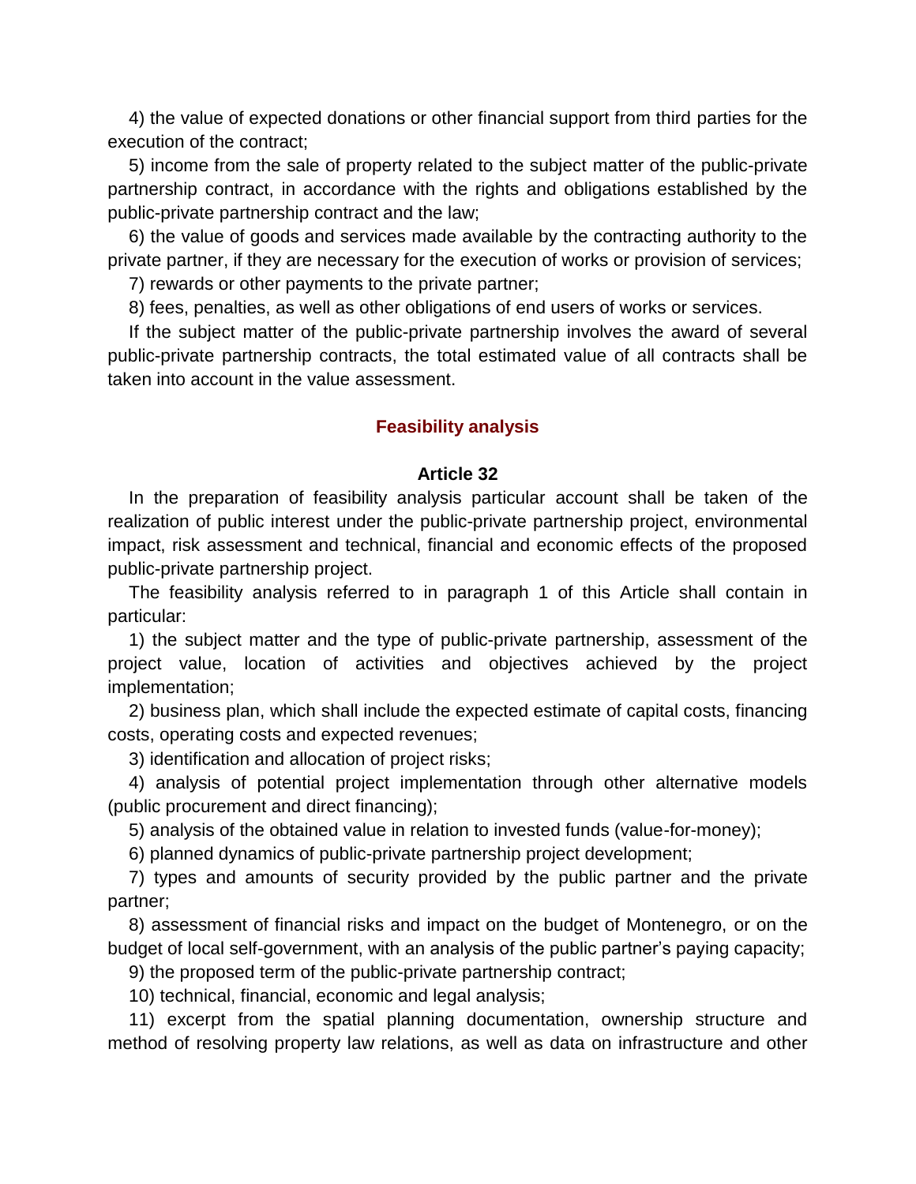4) the value of expected donations or other financial support from third parties for the execution of the contract;

5) income from the sale of property related to the subject matter of the public-private partnership contract, in accordance with the rights and obligations established by the public-private partnership contract and the law;

6) the value of goods and services made available by the contracting authority to the private partner, if they are necessary for the execution of works or provision of services;

7) rewards or other payments to the private partner;

8) fees, penalties, as well as other obligations of end users of works or services.

If the subject matter of the public-private partnership involves the award of several public-private partnership contracts, the total estimated value of all contracts shall be taken into account in the value assessment.

### Feasibility analysis

#### Article 32

In the preparation of feasibility analysis particular account shall be taken of the realization of public interest under the public-private partnership project, environmental impact, risk assessment and technical, financial and economic effects of the proposed public-private partnership project.

The feasibility analysis referred to in paragraph 1 of this Article shall contain in particular:

1) the subject matter and the type of public-private partnership, assessment of the project value, location of activities and objectives achieved by the project implementation;

2) business plan, which shall include the expected estimate of capital costs, financing costs, operating costs and expected revenues;

3) identification and allocation of project risks;

4) analysis of potential project implementation through other alternative models (public procurement and direct financing);

5) analysis of the obtained value in relation to invested funds (value-for-money);

6) planned dynamics of public-private partnership project development;

7) types and amounts of security provided by the public partner and the private partner;

8) assessment of financial risks and impact on the budget of Montenegro, or on the budget of local self-government, with an analysis of the public partner's paying capacity;

9) the proposed term of the public-private partnership contract;

10) technical, financial, economic and legal analysis;

11) excerpt from the spatial planning documentation, ownership structure and method of resolving property law relations, as well as data on infrastructure and other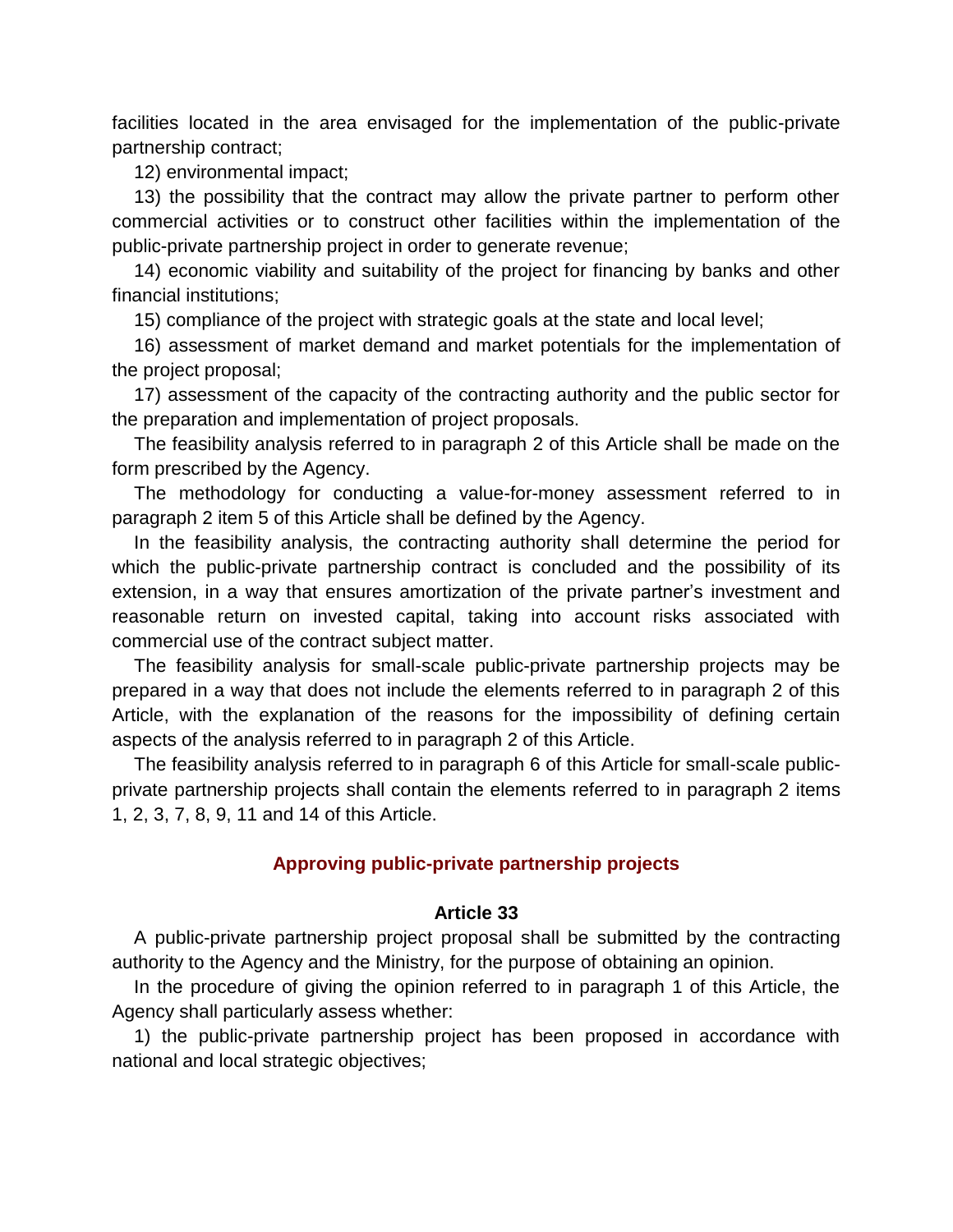facilities located in the area envisaged for the implementation of the public-private partnership contract;

12) environmental impact;

13) the possibility that the contract may allow the private partner to perform other commercial activities or to construct other facilities within the implementation of the public-private partnership project in order to generate revenue;

14) economic viability and suitability of the project for financing by banks and other financial institutions;

15) compliance of the project with strategic goals at the state and local level;

16) assessment of market demand and market potentials for the implementation of the project proposal;

17) assessment of the capacity of the contracting authority and the public sector for the preparation and implementation of project proposals.

The feasibility analysis referred to in paragraph 2 of this Article shall be made on the form prescribed by the Agency.

The methodology for conducting a value-for-money assessment referred to in paragraph 2 item 5 of this Article shall be defined by the Agency.

In the feasibility analysis, the contracting authority shall determine the period for which the public-private partnership contract is concluded and the possibility of its extension, in a way that ensures amortization of the private partner's investment and reasonable return on invested capital, taking into account risks associated with commercial use of the contract subject matter.

The feasibility analysis for small-scale public-private partnership projects may be prepared in a way that does not include the elements referred to in paragraph 2 of this Article, with the explanation of the reasons for the impossibility of defining certain aspects of the analysis referred to in paragraph 2 of this Article.

The feasibility analysis referred to in paragraph 6 of this Article for small-scale public-private partnership projects shall contain the elements referred to in paragraph 2 items 1, 2, 3, 7, 8, 9, 11 and 14 of this Article.

## Approving public-private partnership projects

### Article 33

A public-private partnership project proposal shall be submitted by the contracting authority to the Agency and the Ministry, for the purpose of obtaining an opinion.

In the procedure of giving the opinion referred to in paragraph 1 of this Article, the Agency shall particularly assess whether:

1) the public-private partnership project has been proposed in accordance with national and local strategic objectives;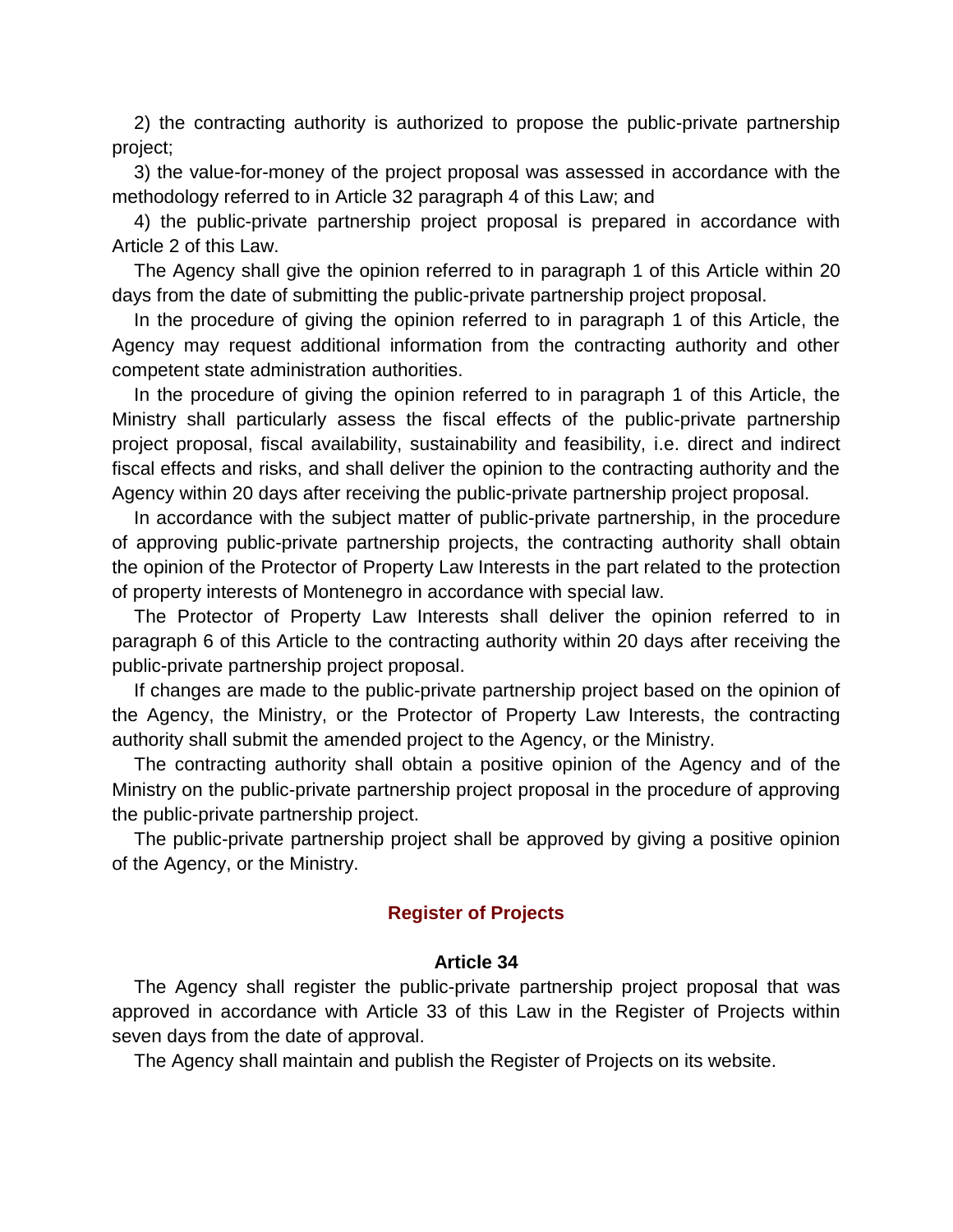2) the contracting authority is authorized to propose the public-private partnership project;

3) the value-for-money of the project proposal was assessed in accordance with the methodology referred to in Article 32 paragraph 4 of this Law; and

4) the public-private partnership project proposal is prepared in accordance with Article 2 of this Law.

The Agency shall give the opinion referred to in paragraph 1 of this Article within 20 days from the date of submitting the public-private partnership project proposal.

In the procedure of giving the opinion referred to in paragraph 1 of this Article, the Agency may request additional information from the contracting authority and other competent state administration authorities.

In the procedure of giving the opinion referred to in paragraph 1 of this Article, the Ministry shall particularly assess the fiscal effects of the public-private partnership project proposal, fiscal availability, sustainability and feasibility, i.e. direct and indirect fiscal effects and risks, and shall deliver the opinion to the contracting authority and the Agency within 20 days after receiving the public-private partnership project proposal.

In accordance with the subject matter of public-private partnership, in the procedure of approving public-private partnership projects, the contracting authority shall obtain the opinion of the Protector of Property Law Interests in the part related to the protection of property interests of Montenegro in accordance with special law.

The Protector of Property Law Interests shall deliver the opinion referred to in paragraph 6 of this Article to the contracting authority within 20 days after receiving the public-private partnership project proposal.

If changes are made to the public-private partnership project based on the opinion of the Agency, the Ministry, or the Protector of Property Law Interests, the contracting authority shall submit the amended project to the Agency, or the Ministry.

The contracting authority shall obtain a positive opinion of the Agency and of the Ministry on the public-private partnership project proposal in the procedure of approving the public-private partnership project.

The public-private partnership project shall be approved by giving a positive opinion of the Agency, or the Ministry.

## Register of Projects

### Article 34

The Agency shall register the public-private partnership project proposal that was approved in accordance with Article 33 of this Law in the Register of Projects within seven days from the date of approval.

The Agency shall maintain and publish the Register of Projects on its website.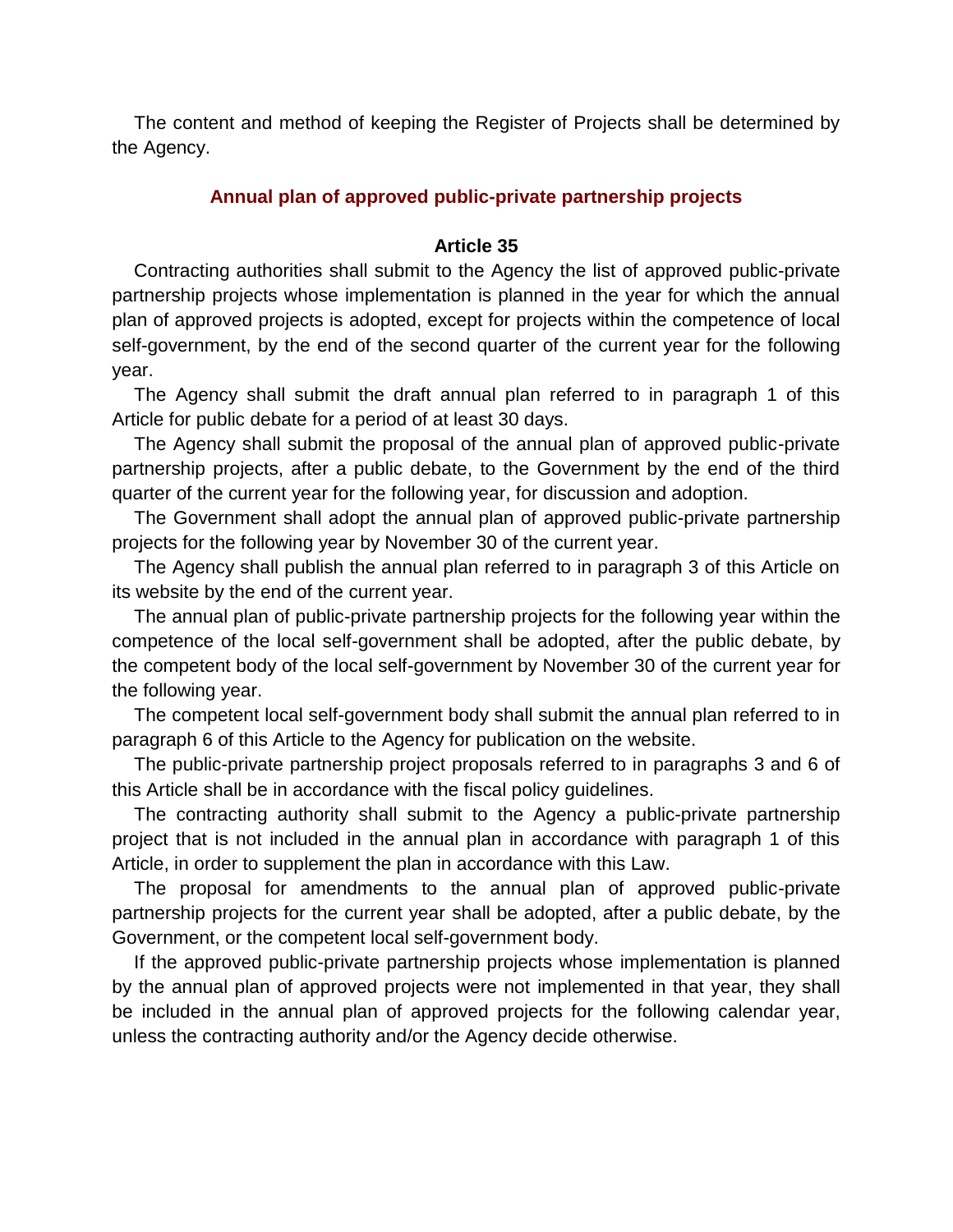The content and method of keeping the Register of Projects shall be determined by the Agency.

## Annual plan of approved public-private partnership projects

### Article 35

Contracting authorities shall submit to the Agency the list of approved public-private partnership projects whose implementation is planned in the year for which the annual plan of approved projects is adopted, except for projects within the competence of local self-government, by the end of the second quarter of the current year for the following year.

The Agency shall submit the draft annual plan referred to in paragraph 1 of this Article for public debate for a period of at least 30 days.

The Agency shall submit the proposal of the annual plan of approved public-private partnership projects, after a public debate, to the Government by the end of the third quarter of the current year for the following year, for discussion and adoption.

The Government shall adopt the annual plan of approved public-private partnership projects for the following year by November 30 of the current year.

The Agency shall publish the annual plan referred to in paragraph 3 of this Article on its website by the end of the current year.

The annual plan of public-private partnership projects for the following year within the competence of the local self-government shall be adopted, after the public debate, by the competent body of the local self-government by November 30 of the current year for the following year.

The competent local self-government body shall submit the annual plan referred to in paragraph 6 of this Article to the Agency for publication on the website.

The public-private partnership project proposals referred to in paragraphs 3 and 6 of this Article shall be in accordance with the fiscal policy guidelines.

The contracting authority shall submit to the Agency a public-private partnership project that is not included in the annual plan in accordance with paragraph 1 of this Article, in order to supplement the plan in accordance with this Law.

The proposal for amendments to the annual plan of approved public-private partnership projects for the current year shall be adopted, after a public debate, by the Government, or the competent local self-government body.

If the approved public-private partnership projects whose implementation is planned by the annual plan of approved projects were not implemented in that year, they shall be included in the annual plan of approved projects for the following calendar year, unless the contracting authority and/or the Agency decide otherwise.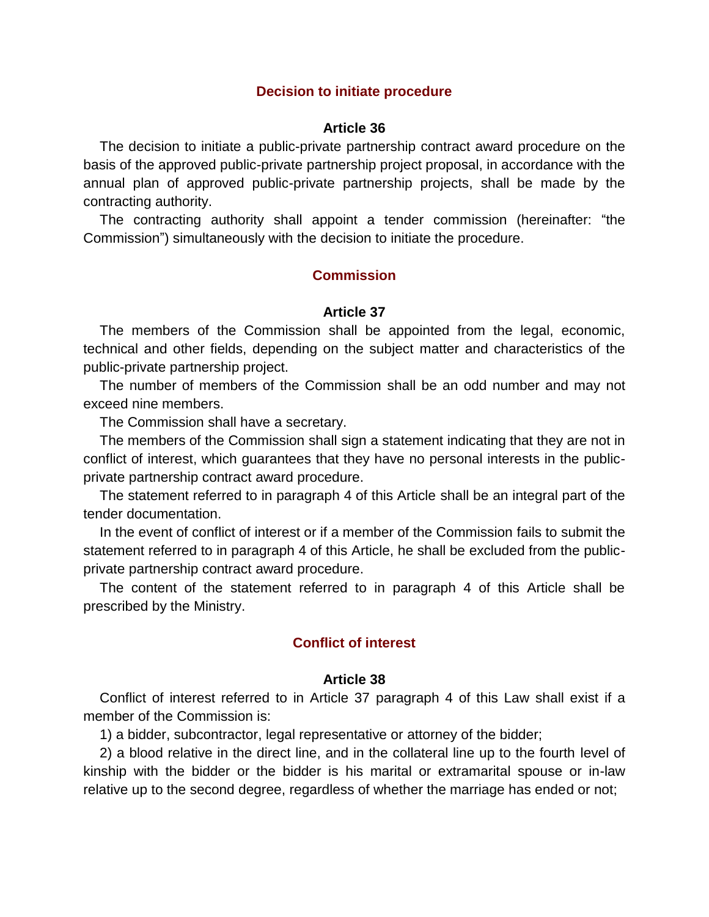### Decision to initiate procedure

**Article 36**

The decision to initiate a public-private partnership contract award procedure on the basis of the approved public-private partnership project proposal, in accordance with the annual plan of approved public-private partnership projects, shall be made by the contracting authority.

The contracting authority shall appoint a tender commission (hereinafter: "the Commission") simultaneously with the decision to initiate the procedure.

### Commission

**Article 37**

The members of the Commission shall be appointed from the legal, economic, technical and other fields, depending on the subject matter and characteristics of the public-private partnership project.

The number of members of the Commission shall be an odd number and may not exceed nine members.

The Commission shall have a secretary.

The members of the Commission shall sign a statement indicating that they are not in conflict of interest, which guarantees that they have no personal interests in the public-private partnership contract award procedure.

The statement referred to in paragraph 4 of this Article shall be an integral part of the tender documentation.

In the event of conflict of interest or if a member of the Commission fails to submit the statement referred to in paragraph 4 of this Article, he shall be excluded from the public-private partnership contract award procedure.

The content of the statement referred to in paragraph 4 of this Article shall be prescribed by the Ministry.

### Conflict of interest

**Article 38**

Conflict of interest referred to in Article 37 paragraph 4 of this Law shall exist if a member of the Commission is:

1) a bidder, subcontractor, legal representative or attorney of the bidder;

2) a blood relative in the direct line, and in the collateral line up to the fourth level of kinship with the bidder or the bidder is his marital or extramarital spouse or in-law relative up to the second degree, regardless of whether the marriage has ended or not;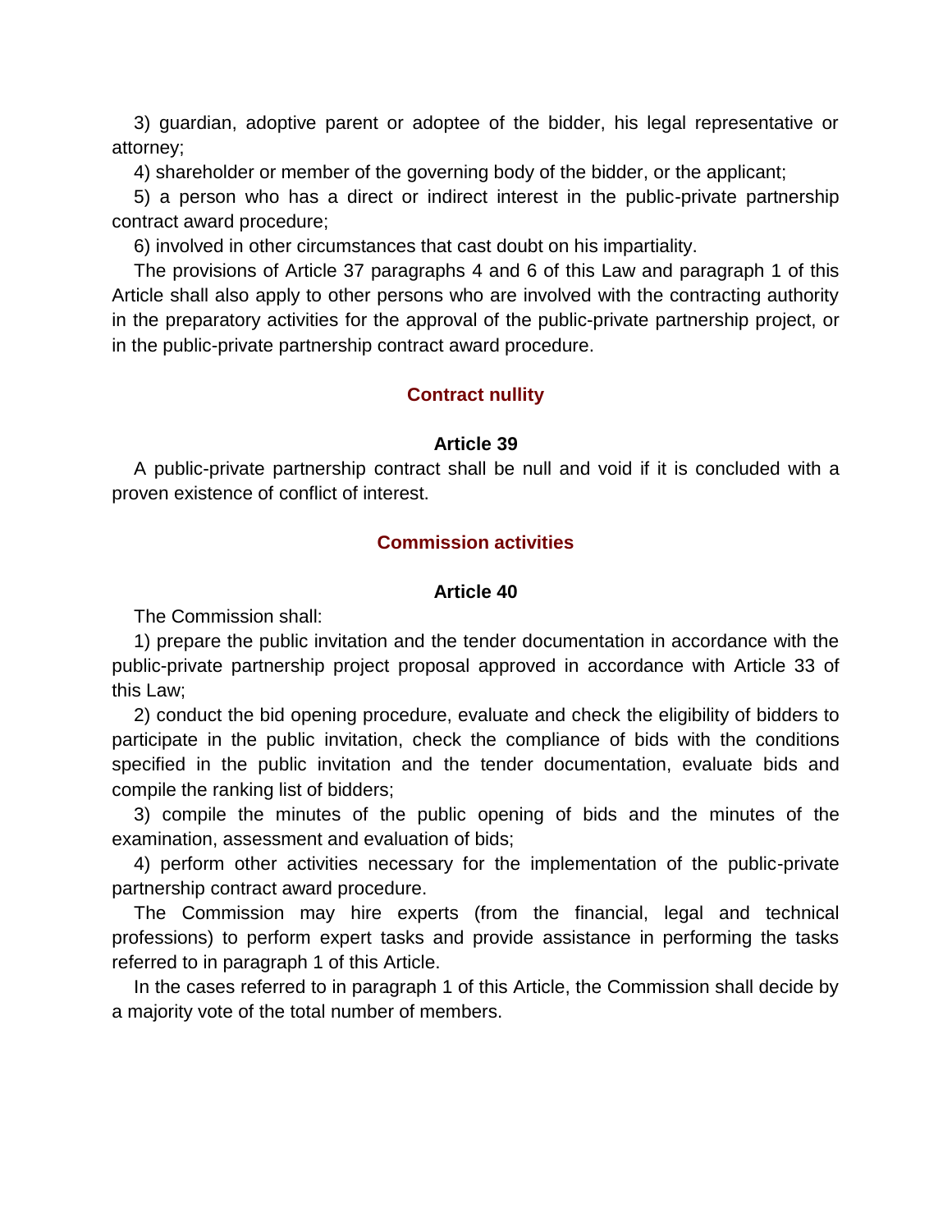3) guardian, adoptive parent or adoptee of the bidder, his legal representative or attorney;

4) shareholder or member of the governing body of the bidder, or the applicant;

5) a person who has a direct or indirect interest in the public-private partnership contract award procedure;

6) involved in other circumstances that cast doubt on his impartiality.

The provisions of Article 37 paragraphs 4 and 6 of this Law and paragraph 1 of this Article shall also apply to other persons who are involved with the contracting authority in the preparatory activities for the approval of the public-private partnership project, or in the public-private partnership contract award procedure.

## Contract nullity

### Article 39

A public-private partnership contract shall be null and void if it is concluded with a proven existence of conflict of interest.

## Commission activities

### Article 40

The Commission shall:

1) prepare the public invitation and the tender documentation in accordance with the public-private partnership project proposal approved in accordance with Article 33 of this Law;

2) conduct the bid opening procedure, evaluate and check the eligibility of bidders to participate in the public invitation, check the compliance of bids with the conditions specified in the public invitation and the tender documentation, evaluate bids and compile the ranking list of bidders;

3) compile the minutes of the public opening of bids and the minutes of the examination, assessment and evaluation of bids;

4) perform other activities necessary for the implementation of the public-private partnership contract award procedure.

The Commission may hire experts (from the financial, legal and technical professions) to perform expert tasks and provide assistance in performing the tasks referred to in paragraph 1 of this Article.

In the cases referred to in paragraph 1 of this Article, the Commission shall decide by a majority vote of the total number of members.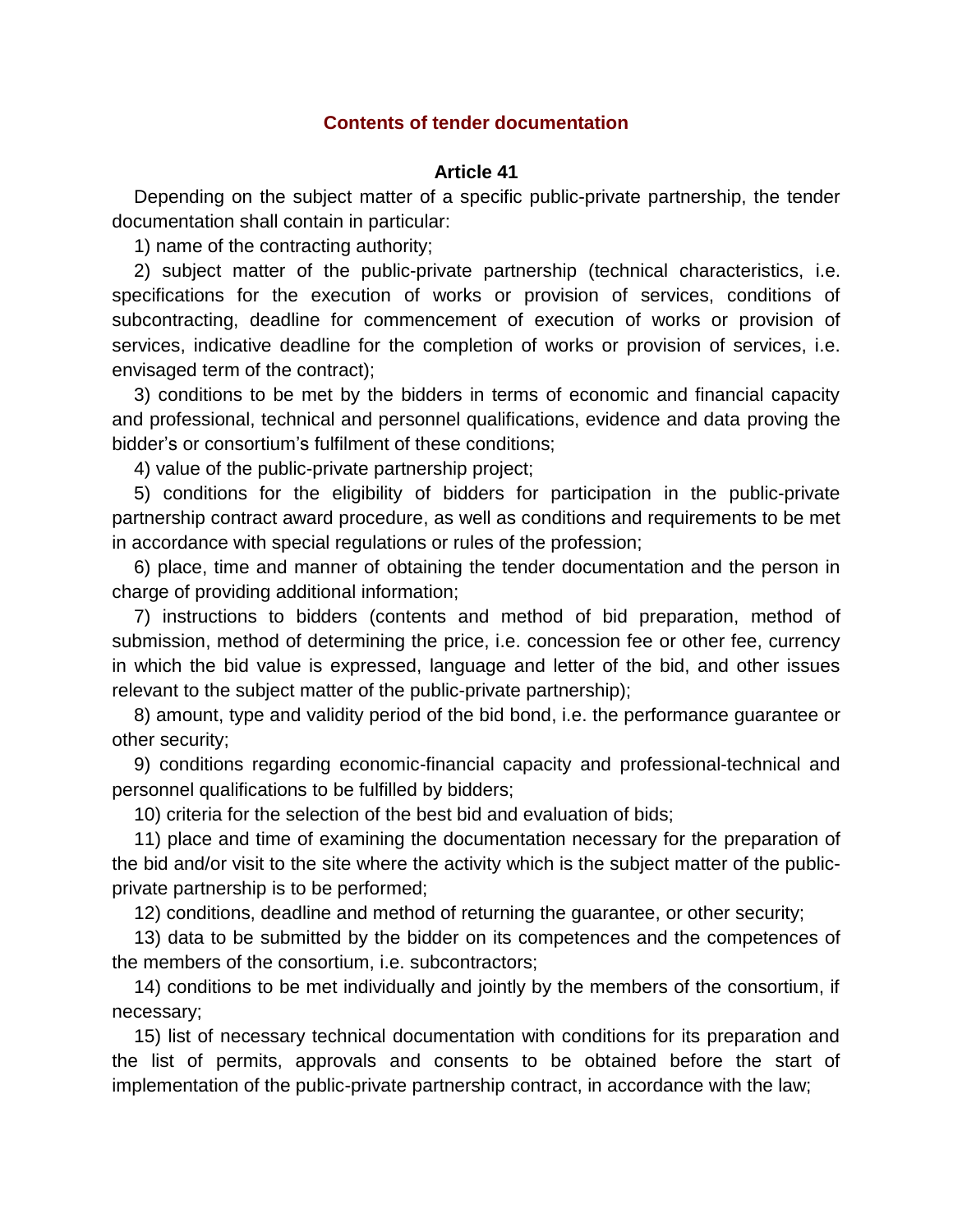## Contents of tender documentation

### Article 41

Depending on the subject matter of a specific public-private partnership, the tender documentation shall contain in particular:

1) name of the contracting authority;

2) subject matter of the public-private partnership (technical characteristics, i.e. specifications for the execution of works or provision of services, conditions of subcontracting, deadline for commencement of execution of works or provision of services, indicative deadline for the completion of works or provision of services, i.e. envisaged term of the contract);

3) conditions to be met by the bidders in terms of economic and financial capacity and professional, technical and personnel qualifications, evidence and data proving the bidder's or consortium's fulfilment of these conditions;

4) value of the public-private partnership project;

5) conditions for the eligibility of bidders for participation in the public-private partnership contract award procedure, as well as conditions and requirements to be met in accordance with special regulations or rules of the profession;

6) place, time and manner of obtaining the tender documentation and the person in charge of providing additional information;

7) instructions to bidders (contents and method of bid preparation, method of submission, method of determining the price, i.e. concession fee or other fee, currency in which the bid value is expressed, language and letter of the bid, and other issues relevant to the subject matter of the public-private partnership);

8) amount, type and validity period of the bid bond, i.e. the performance guarantee or other security;

9) conditions regarding economic-financial capacity and professional-technical and personnel qualifications to be fulfilled by bidders;

10) criteria for the selection of the best bid and evaluation of bids;

11) place and time of examining the documentation necessary for the preparation of the bid and/or visit to the site where the activity which is the subject matter of the public-private partnership is to be performed;

12) conditions, deadline and method of returning the guarantee, or other security;

13) data to be submitted by the bidder on its competences and the competences of the members of the consortium, i.e. subcontractors;

14) conditions to be met individually and jointly by the members of the consortium, if necessary;

15) list of necessary technical documentation with conditions for its preparation and the list of permits, approvals and consents to be obtained before the start of implementation of the public-private partnership contract, in accordance with the law;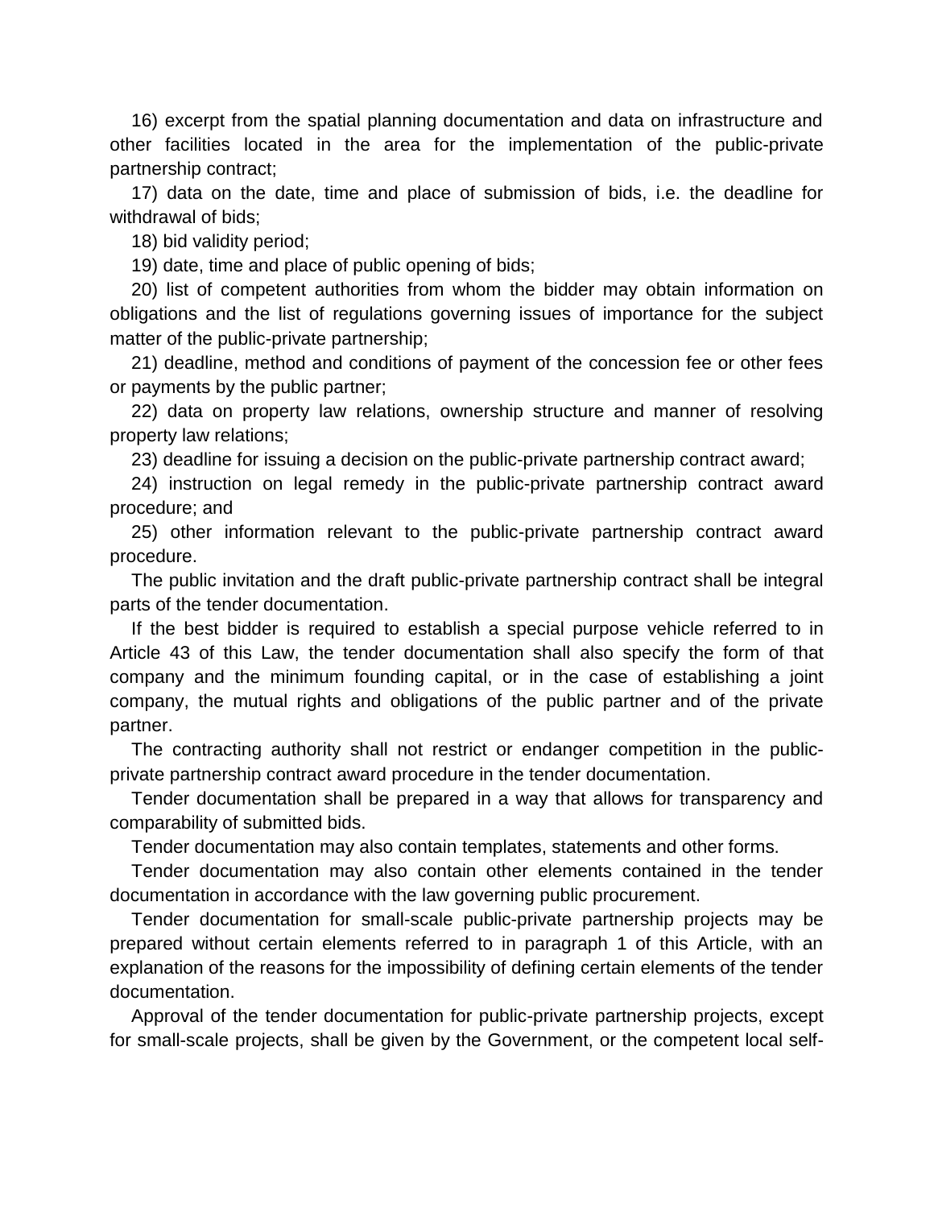16) excerpt from the spatial planning documentation and data on infrastructure and other facilities located in the area for the implementation of the public-private partnership contract;

17) data on the date, time and place of submission of bids, i.e. the deadline for withdrawal of bids;

18) bid validity period;

19) date, time and place of public opening of bids;

20) list of competent authorities from whom the bidder may obtain information on obligations and the list of regulations governing issues of importance for the subject matter of the public-private partnership;

21) deadline, method and conditions of payment of the concession fee or other fees or payments by the public partner;

22) data on property law relations, ownership structure and manner of resolving property law relations;

23) deadline for issuing a decision on the public-private partnership contract award;

24) instruction on legal remedy in the public-private partnership contract award procedure; and

25) other information relevant to the public-private partnership contract award procedure.

The public invitation and the draft public-private partnership contract shall be integral parts of the tender documentation.

If the best bidder is required to establish a special purpose vehicle referred to in Article 43 of this Law, the tender documentation shall also specify the form of that company and the minimum founding capital, or in the case of establishing a joint company, the mutual rights and obligations of the public partner and of the private partner.

The contracting authority shall not restrict or endanger competition in the public-private partnership contract award procedure in the tender documentation.

Tender documentation shall be prepared in a way that allows for transparency and comparability of submitted bids.

Tender documentation may also contain templates, statements and other forms.

Tender documentation may also contain other elements contained in the tender documentation in accordance with the law governing public procurement.

Tender documentation for small-scale public-private partnership projects may be prepared without certain elements referred to in paragraph 1 of this Article, with an explanation of the reasons for the impossibility of defining certain elements of the tender documentation.

Approval of the tender documentation for public-private partnership projects, except for small-scale projects, shall be given by the Government, or the competent local self-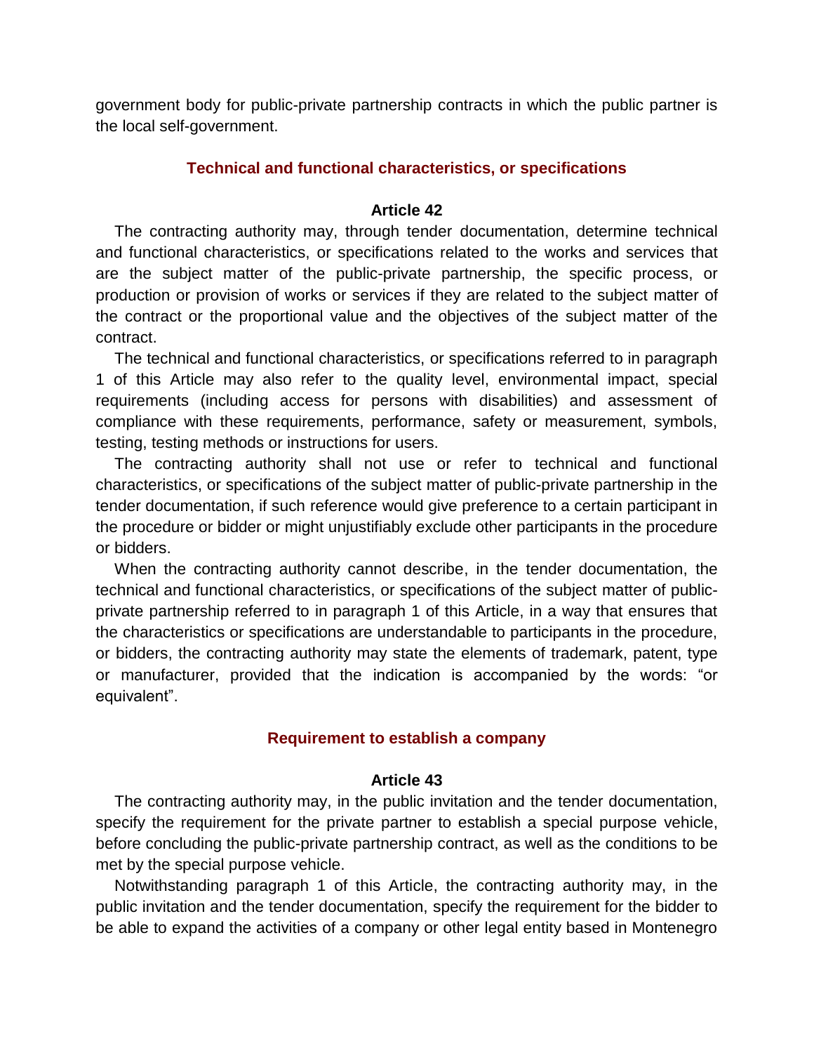government body for public-private partnership contracts in which the public partner is the local self-government.

## Technical and functional characteristics, or specifications

### Article 42

The contracting authority may, through tender documentation, determine technical and functional characteristics, or specifications related to the works and services that are the subject matter of the public-private partnership, the specific process, or production or provision of works or services if they are related to the subject matter of the contract or the proportional value and the objectives of the subject matter of the contract.

The technical and functional characteristics, or specifications referred to in paragraph 1 of this Article may also refer to the quality level, environmental impact, special requirements (including access for persons with disabilities) and assessment of compliance with these requirements, performance, safety or measurement, symbols, testing, testing methods or instructions for users.

The contracting authority shall not use or refer to technical and functional characteristics, or specifications of the subject matter of public-private partnership in the tender documentation, if such reference would give preference to a certain participant in the procedure or bidder or might unjustifiably exclude other participants in the procedure or bidders.

When the contracting authority cannot describe, in the tender documentation, the technical and functional characteristics, or specifications of the subject matter of public-private partnership referred to in paragraph 1 of this Article, in a way that ensures that the characteristics or specifications are understandable to participants in the procedure, or bidders, the contracting authority may state the elements of trademark, patent, type or manufacturer, provided that the indication is accompanied by the words: “or equivalent”.

## Requirement to establish a company

### Article 43

The contracting authority may, in the public invitation and the tender documentation, specify the requirement for the private partner to establish a special purpose vehicle, before concluding the public-private partnership contract, as well as the conditions to be met by the special purpose vehicle.

Notwithstanding paragraph 1 of this Article, the contracting authority may, in the public invitation and the tender documentation, specify the requirement for the bidder to be able to expand the activities of a company or other legal entity based in Montenegro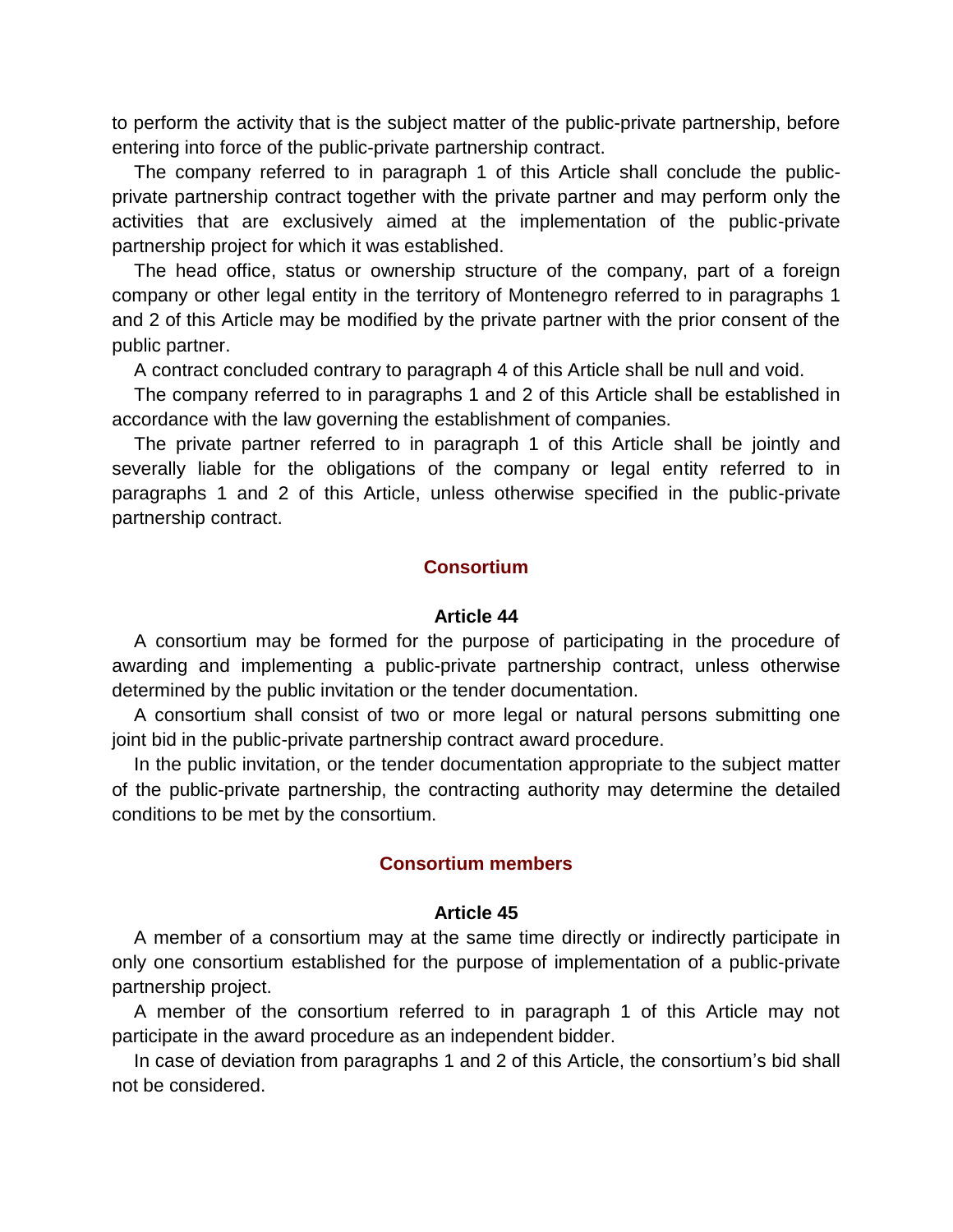to perform the activity that is the subject matter of the public-private partnership, before entering into force of the public-private partnership contract.

The company referred to in paragraph 1 of this Article shall conclude the public-private partnership contract together with the private partner and may perform only the activities that are exclusively aimed at the implementation of the public-private partnership project for which it was established.

The head office, status or ownership structure of the company, part of a foreign company or other legal entity in the territory of Montenegro referred to in paragraphs 1 and 2 of this Article may be modified by the private partner with the prior consent of the public partner.

A contract concluded contrary to paragraph 4 of this Article shall be null and void.

The company referred to in paragraphs 1 and 2 of this Article shall be established in accordance with the law governing the establishment of companies.

The private partner referred to in paragraph 1 of this Article shall be jointly and severally liable for the obligations of the company or legal entity referred to in paragraphs 1 and 2 of this Article, unless otherwise specified in the public-private partnership contract.

## Consortium

### Article 44

A consortium may be formed for the purpose of participating in the procedure of awarding and implementing a public-private partnership contract, unless otherwise determined by the public invitation or the tender documentation.

A consortium shall consist of two or more legal or natural persons submitting one joint bid in the public-private partnership contract award procedure.

In the public invitation, or the tender documentation appropriate to the subject matter of the public-private partnership, the contracting authority may determine the detailed conditions to be met by the consortium.

## Consortium members

### Article 45

A member of a consortium may at the same time directly or indirectly participate in only one consortium established for the purpose of implementation of a public-private partnership project.

A member of the consortium referred to in paragraph 1 of this Article may not participate in the award procedure as an independent bidder.

In case of deviation from paragraphs 1 and 2 of this Article, the consortium's bid shall not be considered.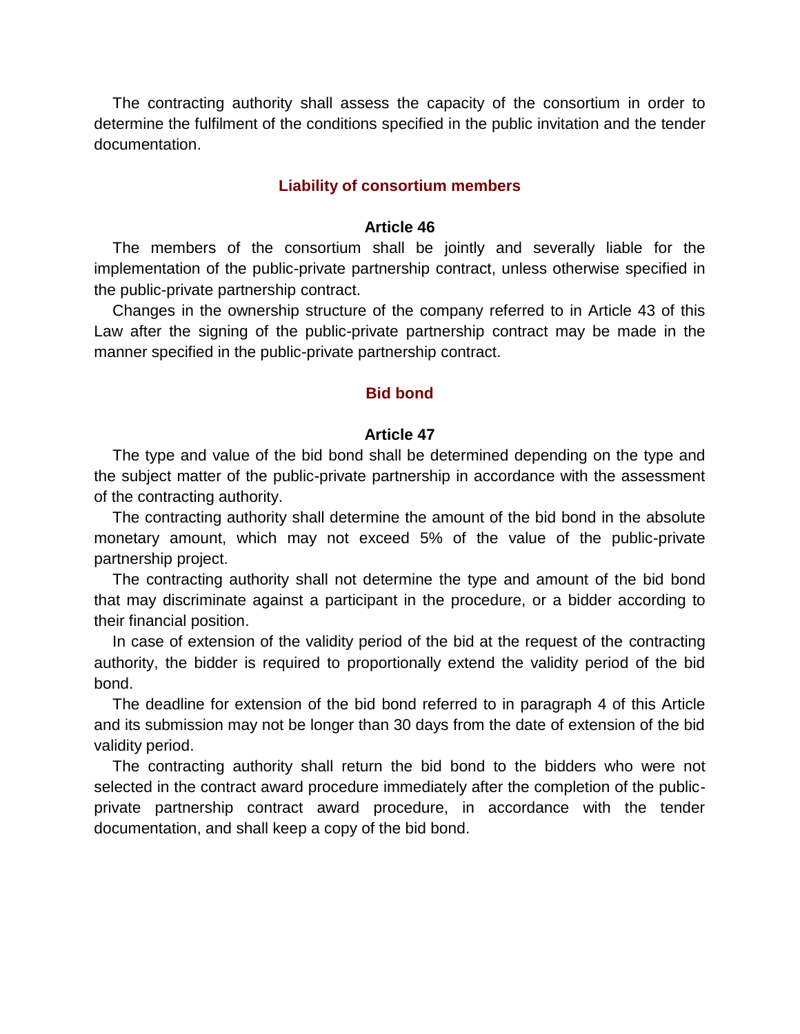The contracting authority shall assess the capacity of the consortium in order to determine the fulfilment of the conditions specified in the public invitation and the tender documentation.

### Liability of consortium members

#### Article 46

The members of the consortium shall be jointly and severally liable for the implementation of the public-private partnership contract, unless otherwise specified in the public-private partnership contract.

Changes in the ownership structure of the company referred to in Article 43 of this Law after the signing of the public-private partnership contract may be made in the manner specified in the public-private partnership contract.

### Bid bond

#### Article 47

The type and value of the bid bond shall be determined depending on the type and the subject matter of the public-private partnership in accordance with the assessment of the contracting authority.

The contracting authority shall determine the amount of the bid bond in the absolute monetary amount, which may not exceed 5% of the value of the public-private partnership project.

The contracting authority shall not determine the type and amount of the bid bond that may discriminate against a participant in the procedure, or a bidder according to their financial position.

In case of extension of the validity period of the bid at the request of the contracting authority, the bidder is required to proportionally extend the validity period of the bid bond.

The deadline for extension of the bid bond referred to in paragraph 4 of this Article and its submission may not be longer than 30 days from the date of extension of the bid validity period.

The contracting authority shall return the bid bond to the bidders who were not selected in the contract award procedure immediately after the completion of the public-private partnership contract award procedure, in accordance with the tender documentation, and shall keep a copy of the bid bond.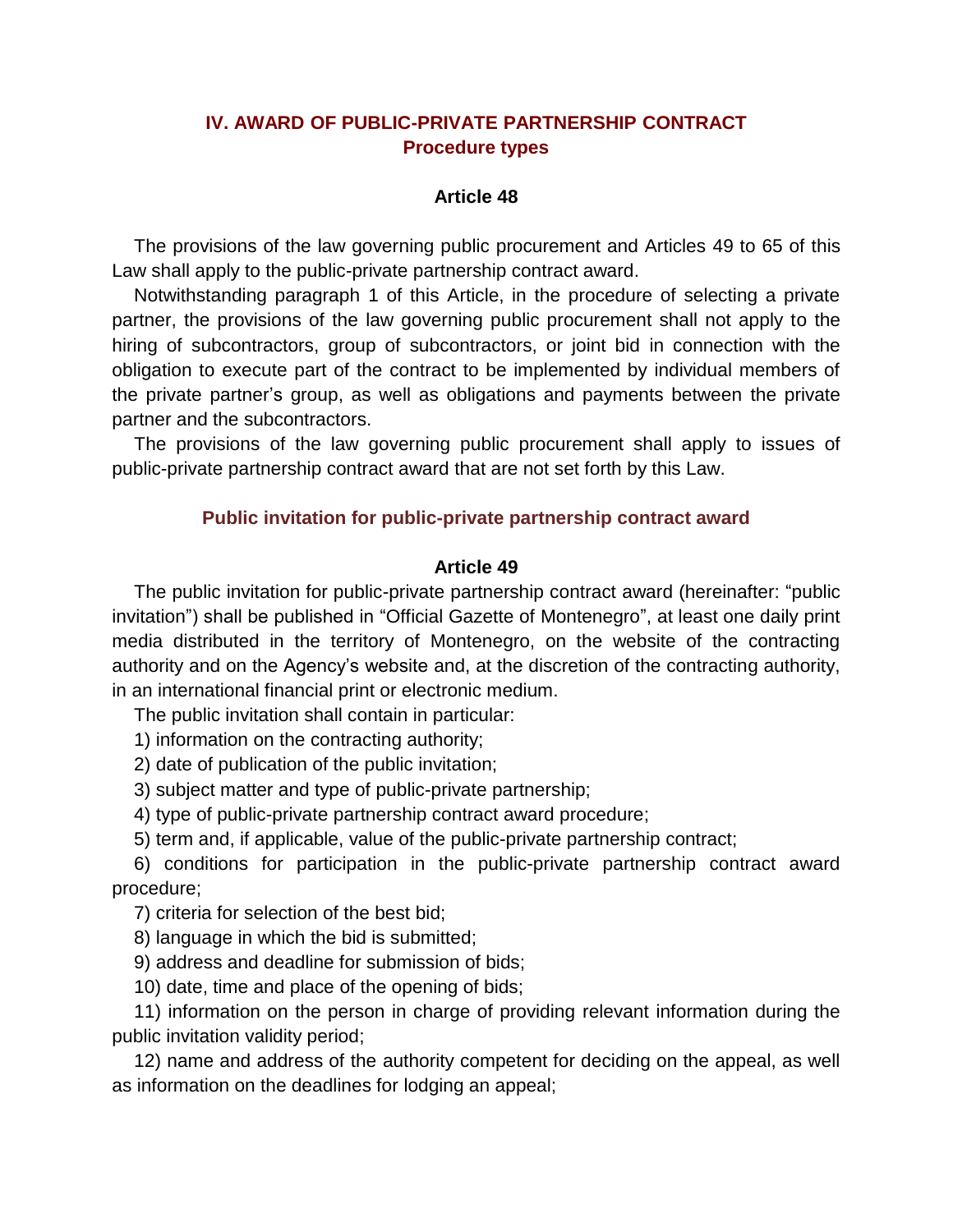## IV. AWARD OF PUBLIC-PRIVATE PARTNERSHIP CONTRACT

### Procedure types

#### Article 48

The provisions of the law governing public procurement and Articles 49 to 65 of this Law shall apply to the public-private partnership contract award.

Notwithstanding paragraph 1 of this Article, in the procedure of selecting a private partner, the provisions of the law governing public procurement shall not apply to the hiring of subcontractors, group of subcontractors, or joint bid in connection with the obligation to execute part of the contract to be implemented by individual members of the private partner's group, as well as obligations and payments between the private partner and the subcontractors.

The provisions of the law governing public procurement shall apply to issues of public-private partnership contract award that are not set forth by this Law.

### Public invitation for public-private partnership contract award

#### Article 49

The public invitation for public-private partnership contract award (hereinafter: "public invitation") shall be published in "Official Gazette of Montenegro", at least one daily print media distributed in the territory of Montenegro, on the website of the contracting authority and on the Agency's website and, at the discretion of the contracting authority, in an international financial print or electronic medium.

The public invitation shall contain in particular:

1) information on the contracting authority;

2) date of publication of the public invitation;

3) subject matter and type of public-private partnership;

4) type of public-private partnership contract award procedure;

5) term and, if applicable, value of the public-private partnership contract;

6) conditions for participation in the public-private partnership contract award procedure;

7) criteria for selection of the best bid;

8) language in which the bid is submitted;

9) address and deadline for submission of bids;

10) date, time and place of the opening of bids;

11) information on the person in charge of providing relevant information during the public invitation validity period;

12) name and address of the authority competent for deciding on the appeal, as well as information on the deadlines for lodging an appeal;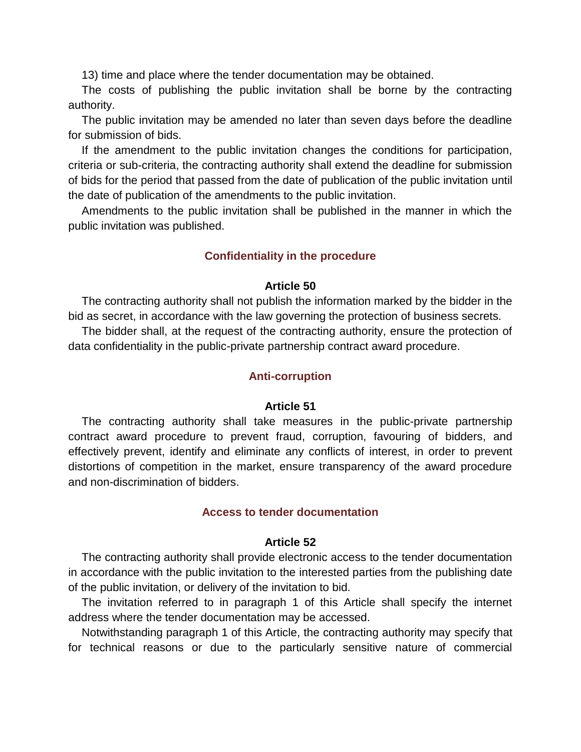13) time and place where the tender documentation may be obtained.

The costs of publishing the public invitation shall be borne by the contracting authority.

The public invitation may be amended no later than seven days before the deadline for submission of bids.

If the amendment to the public invitation changes the conditions for participation, criteria or sub-criteria, the contracting authority shall extend the deadline for submission of bids for the period that passed from the date of publication of the public invitation until the date of publication of the amendments to the public invitation.

Amendments to the public invitation shall be published in the manner in which the public invitation was published.

### Confidentiality in the procedure

#### Article 50

The contracting authority shall not publish the information marked by the bidder in the bid as secret, in accordance with the law governing the protection of business secrets.

The bidder shall, at the request of the contracting authority, ensure the protection of data confidentiality in the public-private partnership contract award procedure.

### Anti-corruption

#### Article 51

The contracting authority shall take measures in the public-private partnership contract award procedure to prevent fraud, corruption, favouring of bidders, and effectively prevent, identify and eliminate any conflicts of interest, in order to prevent distortions of competition in the market, ensure transparency of the award procedure and non-discrimination of bidders.

### Access to tender documentation

#### Article 52

The contracting authority shall provide electronic access to the tender documentation in accordance with the public invitation to the interested parties from the publishing date of the public invitation, or delivery of the invitation to bid.

The invitation referred to in paragraph 1 of this Article shall specify the internet address where the tender documentation may be accessed.

Notwithstanding paragraph 1 of this Article, the contracting authority may specify that for technical reasons or due to the particularly sensitive nature of commercial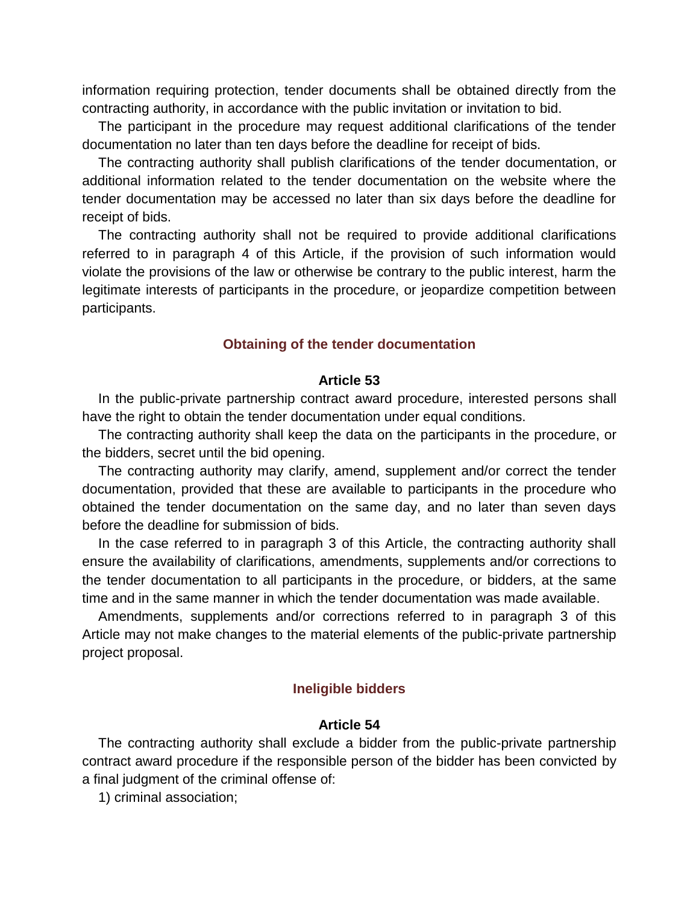information requiring protection, tender documents shall be obtained directly from the contracting authority, in accordance with the public invitation or invitation to bid.

The participant in the procedure may request additional clarifications of the tender documentation no later than ten days before the deadline for receipt of bids.

The contracting authority shall publish clarifications of the tender documentation, or additional information related to the tender documentation on the website where the tender documentation may be accessed no later than six days before the deadline for receipt of bids.

The contracting authority shall not be required to provide additional clarifications referred to in paragraph 4 of this Article, if the provision of such information would violate the provisions of the law or otherwise be contrary to the public interest, harm the legitimate interests of participants in the procedure, or jeopardize competition between participants.

### Obtaining of the tender documentation

#### Article 53

In the public-private partnership contract award procedure, interested persons shall have the right to obtain the tender documentation under equal conditions.

The contracting authority shall keep the data on the participants in the procedure, or the bidders, secret until the bid opening.

The contracting authority may clarify, amend, supplement and/or correct the tender documentation, provided that these are available to participants in the procedure who obtained the tender documentation on the same day, and no later than seven days before the deadline for submission of bids.

In the case referred to in paragraph 3 of this Article, the contracting authority shall ensure the availability of clarifications, amendments, supplements and/or corrections to the tender documentation to all participants in the procedure, or bidders, at the same time and in the same manner in which the tender documentation was made available.

Amendments, supplements and/or corrections referred to in paragraph 3 of this Article may not make changes to the material elements of the public-private partnership project proposal.

### Ineligible bidders

#### Article 54

The contracting authority shall exclude a bidder from the public-private partnership contract award procedure if the responsible person of the bidder has been convicted by a final judgment of the criminal offense of:

1) criminal association;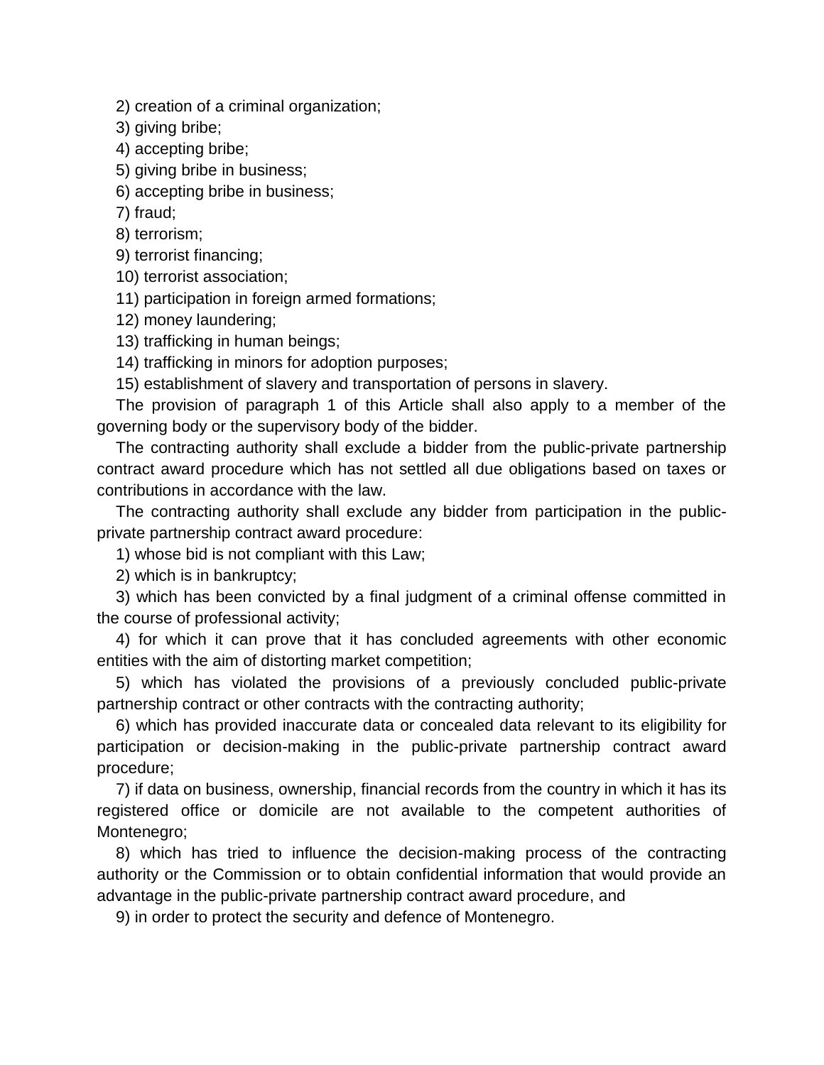2) creation of a criminal organization;

3) giving bribe;

4) accepting bribe;

5) giving bribe in business;

6) accepting bribe in business;

7) fraud;

8) terrorism;

9) terrorist financing;

10) terrorist association;

11) participation in foreign armed formations;

12) money laundering;

13) trafficking in human beings;

14) trafficking in minors for adoption purposes;

15) establishment of slavery and transportation of persons in slavery.

The provision of paragraph 1 of this Article shall also apply to a member of the governing body or the supervisory body of the bidder.

The contracting authority shall exclude a bidder from the public-private partnership contract award procedure which has not settled all due obligations based on taxes or contributions in accordance with the law.

The contracting authority shall exclude any bidder from participation in the public-private partnership contract award procedure:

1) whose bid is not compliant with this Law;

2) which is in bankruptcy;

3) which has been convicted by a final judgment of a criminal offense committed in the course of professional activity;

4) for which it can prove that it has concluded agreements with other economic entities with the aim of distorting market competition;

5) which has violated the provisions of a previously concluded public-private partnership contract or other contracts with the contracting authority;

6) which has provided inaccurate data or concealed data relevant to its eligibility for participation or decision-making in the public-private partnership contract award procedure;

7) if data on business, ownership, financial records from the country in which it has its registered office or domicile are not available to the competent authorities of Montenegro;

8) which has tried to influence the decision-making process of the contracting authority or the Commission or to obtain confidential information that would provide an advantage in the public-private partnership contract award procedure, and

9) in order to protect the security and defence of Montenegro.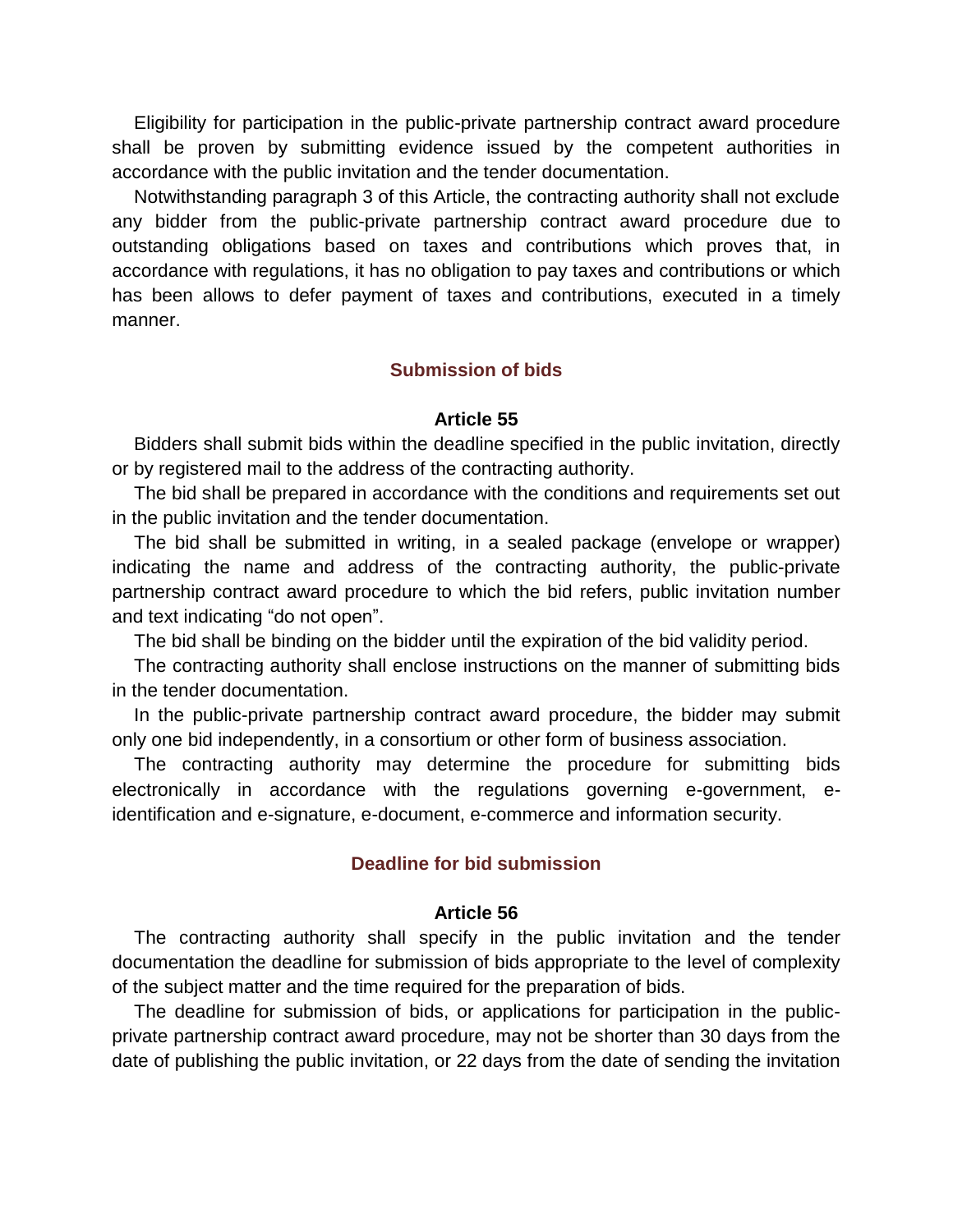Eligibility for participation in the public-private partnership contract award procedure shall be proven by submitting evidence issued by the competent authorities in accordance with the public invitation and the tender documentation.

Notwithstanding paragraph 3 of this Article, the contracting authority shall not exclude any bidder from the public-private partnership contract award procedure due to outstanding obligations based on taxes and contributions which proves that, in accordance with regulations, it has no obligation to pay taxes and contributions or which has been allows to defer payment of taxes and contributions, executed in a timely manner.

## Submission of bids

### Article 55

Bidders shall submit bids within the deadline specified in the public invitation, directly or by registered mail to the address of the contracting authority.

The bid shall be prepared in accordance with the conditions and requirements set out in the public invitation and the tender documentation.

The bid shall be submitted in writing, in a sealed package (envelope or wrapper) indicating the name and address of the contracting authority, the public-private partnership contract award procedure to which the bid refers, public invitation number and text indicating "do not open".

The bid shall be binding on the bidder until the expiration of the bid validity period.

The contracting authority shall enclose instructions on the manner of submitting bids in the tender documentation.

In the public-private partnership contract award procedure, the bidder may submit only one bid independently, in a consortium or other form of business association.

The contracting authority may determine the procedure for submitting bids electronically in accordance with the regulations governing e-government, e-identification and e-signature, e-document, e-commerce and information security.

## Deadline for bid submission

### Article 56

The contracting authority shall specify in the public invitation and the tender documentation the deadline for submission of bids appropriate to the level of complexity of the subject matter and the time required for the preparation of bids.

The deadline for submission of bids, or applications for participation in the public-private partnership contract award procedure, may not be shorter than 30 days from the date of publishing the public invitation, or 22 days from the date of sending the invitation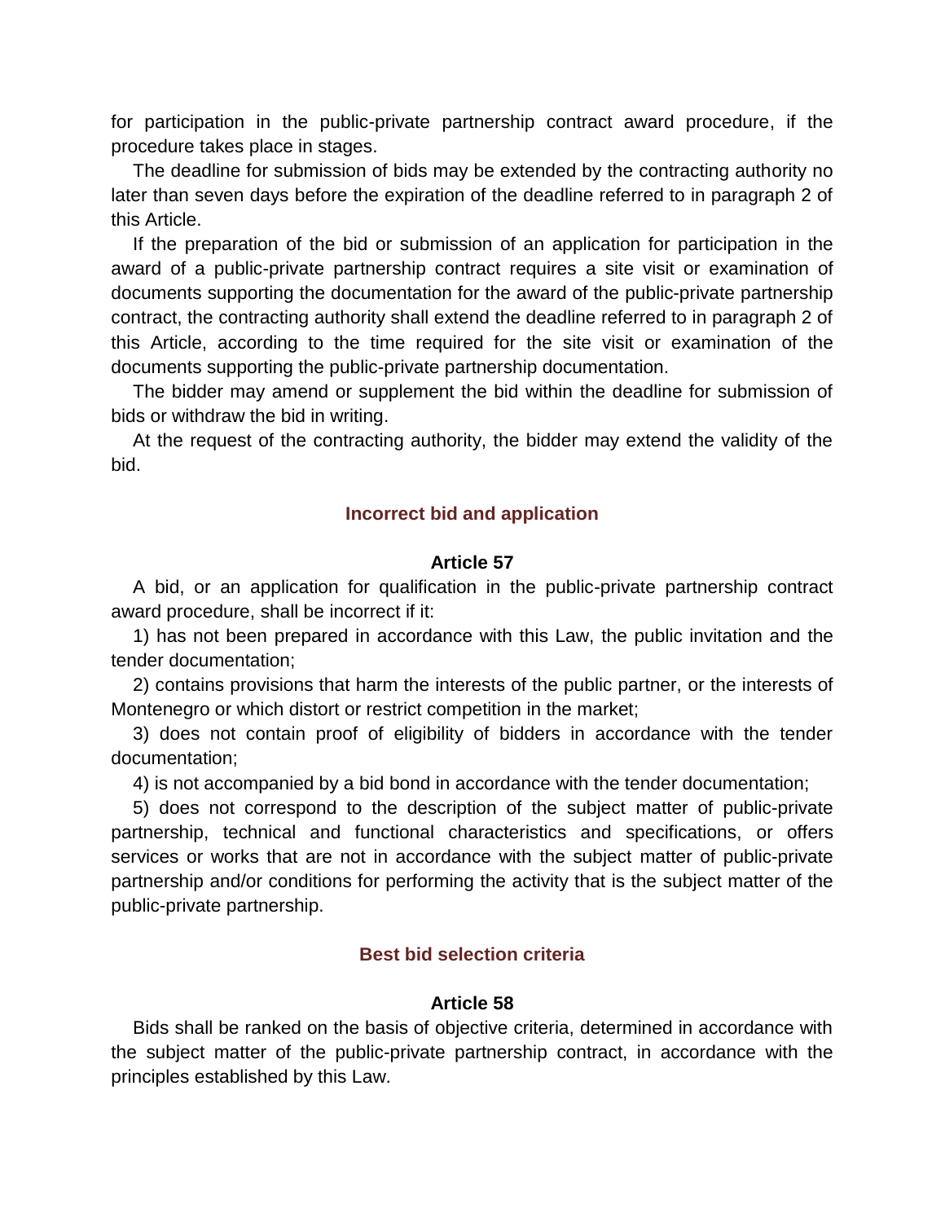for participation in the public-private partnership contract award procedure, if the procedure takes place in stages.

The deadline for submission of bids may be extended by the contracting authority no later than seven days before the expiration of the deadline referred to in paragraph 2 of this Article.

If the preparation of the bid or submission of an application for participation in the award of a public-private partnership contract requires a site visit or examination of documents supporting the documentation for the award of the public-private partnership contract, the contracting authority shall extend the deadline referred to in paragraph 2 of this Article, according to the time required for the site visit or examination of the documents supporting the public-private partnership documentation.

The bidder may amend or supplement the bid within the deadline for submission of bids or withdraw the bid in writing.

At the request of the contracting authority, the bidder may extend the validity of the bid.

### Incorrect bid and application

#### Article 57

A bid, or an application for qualification in the public-private partnership contract award procedure, shall be incorrect if it:

1) has not been prepared in accordance with this Law, the public invitation and the tender documentation;

2) contains provisions that harm the interests of the public partner, or the interests of Montenegro or which distort or restrict competition in the market;

3) does not contain proof of eligibility of bidders in accordance with the tender documentation;

4) is not accompanied by a bid bond in accordance with the tender documentation;

5) does not correspond to the description of the subject matter of public-private partnership, technical and functional characteristics and specifications, or offers services or works that are not in accordance with the subject matter of public-private partnership and/or conditions for performing the activity that is the subject matter of the public-private partnership.

### Best bid selection criteria

#### Article 58

Bids shall be ranked on the basis of objective criteria, determined in accordance with the subject matter of the public-private partnership contract, in accordance with the principles established by this Law.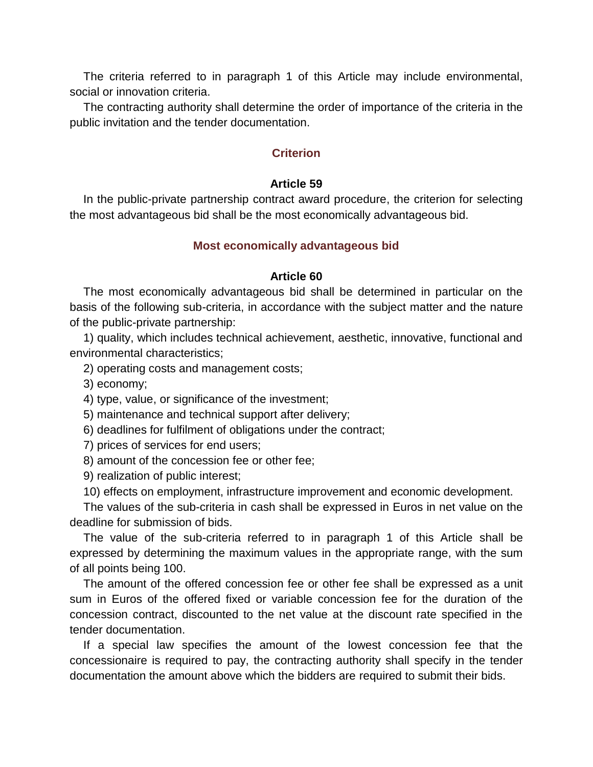The criteria referred to in paragraph 1 of this Article may include environmental, social or innovation criteria.

The contracting authority shall determine the order of importance of the criteria in the public invitation and the tender documentation.

### Criterion

#### Article 59

In the public-private partnership contract award procedure, the criterion for selecting the most advantageous bid shall be the most economically advantageous bid.

### Most economically advantageous bid

#### Article 60

The most economically advantageous bid shall be determined in particular on the basis of the following sub-criteria, in accordance with the subject matter and the nature of the public-private partnership:

1) quality, which includes technical achievement, aesthetic, innovative, functional and environmental characteristics;

2) operating costs and management costs;

3) economy;

4) type, value, or significance of the investment;

5) maintenance and technical support after delivery;

6) deadlines for fulfilment of obligations under the contract;

7) prices of services for end users;

8) amount of the concession fee or other fee;

9) realization of public interest;

10) effects on employment, infrastructure improvement and economic development.

The values of the sub-criteria in cash shall be expressed in Euros in net value on the deadline for submission of bids.

The value of the sub-criteria referred to in paragraph 1 of this Article shall be expressed by determining the maximum values in the appropriate range, with the sum of all points being 100.

The amount of the offered concession fee or other fee shall be expressed as a unit sum in Euros of the offered fixed or variable concession fee for the duration of the concession contract, discounted to the net value at the discount rate specified in the tender documentation.

If a special law specifies the amount of the lowest concession fee that the concessionaire is required to pay, the contracting authority shall specify in the tender documentation the amount above which the bidders are required to submit their bids.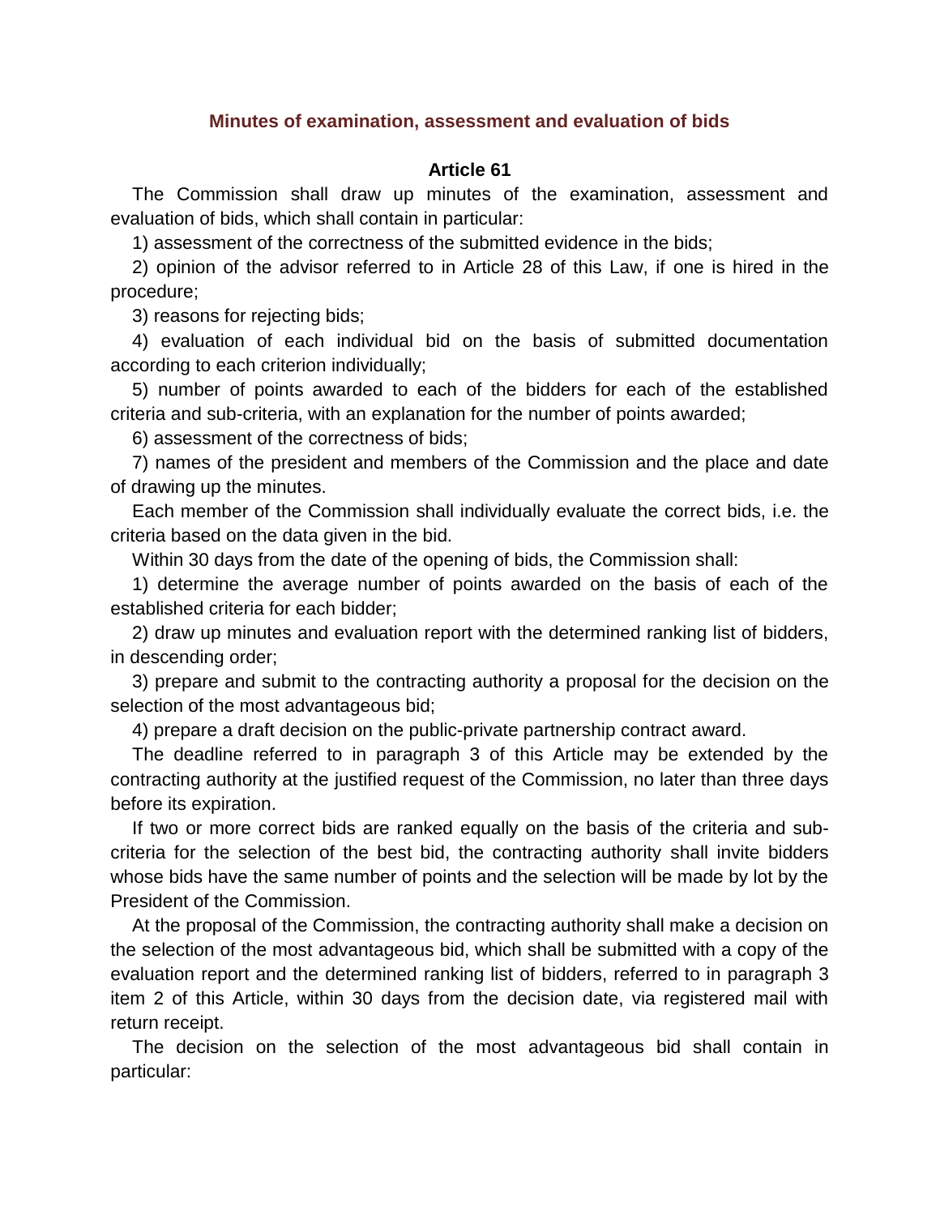### Minutes of examination, assessment and evaluation of bids

#### Article 61

The Commission shall draw up minutes of the examination, assessment and evaluation of bids, which shall contain in particular:

1) assessment of the correctness of the submitted evidence in the bids;

2) opinion of the advisor referred to in Article 28 of this Law, if one is hired in the procedure;

3) reasons for rejecting bids;

4) evaluation of each individual bid on the basis of submitted documentation according to each criterion individually;

5) number of points awarded to each of the bidders for each of the established criteria and sub-criteria, with an explanation for the number of points awarded;

6) assessment of the correctness of bids;

7) names of the president and members of the Commission and the place and date of drawing up the minutes.

Each member of the Commission shall individually evaluate the correct bids, i.e. the criteria based on the data given in the bid.

Within 30 days from the date of the opening of bids, the Commission shall:

1) determine the average number of points awarded on the basis of each of the established criteria for each bidder;

2) draw up minutes and evaluation report with the determined ranking list of bidders, in descending order;

3) prepare and submit to the contracting authority a proposal for the decision on the selection of the most advantageous bid;

4) prepare a draft decision on the public-private partnership contract award.

The deadline referred to in paragraph 3 of this Article may be extended by the contracting authority at the justified request of the Commission, no later than three days before its expiration.

If two or more correct bids are ranked equally on the basis of the criteria and sub-criteria for the selection of the best bid, the contracting authority shall invite bidders whose bids have the same number of points and the selection will be made by lot by the President of the Commission.

At the proposal of the Commission, the contracting authority shall make a decision on the selection of the most advantageous bid, which shall be submitted with a copy of the evaluation report and the determined ranking list of bidders, referred to in paragraph 3 item 2 of this Article, within 30 days from the decision date, via registered mail with return receipt.

The decision on the selection of the most advantageous bid shall contain in particular: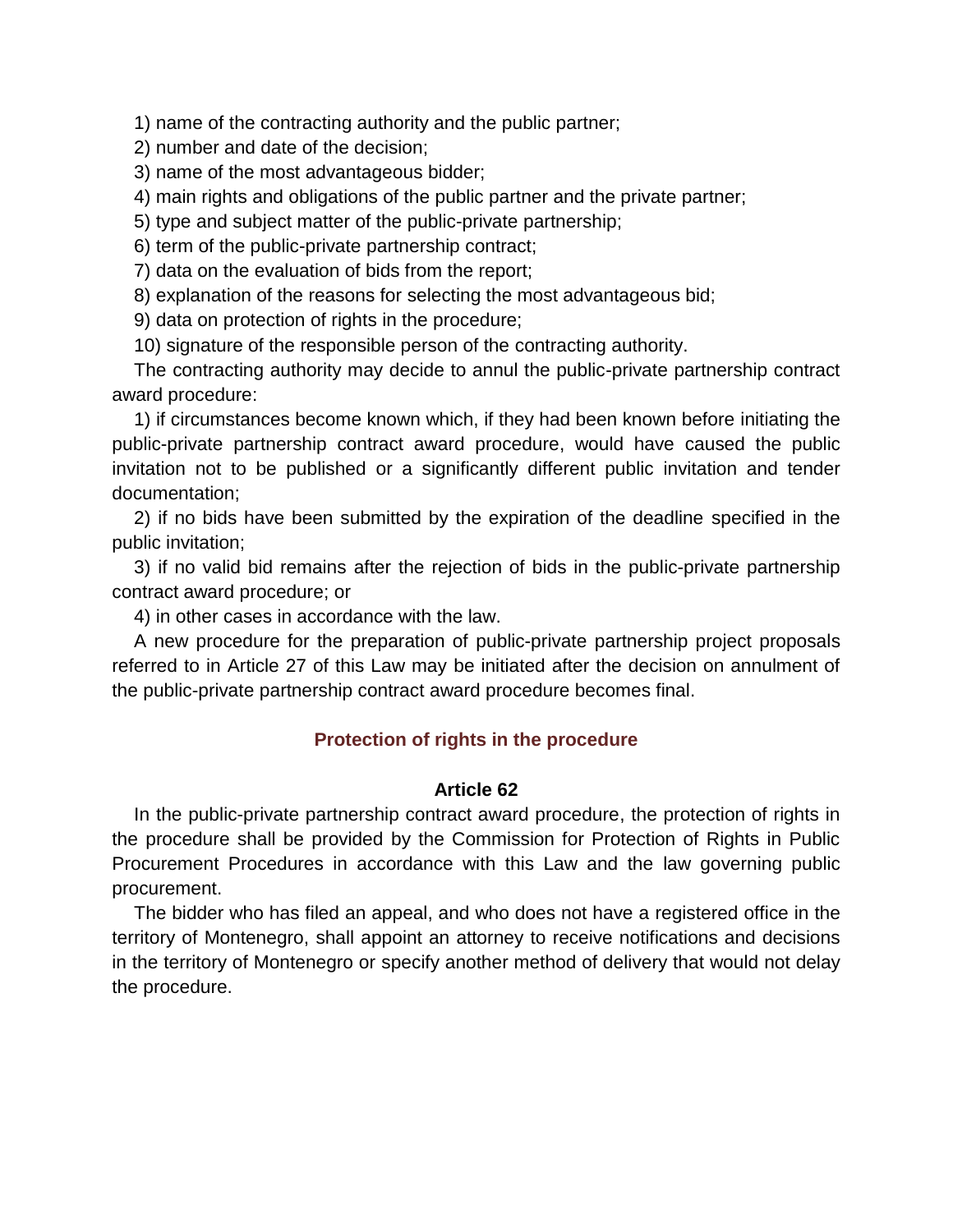1) name of the contracting authority and the public partner;

2) number and date of the decision;

3) name of the most advantageous bidder;

4) main rights and obligations of the public partner and the private partner;

5) type and subject matter of the public-private partnership;

6) term of the public-private partnership contract;

7) data on the evaluation of bids from the report;

8) explanation of the reasons for selecting the most advantageous bid;

9) data on protection of rights in the procedure;

10) signature of the responsible person of the contracting authority.

The contracting authority may decide to annul the public-private partnership contract award procedure:

1) if circumstances become known which, if they had been known before initiating the public-private partnership contract award procedure, would have caused the public invitation not to be published or a significantly different public invitation and tender documentation;

2) if no bids have been submitted by the expiration of the deadline specified in the public invitation;

3) if no valid bid remains after the rejection of bids in the public-private partnership contract award procedure; or

4) in other cases in accordance with the law.

A new procedure for the preparation of public-private partnership project proposals referred to in Article 27 of this Law may be initiated after the decision on annulment of the public-private partnership contract award procedure becomes final.

## Protection of rights in the procedure

### Article 62

In the public-private partnership contract award procedure, the protection of rights in the procedure shall be provided by the Commission for Protection of Rights in Public Procurement Procedures in accordance with this Law and the law governing public procurement.

The bidder who has filed an appeal, and who does not have a registered office in the territory of Montenegro, shall appoint an attorney to receive notifications and decisions in the territory of Montenegro or specify another method of delivery that would not delay the procedure.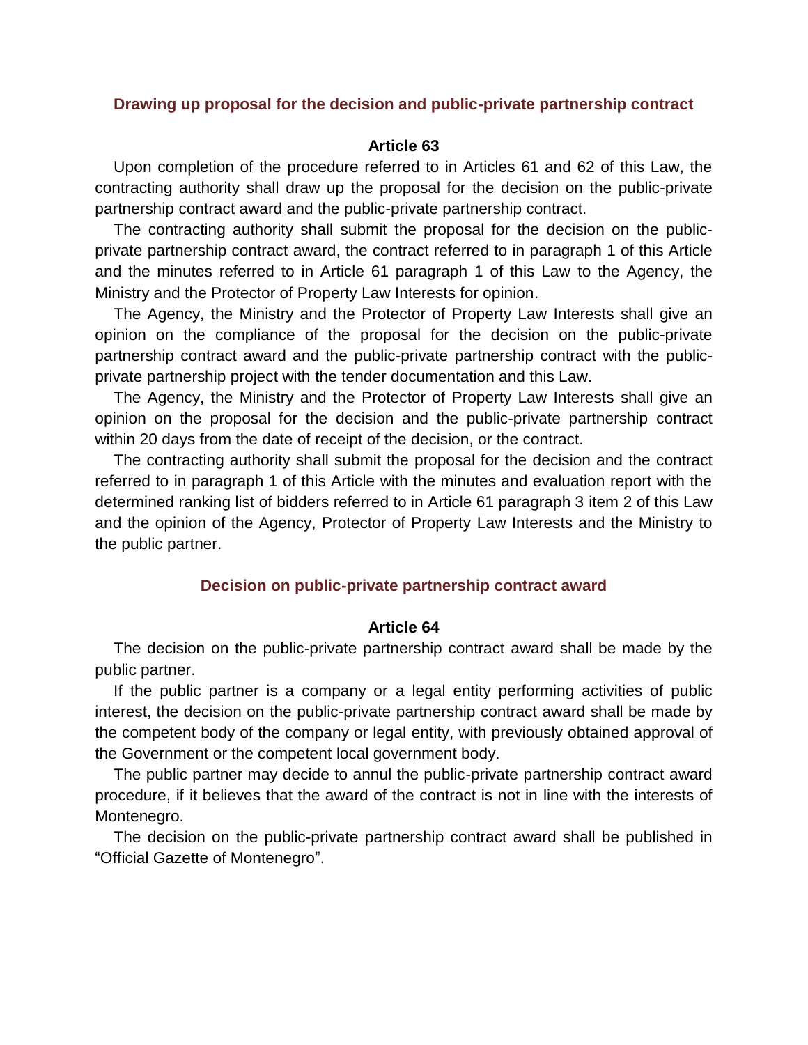### Drawing up proposal for the decision and public-private partnership contract

**Article 63**

Upon completion of the procedure referred to in Articles 61 and 62 of this Law, the contracting authority shall draw up the proposal for the decision on the public-private partnership contract award and the public-private partnership contract.

The contracting authority shall submit the proposal for the decision on the public-private partnership contract award, the contract referred to in paragraph 1 of this Article and the minutes referred to in Article 61 paragraph 1 of this Law to the Agency, the Ministry and the Protector of Property Law Interests for opinion.

The Agency, the Ministry and the Protector of Property Law Interests shall give an opinion on the compliance of the proposal for the decision on the public-private partnership contract award and the public-private partnership contract with the public-private partnership project with the tender documentation and this Law.

The Agency, the Ministry and the Protector of Property Law Interests shall give an opinion on the proposal for the decision and the public-private partnership contract within 20 days from the date of receipt of the decision, or the contract.

The contracting authority shall submit the proposal for the decision and the contract referred to in paragraph 1 of this Article with the minutes and evaluation report with the determined ranking list of bidders referred to in Article 61 paragraph 3 item 2 of this Law and the opinion of the Agency, Protector of Property Law Interests and the Ministry to the public partner.

### Decision on public-private partnership contract award

**Article 64**

The decision on the public-private partnership contract award shall be made by the public partner.

If the public partner is a company or a legal entity performing activities of public interest, the decision on the public-private partnership contract award shall be made by the competent body of the company or legal entity, with previously obtained approval of the Government or the competent local government body.

The public partner may decide to annul the public-private partnership contract award procedure, if it believes that the award of the contract is not in line with the interests of Montenegro.

The decision on the public-private partnership contract award shall be published in “Official Gazette of Montenegro”.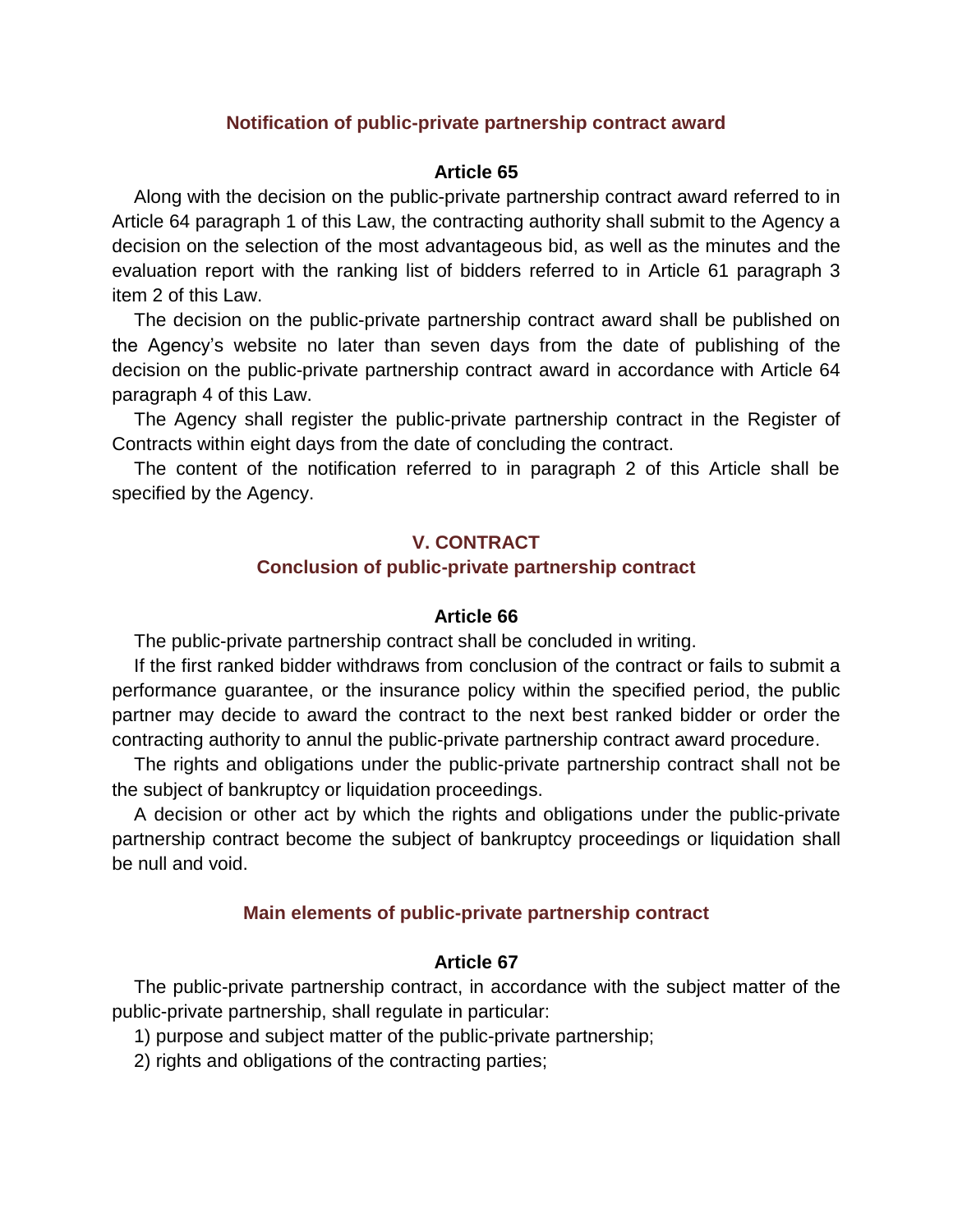### Notification of public-private partnership contract award

#### Article 65

Along with the decision on the public-private partnership contract award referred to in Article 64 paragraph 1 of this Law, the contracting authority shall submit to the Agency a decision on the selection of the most advantageous bid, as well as the minutes and the evaluation report with the ranking list of bidders referred to in Article 61 paragraph 3 item 2 of this Law.

The decision on the public-private partnership contract award shall be published on the Agency's website no later than seven days from the date of publishing of the decision on the public-private partnership contract award in accordance with Article 64 paragraph 4 of this Law.

The Agency shall register the public-private partnership contract in the Register of Contracts within eight days from the date of concluding the contract.

The content of the notification referred to in paragraph 2 of this Article shall be specified by the Agency.

## V. CONTRACT

### Conclusion of public-private partnership contract

#### Article 66

The public-private partnership contract shall be concluded in writing.

If the first ranked bidder withdraws from conclusion of the contract or fails to submit a performance guarantee, or the insurance policy within the specified period, the public partner may decide to award the contract to the next best ranked bidder or order the contracting authority to annul the public-private partnership contract award procedure.

The rights and obligations under the public-private partnership contract shall not be the subject of bankruptcy or liquidation proceedings.

A decision or other act by which the rights and obligations under the public-private partnership contract become the subject of bankruptcy proceedings or liquidation shall be null and void.

### Main elements of public-private partnership contract

#### Article 67

The public-private partnership contract, in accordance with the subject matter of the public-private partnership, shall regulate in particular:

1) purpose and subject matter of the public-private partnership;
2) rights and obligations of the contracting parties;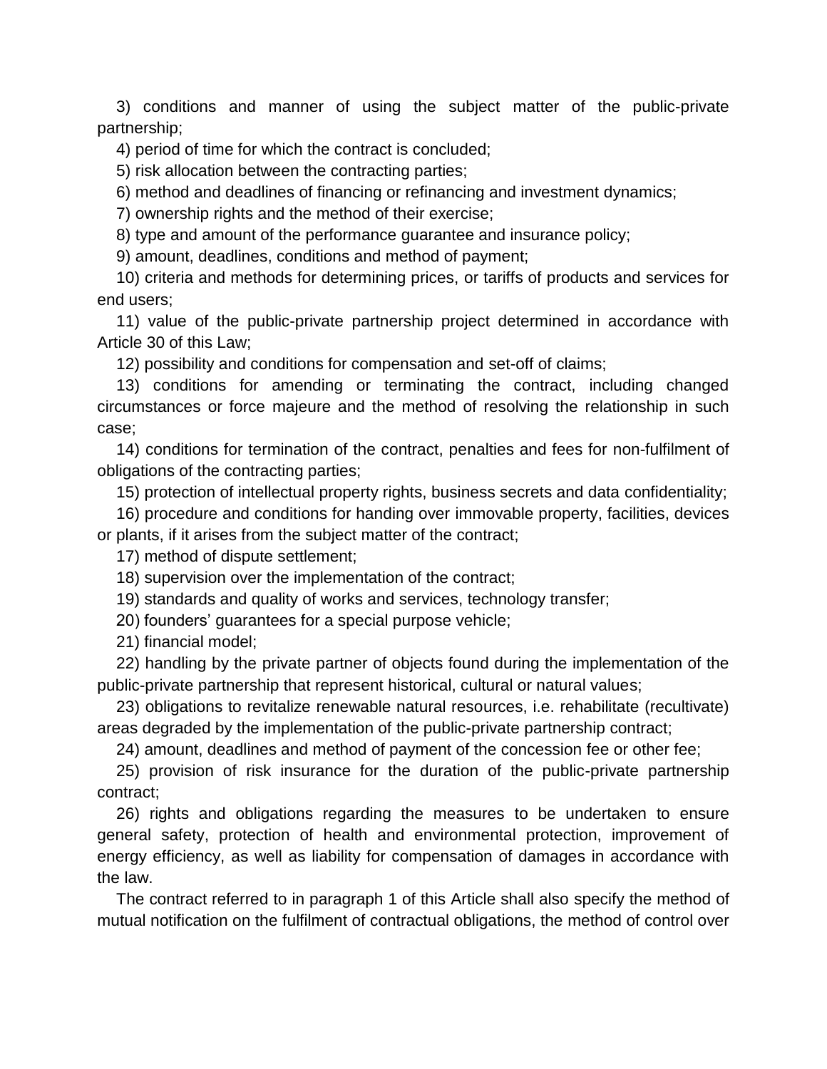3) conditions and manner of using the subject matter of the public-private partnership;

4) period of time for which the contract is concluded;

5) risk allocation between the contracting parties;

6) method and deadlines of financing or refinancing and investment dynamics;

7) ownership rights and the method of their exercise;

8) type and amount of the performance guarantee and insurance policy;

9) amount, deadlines, conditions and method of payment;

10) criteria and methods for determining prices, or tariffs of products and services for end users;

11) value of the public-private partnership project determined in accordance with Article 30 of this Law;

12) possibility and conditions for compensation and set-off of claims;

13) conditions for amending or terminating the contract, including changed circumstances or force majeure and the method of resolving the relationship in such case;

14) conditions for termination of the contract, penalties and fees for non-fulfilment of obligations of the contracting parties;

15) protection of intellectual property rights, business secrets and data confidentiality;

16) procedure and conditions for handing over immovable property, facilities, devices or plants, if it arises from the subject matter of the contract;

17) method of dispute settlement;

18) supervision over the implementation of the contract;

19) standards and quality of works and services, technology transfer;

20) founders' guarantees for a special purpose vehicle;

21) financial model;

22) handling by the private partner of objects found during the implementation of the public-private partnership that represent historical, cultural or natural values;

23) obligations to revitalize renewable natural resources, i.e. rehabilitate (recultivate) areas degraded by the implementation of the public-private partnership contract;

24) amount, deadlines and method of payment of the concession fee or other fee;

25) provision of risk insurance for the duration of the public-private partnership contract;

26) rights and obligations regarding the measures to be undertaken to ensure general safety, protection of health and environmental protection, improvement of energy efficiency, as well as liability for compensation of damages in accordance with the law.

The contract referred to in paragraph 1 of this Article shall also specify the method of mutual notification on the fulfilment of contractual obligations, the method of control over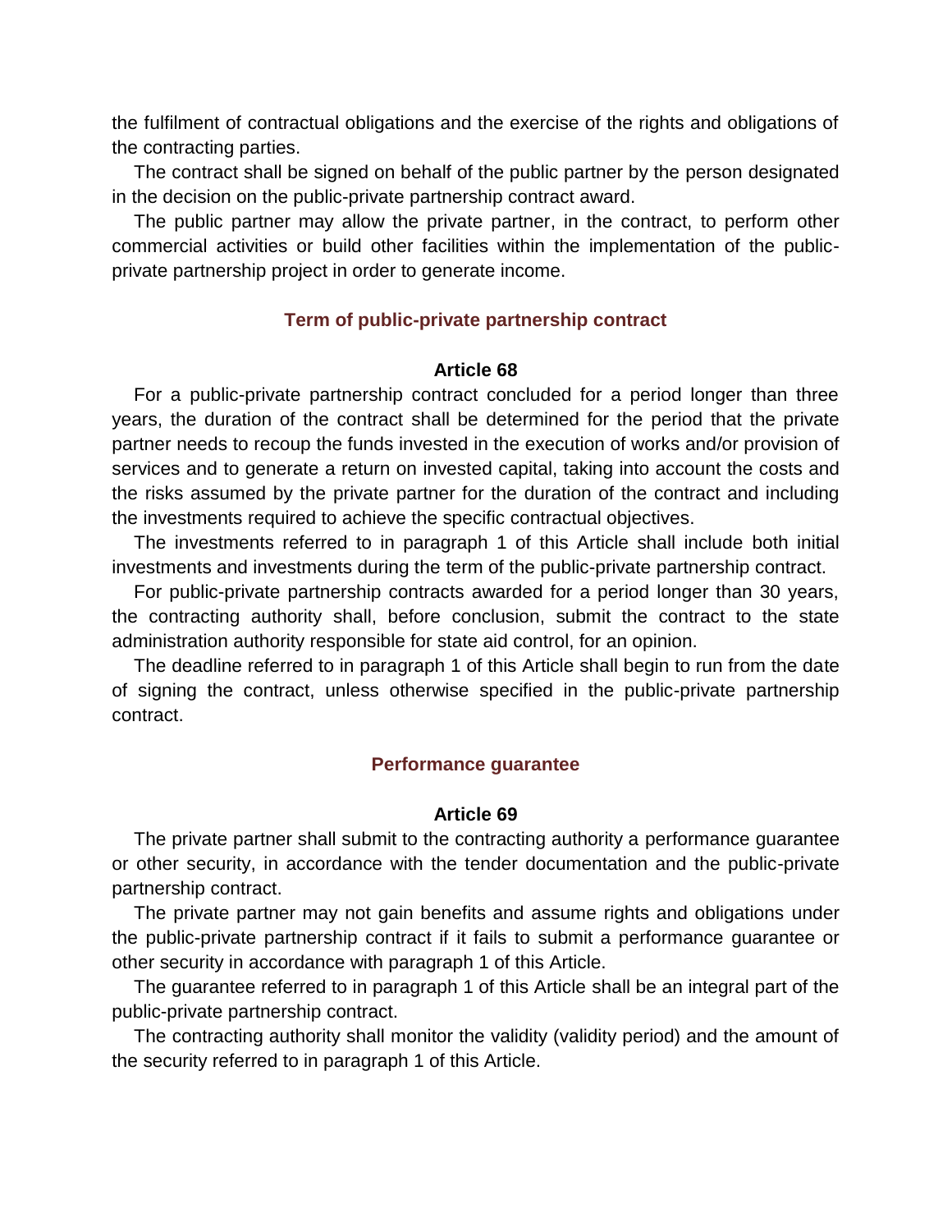the fulfilment of contractual obligations and the exercise of the rights and obligations of the contracting parties.

The contract shall be signed on behalf of the public partner by the person designated in the decision on the public-private partnership contract award.

The public partner may allow the private partner, in the contract, to perform other commercial activities or build other facilities within the implementation of the public-private partnership project in order to generate income.

### Term of public-private partnership contract

#### Article 68

For a public-private partnership contract concluded for a period longer than three years, the duration of the contract shall be determined for the period that the private partner needs to recoup the funds invested in the execution of works and/or provision of services and to generate a return on invested capital, taking into account the costs and the risks assumed by the private partner for the duration of the contract and including the investments required to achieve the specific contractual objectives.

The investments referred to in paragraph 1 of this Article shall include both initial investments and investments during the term of the public-private partnership contract.

For public-private partnership contracts awarded for a period longer than 30 years, the contracting authority shall, before conclusion, submit the contract to the state administration authority responsible for state aid control, for an opinion.

The deadline referred to in paragraph 1 of this Article shall begin to run from the date of signing the contract, unless otherwise specified in the public-private partnership contract.

### Performance guarantee

#### Article 69

The private partner shall submit to the contracting authority a performance guarantee or other security, in accordance with the tender documentation and the public-private partnership contract.

The private partner may not gain benefits and assume rights and obligations under the public-private partnership contract if it fails to submit a performance guarantee or other security in accordance with paragraph 1 of this Article.

The guarantee referred to in paragraph 1 of this Article shall be an integral part of the public-private partnership contract.

The contracting authority shall monitor the validity (validity period) and the amount of the security referred to in paragraph 1 of this Article.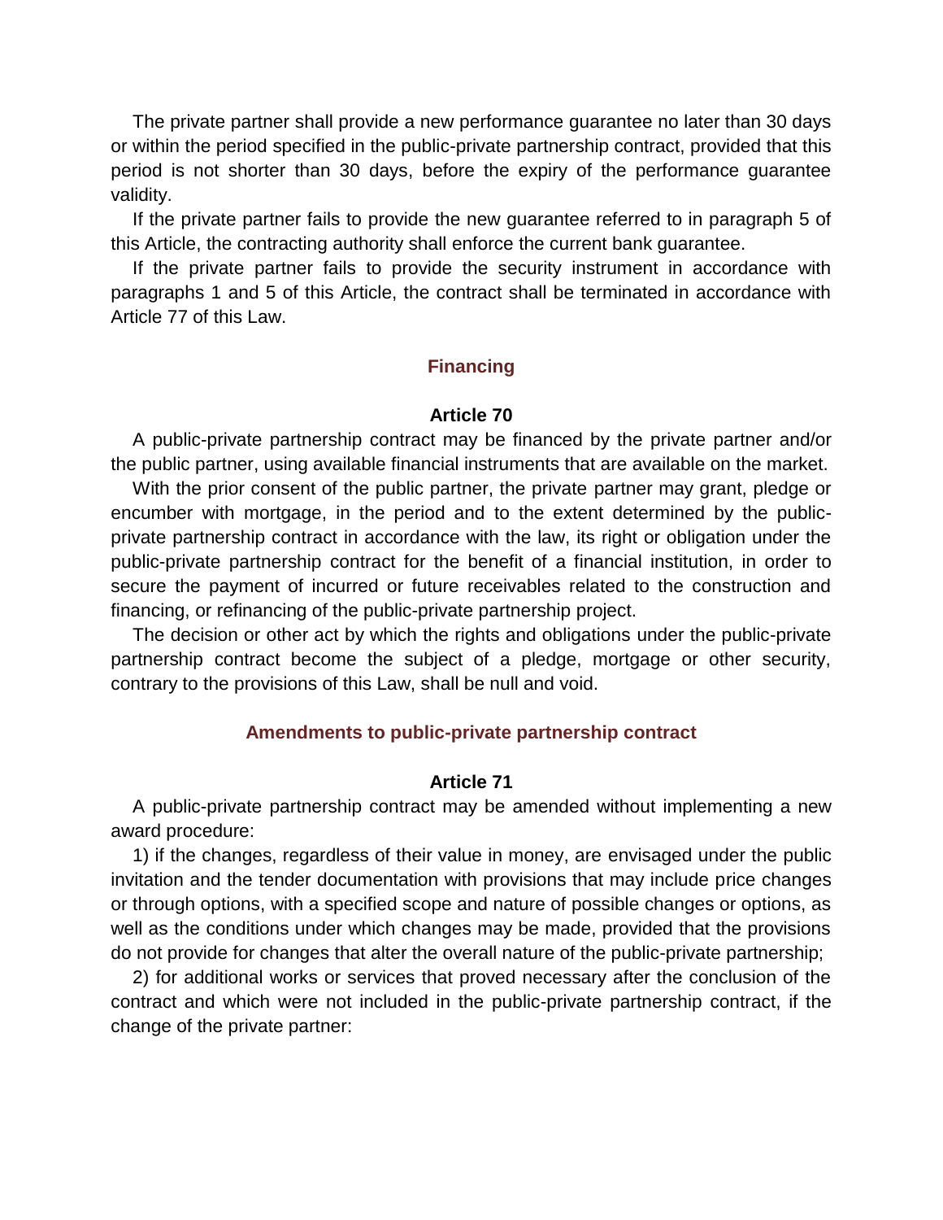The private partner shall provide a new performance guarantee no later than 30 days or within the period specified in the public-private partnership contract, provided that this period is not shorter than 30 days, before the expiry of the performance guarantee validity.

If the private partner fails to provide the new guarantee referred to in paragraph 5 of this Article, the contracting authority shall enforce the current bank guarantee.

If the private partner fails to provide the security instrument in accordance with paragraphs 1 and 5 of this Article, the contract shall be terminated in accordance with Article 77 of this Law.

## Financing

### Article 70

A public-private partnership contract may be financed by the private partner and/or the public partner, using available financial instruments that are available on the market.

With the prior consent of the public partner, the private partner may grant, pledge or encumber with mortgage, in the period and to the extent determined by the public-private partnership contract in accordance with the law, its right or obligation under the public-private partnership contract for the benefit of a financial institution, in order to secure the payment of incurred or future receivables related to the construction and financing, or refinancing of the public-private partnership project.

The decision or other act by which the rights and obligations under the public-private partnership contract become the subject of a pledge, mortgage or other security, contrary to the provisions of this Law, shall be null and void.

## Amendments to public-private partnership contract

### Article 71

A public-private partnership contract may be amended without implementing a new award procedure:

1) if the changes, regardless of their value in money, are envisaged under the public invitation and the tender documentation with provisions that may include price changes or through options, with a specified scope and nature of possible changes or options, as well as the conditions under which changes may be made, provided that the provisions do not provide for changes that alter the overall nature of the public-private partnership;

2) for additional works or services that proved necessary after the conclusion of the contract and which were not included in the public-private partnership contract, if the change of the private partner: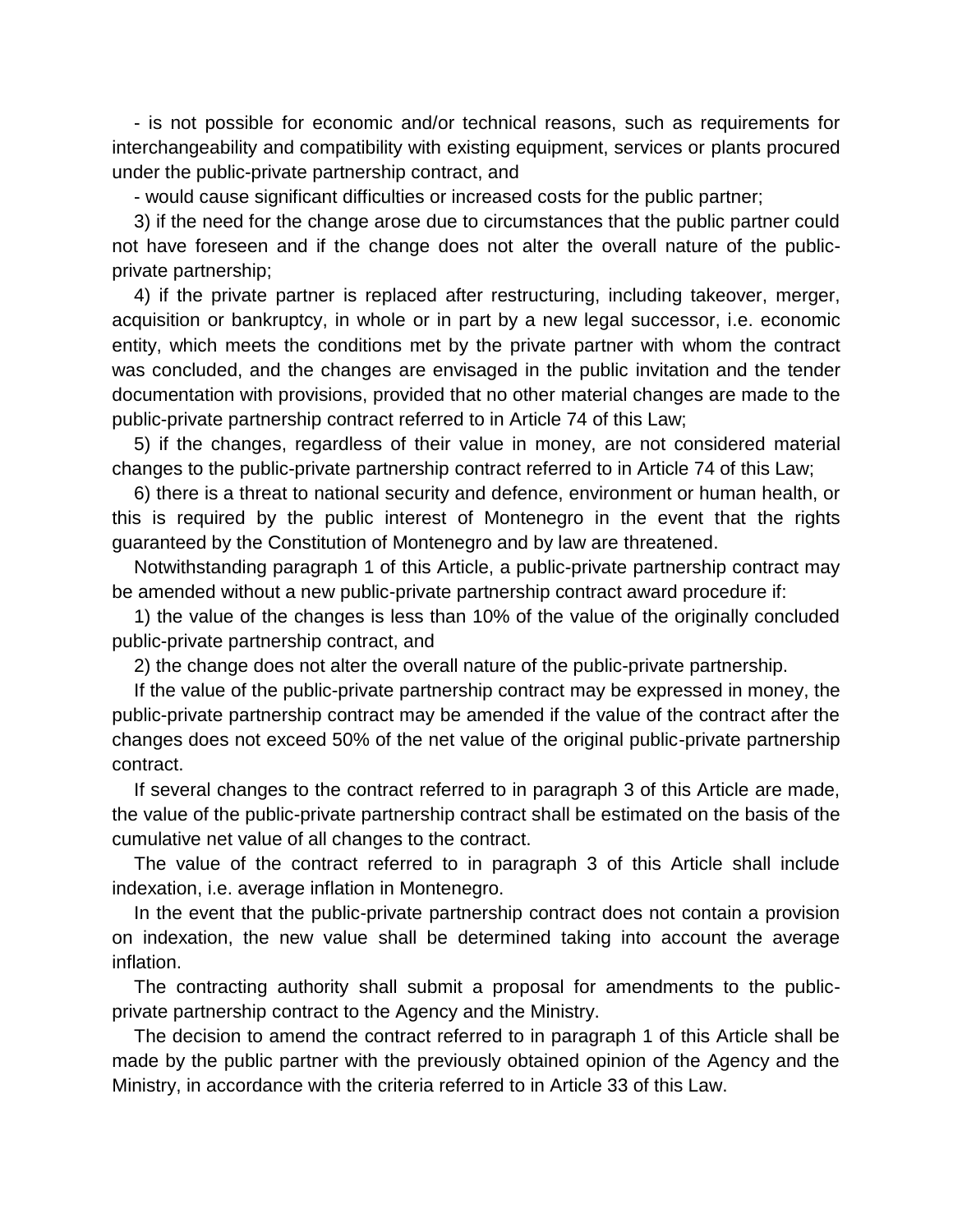- is not possible for economic and/or technical reasons, such as requirements for interchangeability and compatibility with existing equipment, services or plants procured under the public-private partnership contract, and

- would cause significant difficulties or increased costs for the public partner;

3) if the need for the change arose due to circumstances that the public partner could not have foreseen and if the change does not alter the overall nature of the public-private partnership;

4) if the private partner is replaced after restructuring, including takeover, merger, acquisition or bankruptcy, in whole or in part by a new legal successor, i.e. economic entity, which meets the conditions met by the private partner with whom the contract was concluded, and the changes are envisaged in the public invitation and the tender documentation with provisions, provided that no other material changes are made to the public-private partnership contract referred to in Article 74 of this Law;

5) if the changes, regardless of their value in money, are not considered material changes to the public-private partnership contract referred to in Article 74 of this Law;

6) there is a threat to national security and defence, environment or human health, or this is required by the public interest of Montenegro in the event that the rights guaranteed by the Constitution of Montenegro and by law are threatened.

Notwithstanding paragraph 1 of this Article, a public-private partnership contract may be amended without a new public-private partnership contract award procedure if:

1) the value of the changes is less than 10% of the value of the originally concluded public-private partnership contract, and

2) the change does not alter the overall nature of the public-private partnership.

If the value of the public-private partnership contract may be expressed in money, the public-private partnership contract may be amended if the value of the contract after the changes does not exceed 50% of the net value of the original public-private partnership contract.

If several changes to the contract referred to in paragraph 3 of this Article are made, the value of the public-private partnership contract shall be estimated on the basis of the cumulative net value of all changes to the contract.

The value of the contract referred to in paragraph 3 of this Article shall include indexation, i.e. average inflation in Montenegro.

In the event that the public-private partnership contract does not contain a provision on indexation, the new value shall be determined taking into account the average inflation.

The contracting authority shall submit a proposal for amendments to the public-private partnership contract to the Agency and the Ministry.

The decision to amend the contract referred to in paragraph 1 of this Article shall be made by the public partner with the previously obtained opinion of the Agency and the Ministry, in accordance with the criteria referred to in Article 33 of this Law.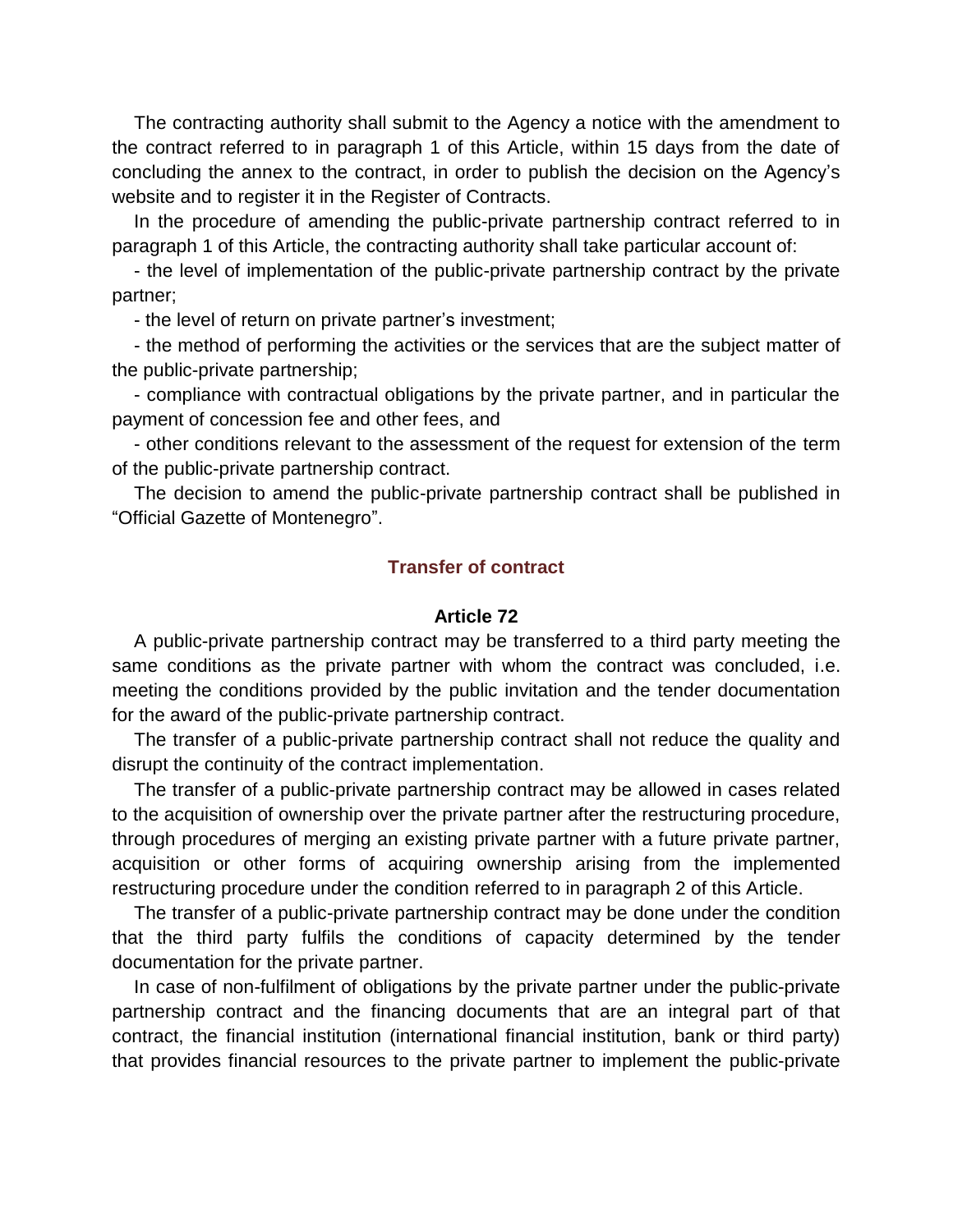The contracting authority shall submit to the Agency a notice with the amendment to the contract referred to in paragraph 1 of this Article, within 15 days from the date of concluding the annex to the contract, in order to publish the decision on the Agency's website and to register it in the Register of Contracts.

In the procedure of amending the public-private partnership contract referred to in paragraph 1 of this Article, the contracting authority shall take particular account of:

- the level of implementation of the public-private partnership contract by the private partner;
- the level of return on private partner's investment;
- the method of performing the activities or the services that are the subject matter of the public-private partnership;
- compliance with contractual obligations by the private partner, and in particular the payment of concession fee and other fees, and
- other conditions relevant to the assessment of the request for extension of the term of the public-private partnership contract.

The decision to amend the public-private partnership contract shall be published in "Official Gazette of Montenegro".

### Transfer of contract

#### Article 72

A public-private partnership contract may be transferred to a third party meeting the same conditions as the private partner with whom the contract was concluded, i.e. meeting the conditions provided by the public invitation and the tender documentation for the award of the public-private partnership contract.

The transfer of a public-private partnership contract shall not reduce the quality and disrupt the continuity of the contract implementation.

The transfer of a public-private partnership contract may be allowed in cases related to the acquisition of ownership over the private partner after the restructuring procedure, through procedures of merging an existing private partner with a future private partner, acquisition or other forms of acquiring ownership arising from the implemented restructuring procedure under the condition referred to in paragraph 2 of this Article.

The transfer of a public-private partnership contract may be done under the condition that the third party fulfils the conditions of capacity determined by the tender documentation for the private partner.

In case of non-fulfilment of obligations by the private partner under the public-private partnership contract and the financing documents that are an integral part of that contract, the financial institution (international financial institution, bank or third party) that provides financial resources to the private partner to implement the public-private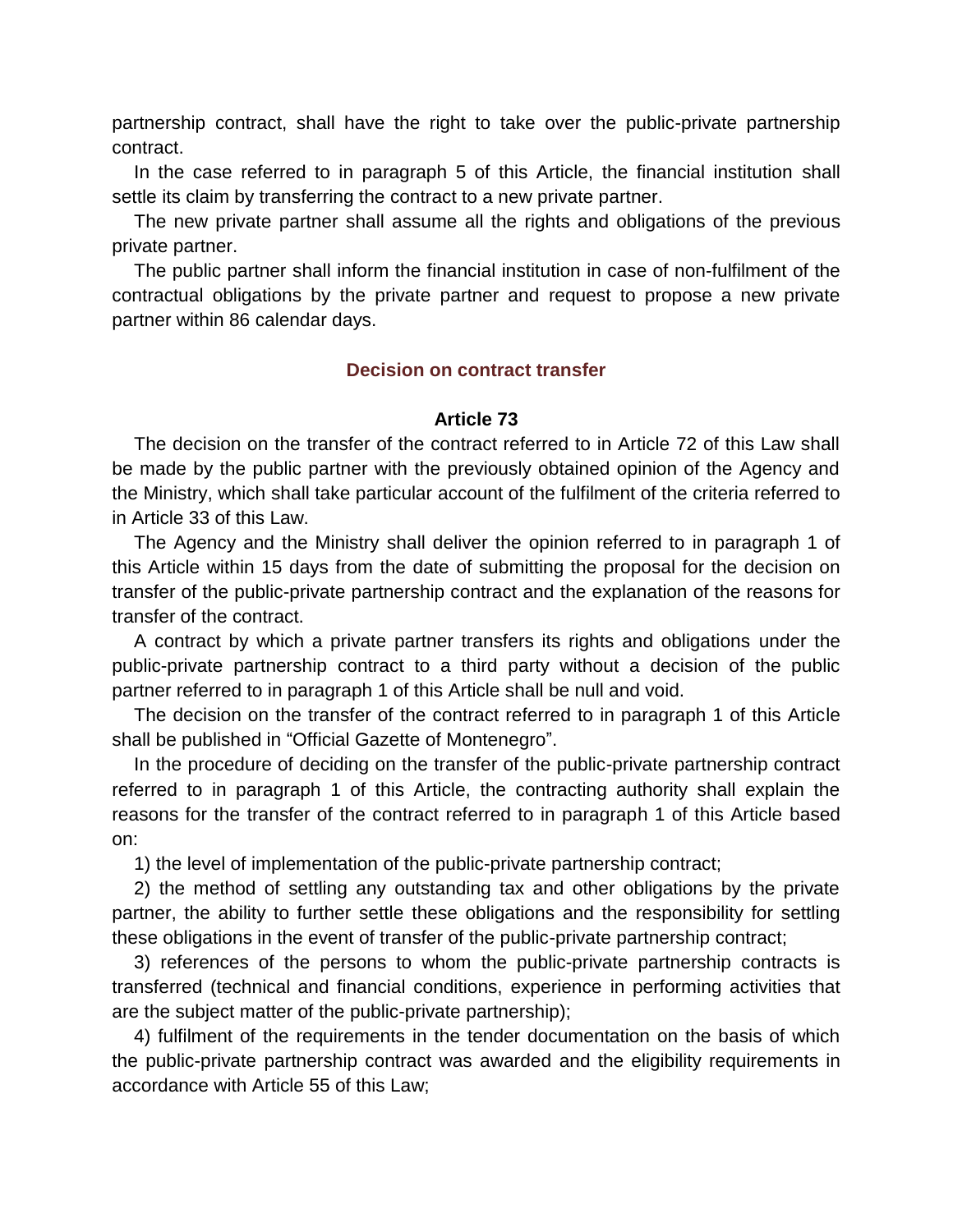partnership contract, shall have the right to take over the public-private partnership contract.

In the case referred to in paragraph 5 of this Article, the financial institution shall settle its claim by transferring the contract to a new private partner.

The new private partner shall assume all the rights and obligations of the previous private partner.

The public partner shall inform the financial institution in case of non-fulfilment of the contractual obligations by the private partner and request to propose a new private partner within 86 calendar days.

### Decision on contract transfer

#### Article 73

The decision on the transfer of the contract referred to in Article 72 of this Law shall be made by the public partner with the previously obtained opinion of the Agency and the Ministry, which shall take particular account of the fulfilment of the criteria referred to in Article 33 of this Law.

The Agency and the Ministry shall deliver the opinion referred to in paragraph 1 of this Article within 15 days from the date of submitting the proposal for the decision on transfer of the public-private partnership contract and the explanation of the reasons for transfer of the contract.

A contract by which a private partner transfers its rights and obligations under the public-private partnership contract to a third party without a decision of the public partner referred to in paragraph 1 of this Article shall be null and void.

The decision on the transfer of the contract referred to in paragraph 1 of this Article shall be published in "Official Gazette of Montenegro".

In the procedure of deciding on the transfer of the public-private partnership contract referred to in paragraph 1 of this Article, the contracting authority shall explain the reasons for the transfer of the contract referred to in paragraph 1 of this Article based on:

1) the level of implementation of the public-private partnership contract;

2) the method of settling any outstanding tax and other obligations by the private partner, the ability to further settle these obligations and the responsibility for settling these obligations in the event of transfer of the public-private partnership contract;

3) references of the persons to whom the public-private partnership contracts is transferred (technical and financial conditions, experience in performing activities that are the subject matter of the public-private partnership);

4) fulfilment of the requirements in the tender documentation on the basis of which the public-private partnership contract was awarded and the eligibility requirements in accordance with Article 55 of this Law;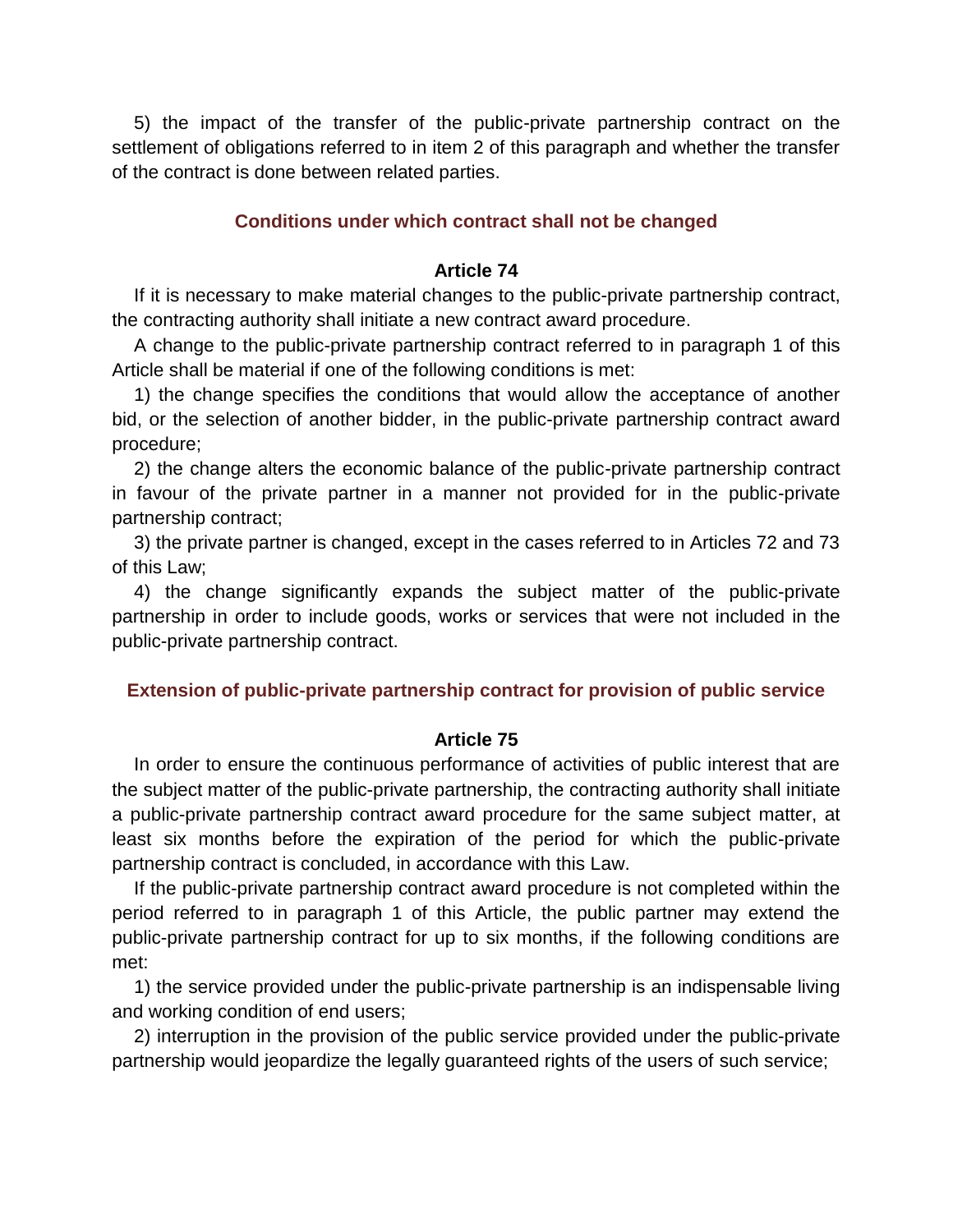5) the impact of the transfer of the public-private partnership contract on the settlement of obligations referred to in item 2 of this paragraph and whether the transfer of the contract is done between related parties.

### Conditions under which contract shall not be changed

#### Article 74

If it is necessary to make material changes to the public-private partnership contract, the contracting authority shall initiate a new contract award procedure.

A change to the public-private partnership contract referred to in paragraph 1 of this Article shall be material if one of the following conditions is met:

1) the change specifies the conditions that would allow the acceptance of another bid, or the selection of another bidder, in the public-private partnership contract award procedure;

2) the change alters the economic balance of the public-private partnership contract in favour of the private partner in a manner not provided for in the public-private partnership contract;

3) the private partner is changed, except in the cases referred to in Articles 72 and 73 of this Law;

4) the change significantly expands the subject matter of the public-private partnership in order to include goods, works or services that were not included in the public-private partnership contract.

### Extension of public-private partnership contract for provision of public service

#### Article 75

In order to ensure the continuous performance of activities of public interest that are the subject matter of the public-private partnership, the contracting authority shall initiate a public-private partnership contract award procedure for the same subject matter, at least six months before the expiration of the period for which the public-private partnership contract is concluded, in accordance with this Law.

If the public-private partnership contract award procedure is not completed within the period referred to in paragraph 1 of this Article, the public partner may extend the public-private partnership contract for up to six months, if the following conditions are met:

1) the service provided under the public-private partnership is an indispensable living and working condition of end users;

2) interruption in the provision of the public service provided under the public-private partnership would jeopardize the legally guaranteed rights of the users of such service;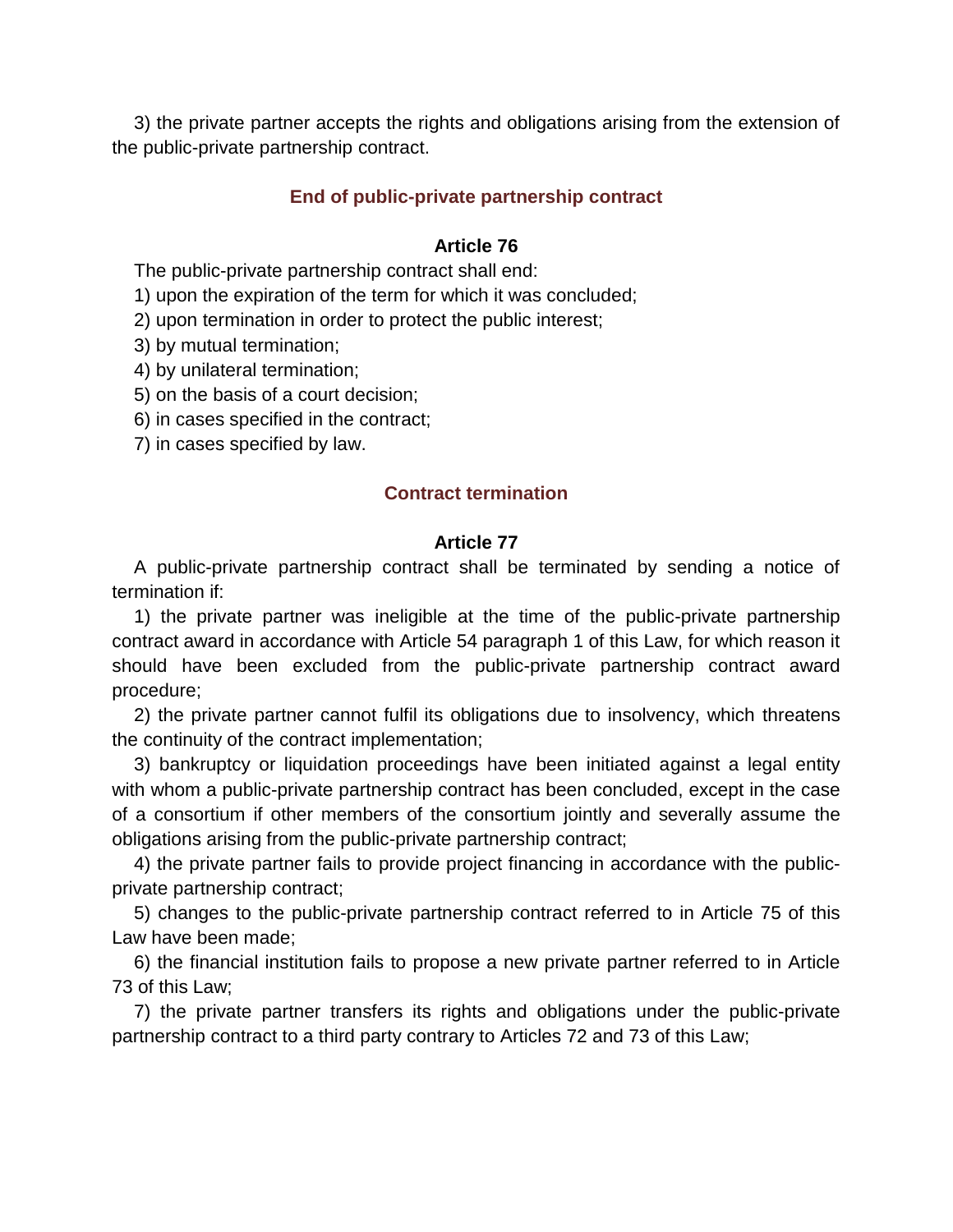3) the private partner accepts the rights and obligations arising from the extension of the public-private partnership contract.

### End of public-private partnership contract

#### Article 76

The public-private partnership contract shall end:

1) upon the expiration of the term for which it was concluded;
2) upon termination in order to protect the public interest;
3) by mutual termination;
4) by unilateral termination;
5) on the basis of a court decision;
6) in cases specified in the contract;
7) in cases specified by law.

### Contract termination

#### Article 77

A public-private partnership contract shall be terminated by sending a notice of termination if:

1) the private partner was ineligible at the time of the public-private partnership contract award in accordance with Article 54 paragraph 1 of this Law, for which reason it should have been excluded from the public-private partnership contract award procedure;

2) the private partner cannot fulfil its obligations due to insolvency, which threatens the continuity of the contract implementation;

3) bankruptcy or liquidation proceedings have been initiated against a legal entity with whom a public-private partnership contract has been concluded, except in the case of a consortium if other members of the consortium jointly and severally assume the obligations arising from the public-private partnership contract;

4) the private partner fails to provide project financing in accordance with the public-private partnership contract;

5) changes to the public-private partnership contract referred to in Article 75 of this Law have been made;

6) the financial institution fails to propose a new private partner referred to in Article 73 of this Law;

7) the private partner transfers its rights and obligations under the public-private partnership contract to a third party contrary to Articles 72 and 73 of this Law;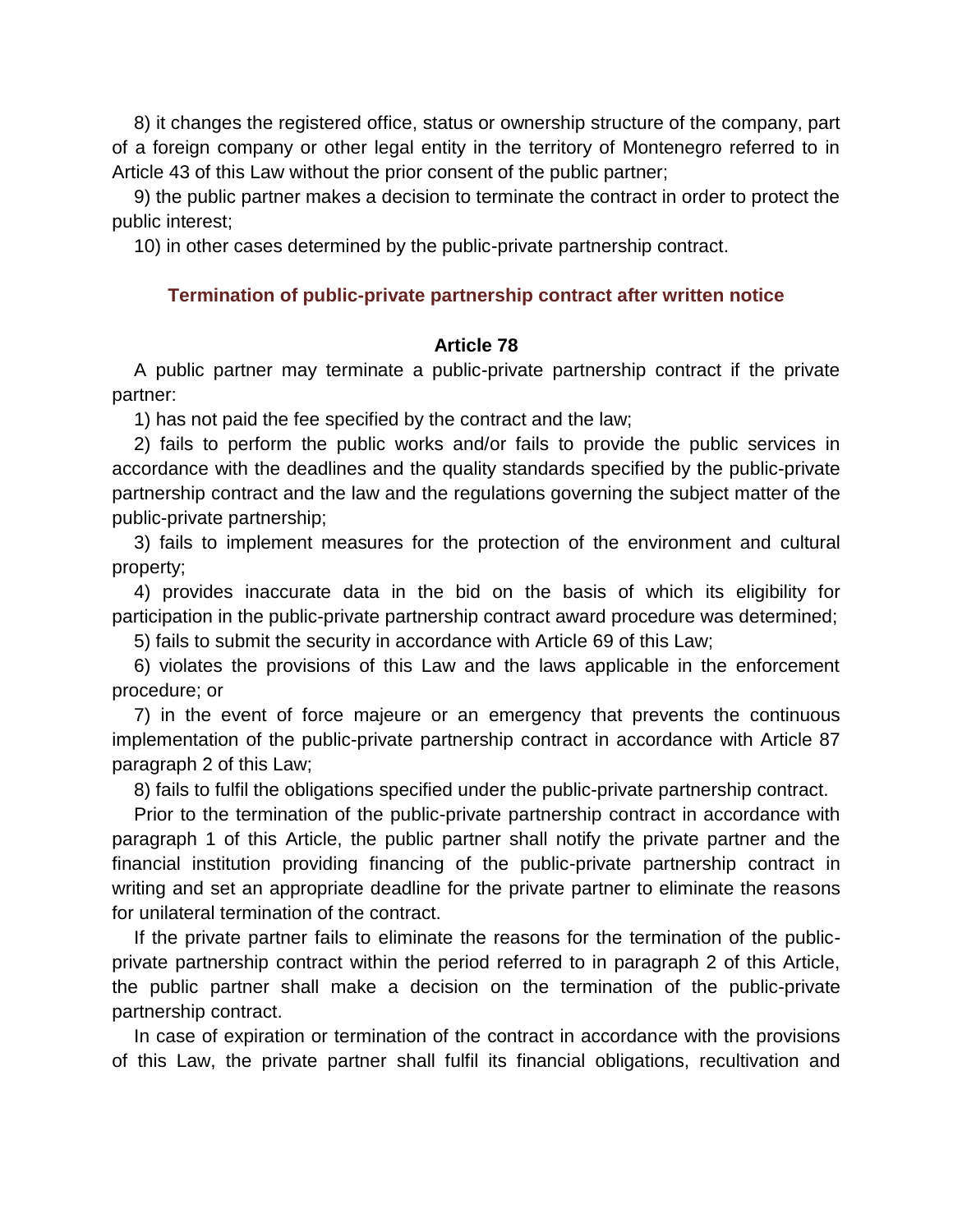8) it changes the registered office, status or ownership structure of the company, part of a foreign company or other legal entity in the territory of Montenegro referred to in Article 43 of this Law without the prior consent of the public partner;

9) the public partner makes a decision to terminate the contract in order to protect the public interest;

10) in other cases determined by the public-private partnership contract.

### Termination of public-private partnership contract after written notice

#### Article 78

A public partner may terminate a public-private partnership contract if the private partner:

1) has not paid the fee specified by the contract and the law;

2) fails to perform the public works and/or fails to provide the public services in accordance with the deadlines and the quality standards specified by the public-private partnership contract and the law and the regulations governing the subject matter of the public-private partnership;

3) fails to implement measures for the protection of the environment and cultural property;

4) provides inaccurate data in the bid on the basis of which its eligibility for participation in the public-private partnership contract award procedure was determined;

5) fails to submit the security in accordance with Article 69 of this Law;

6) violates the provisions of this Law and the laws applicable in the enforcement procedure; or

7) in the event of force majeure or an emergency that prevents the continuous implementation of the public-private partnership contract in accordance with Article 87 paragraph 2 of this Law;

8) fails to fulfil the obligations specified under the public-private partnership contract.

Prior to the termination of the public-private partnership contract in accordance with paragraph 1 of this Article, the public partner shall notify the private partner and the financial institution providing financing of the public-private partnership contract in writing and set an appropriate deadline for the private partner to eliminate the reasons for unilateral termination of the contract.

If the private partner fails to eliminate the reasons for the termination of the public-private partnership contract within the period referred to in paragraph 2 of this Article, the public partner shall make a decision on the termination of the public-private partnership contract.

In case of expiration or termination of the contract in accordance with the provisions of this Law, the private partner shall fulfil its financial obligations, recultivation and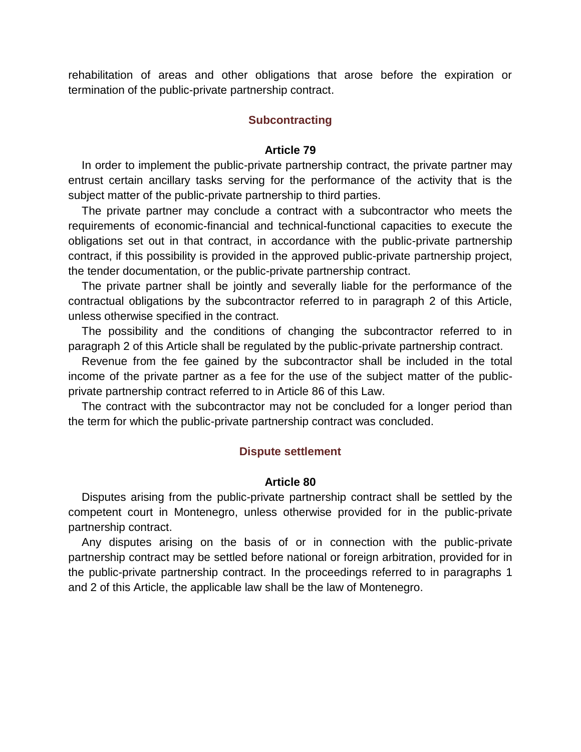rehabilitation of areas and other obligations that arose before the expiration or termination of the public-private partnership contract.

### Subcontracting

#### Article 79

In order to implement the public-private partnership contract, the private partner may entrust certain ancillary tasks serving for the performance of the activity that is the subject matter of the public-private partnership to third parties.

The private partner may conclude a contract with a subcontractor who meets the requirements of economic-financial and technical-functional capacities to execute the obligations set out in that contract, in accordance with the public-private partnership contract, if this possibility is provided in the approved public-private partnership project, the tender documentation, or the public-private partnership contract.

The private partner shall be jointly and severally liable for the performance of the contractual obligations by the subcontractor referred to in paragraph 2 of this Article, unless otherwise specified in the contract.

The possibility and the conditions of changing the subcontractor referred to in paragraph 2 of this Article shall be regulated by the public-private partnership contract.

Revenue from the fee gained by the subcontractor shall be included in the total income of the private partner as a fee for the use of the subject matter of the public-private partnership contract referred to in Article 86 of this Law.

The contract with the subcontractor may not be concluded for a longer period than the term for which the public-private partnership contract was concluded.

### Dispute settlement

#### Article 80

Disputes arising from the public-private partnership contract shall be settled by the competent court in Montenegro, unless otherwise provided for in the public-private partnership contract.

Any disputes arising on the basis of or in connection with the public-private partnership contract may be settled before national or foreign arbitration, provided for in the public-private partnership contract. In the proceedings referred to in paragraphs 1 and 2 of this Article, the applicable law shall be the law of Montenegro.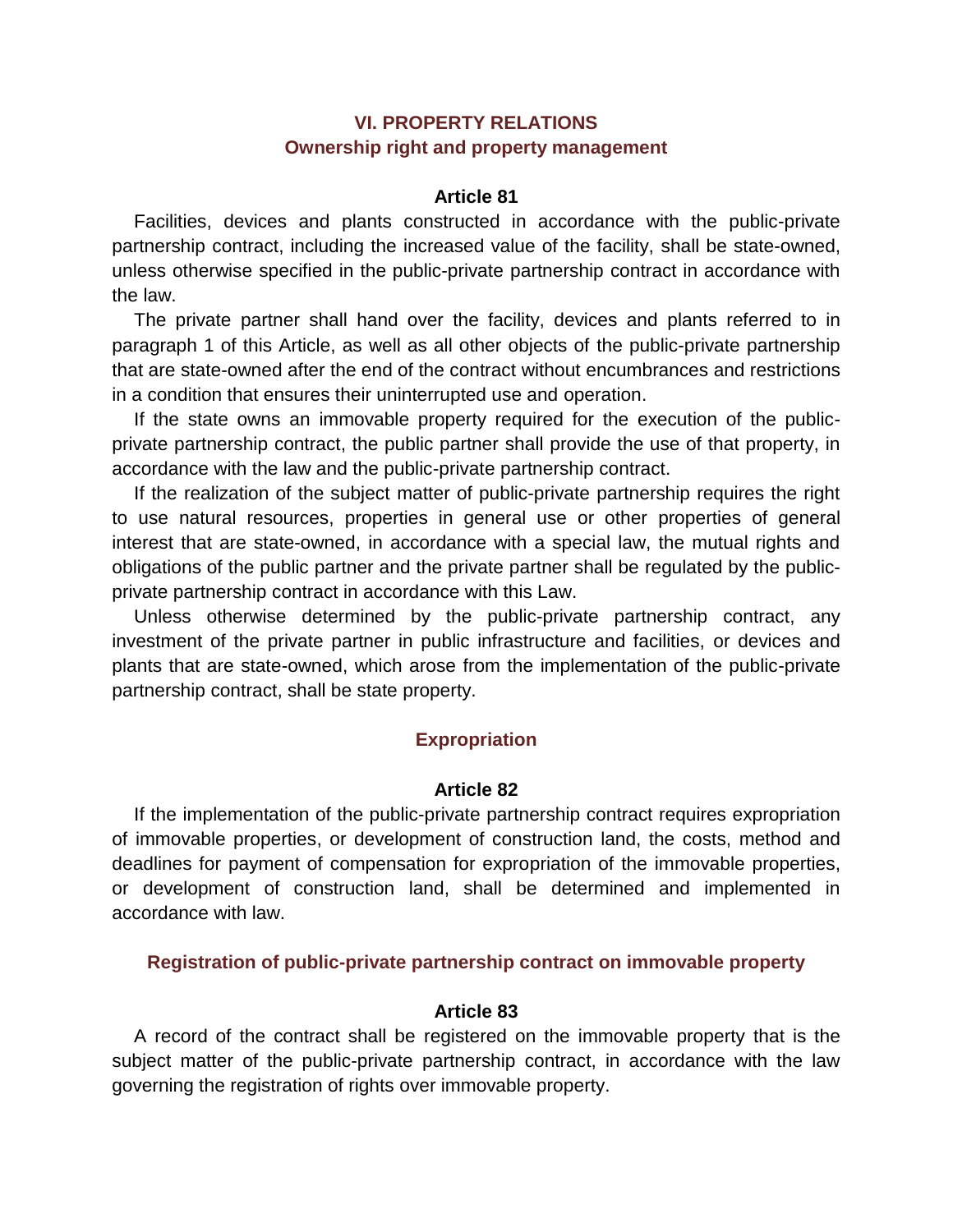## VI. PROPERTY RELATIONS
### Ownership right and property management

#### Article 81

Facilities, devices and plants constructed in accordance with the public-private partnership contract, including the increased value of the facility, shall be state-owned, unless otherwise specified in the public-private partnership contract in accordance with the law.

The private partner shall hand over the facility, devices and plants referred to in paragraph 1 of this Article, as well as all other objects of the public-private partnership that are state-owned after the end of the contract without encumbrances and restrictions in a condition that ensures their uninterrupted use and operation.

If the state owns an immovable property required for the execution of the public-private partnership contract, the public partner shall provide the use of that property, in accordance with the law and the public-private partnership contract.

If the realization of the subject matter of public-private partnership requires the right to use natural resources, properties in general use or other properties of general interest that are state-owned, in accordance with a special law, the mutual rights and obligations of the public partner and the private partner shall be regulated by the public-private partnership contract in accordance with this Law.

Unless otherwise determined by the public-private partnership contract, any investment of the private partner in public infrastructure and facilities, or devices and plants that are state-owned, which arose from the implementation of the public-private partnership contract, shall be state property.

### Expropriation

#### Article 82

If the implementation of the public-private partnership contract requires expropriation of immovable properties, or development of construction land, the costs, method and deadlines for payment of compensation for expropriation of the immovable properties, or development of construction land, shall be determined and implemented in accordance with law.

### Registration of public-private partnership contract on immovable property

#### Article 83

A record of the contract shall be registered on the immovable property that is the subject matter of the public-private partnership contract, in accordance with the law governing the registration of rights over immovable property.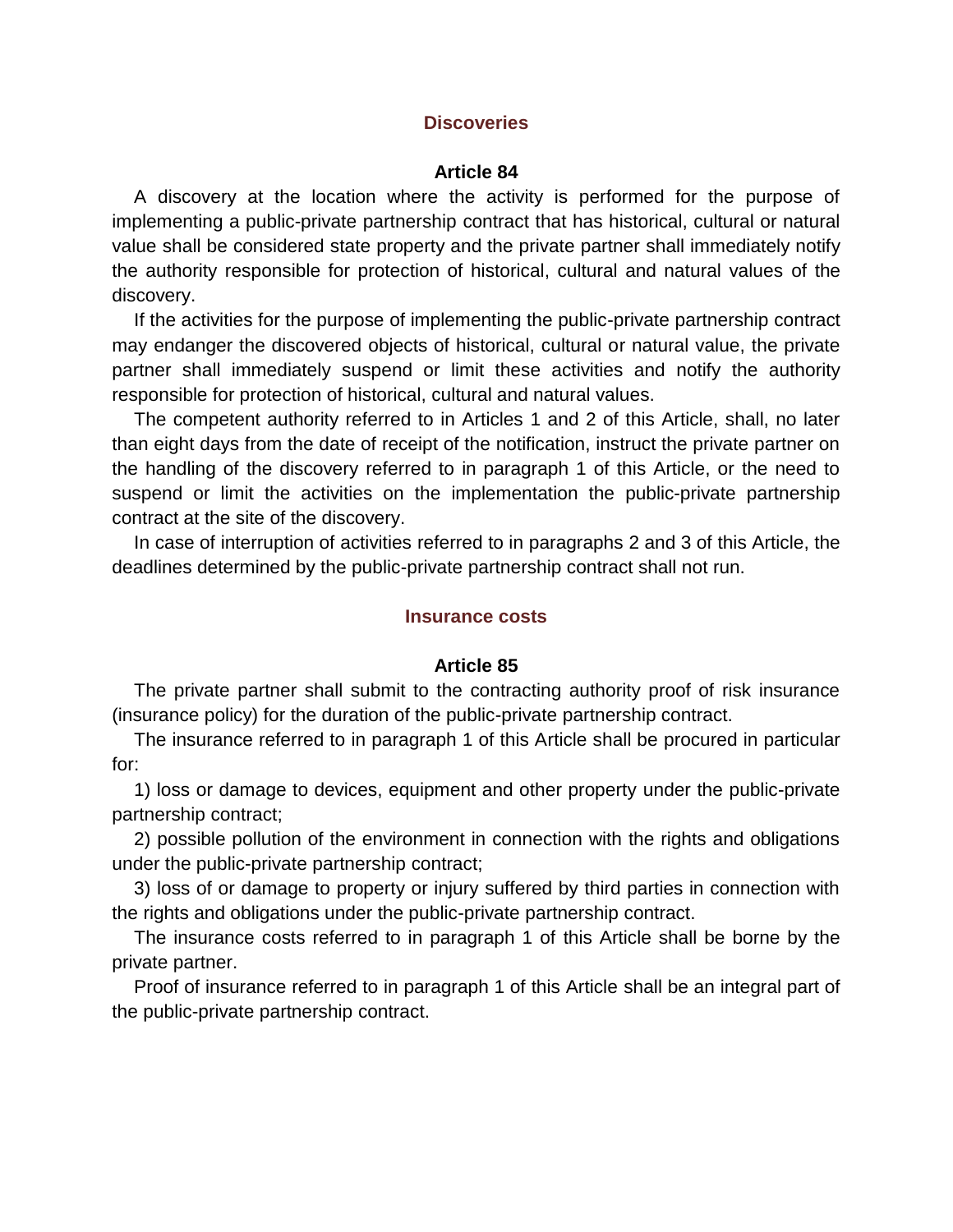### Discoveries

#### Article 84

A discovery at the location where the activity is performed for the purpose of implementing a public-private partnership contract that has historical, cultural or natural value shall be considered state property and the private partner shall immediately notify the authority responsible for protection of historical, cultural and natural values of the discovery.

If the activities for the purpose of implementing the public-private partnership contract may endanger the discovered objects of historical, cultural or natural value, the private partner shall immediately suspend or limit these activities and notify the authority responsible for protection of historical, cultural and natural values.

The competent authority referred to in Articles 1 and 2 of this Article, shall, no later than eight days from the date of receipt of the notification, instruct the private partner on the handling of the discovery referred to in paragraph 1 of this Article, or the need to suspend or limit the activities on the implementation the public-private partnership contract at the site of the discovery.

In case of interruption of activities referred to in paragraphs 2 and 3 of this Article, the deadlines determined by the public-private partnership contract shall not run.

### Insurance costs

#### Article 85

The private partner shall submit to the contracting authority proof of risk insurance (insurance policy) for the duration of the public-private partnership contract.

The insurance referred to in paragraph 1 of this Article shall be procured in particular for:

1) loss or damage to devices, equipment and other property under the public-private partnership contract;

2) possible pollution of the environment in connection with the rights and obligations under the public-private partnership contract;

3) loss of or damage to property or injury suffered by third parties in connection with the rights and obligations under the public-private partnership contract.

The insurance costs referred to in paragraph 1 of this Article shall be borne by the private partner.

Proof of insurance referred to in paragraph 1 of this Article shall be an integral part of the public-private partnership contract.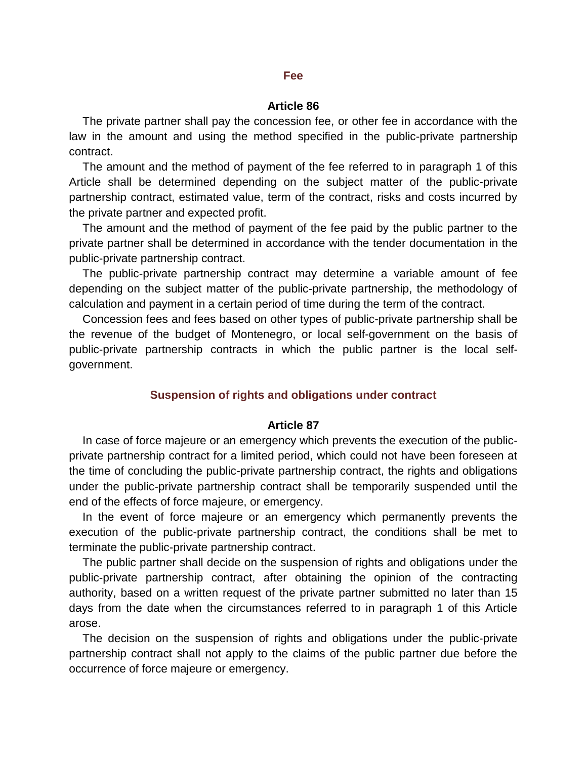### Fee

#### Article 86

The private partner shall pay the concession fee, or other fee in accordance with the law in the amount and using the method specified in the public-private partnership contract.

The amount and the method of payment of the fee referred to in paragraph 1 of this Article shall be determined depending on the subject matter of the public-private partnership contract, estimated value, term of the contract, risks and costs incurred by the private partner and expected profit.

The amount and the method of payment of the fee paid by the public partner to the private partner shall be determined in accordance with the tender documentation in the public-private partnership contract.

The public-private partnership contract may determine a variable amount of fee depending on the subject matter of the public-private partnership, the methodology of calculation and payment in a certain period of time during the term of the contract.

Concession fees and fees based on other types of public-private partnership shall be the revenue of the budget of Montenegro, or local self-government on the basis of public-private partnership contracts in which the public partner is the local self-government.

### Suspension of rights and obligations under contract

#### Article 87

In case of force majeure or an emergency which prevents the execution of the public-private partnership contract for a limited period, which could not have been foreseen at the time of concluding the public-private partnership contract, the rights and obligations under the public-private partnership contract shall be temporarily suspended until the end of the effects of force majeure, or emergency.

In the event of force majeure or an emergency which permanently prevents the execution of the public-private partnership contract, the conditions shall be met to terminate the public-private partnership contract.

The public partner shall decide on the suspension of rights and obligations under the public-private partnership contract, after obtaining the opinion of the contracting authority, based on a written request of the private partner submitted no later than 15 days from the date when the circumstances referred to in paragraph 1 of this Article arose.

The decision on the suspension of rights and obligations under the public-private partnership contract shall not apply to the claims of the public partner due before the occurrence of force majeure or emergency.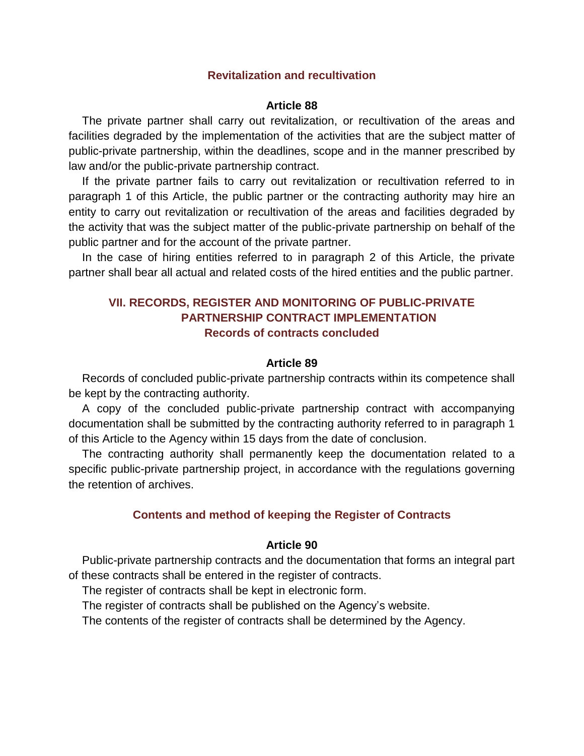### Revitalization and recultivation

#### Article 88

The private partner shall carry out revitalization, or recultivation of the areas and facilities degraded by the implementation of the activities that are the subject matter of public-private partnership, within the deadlines, scope and in the manner prescribed by law and/or the public-private partnership contract.

If the private partner fails to carry out revitalization or recultivation referred to in paragraph 1 of this Article, the public partner or the contracting authority may hire an entity to carry out revitalization or recultivation of the areas and facilities degraded by the activity that was the subject matter of the public-private partnership on behalf of the public partner and for the account of the private partner.

In the case of hiring entities referred to in paragraph 2 of this Article, the private partner shall bear all actual and related costs of the hired entities and the public partner.

## VII. RECORDS, REGISTER AND MONITORING OF PUBLIC-PRIVATE PARTNERSHIP CONTRACT IMPLEMENTATION

### Records of contracts concluded

#### Article 89

Records of concluded public-private partnership contracts within its competence shall be kept by the contracting authority.

A copy of the concluded public-private partnership contract with accompanying documentation shall be submitted by the contracting authority referred to in paragraph 1 of this Article to the Agency within 15 days from the date of conclusion.

The contracting authority shall permanently keep the documentation related to a specific public-private partnership project, in accordance with the regulations governing the retention of archives.

### Contents and method of keeping the Register of Contracts

#### Article 90

Public-private partnership contracts and the documentation that forms an integral part of these contracts shall be entered in the register of contracts.

The register of contracts shall be kept in electronic form.

The register of contracts shall be published on the Agency's website.

The contents of the register of contracts shall be determined by the Agency.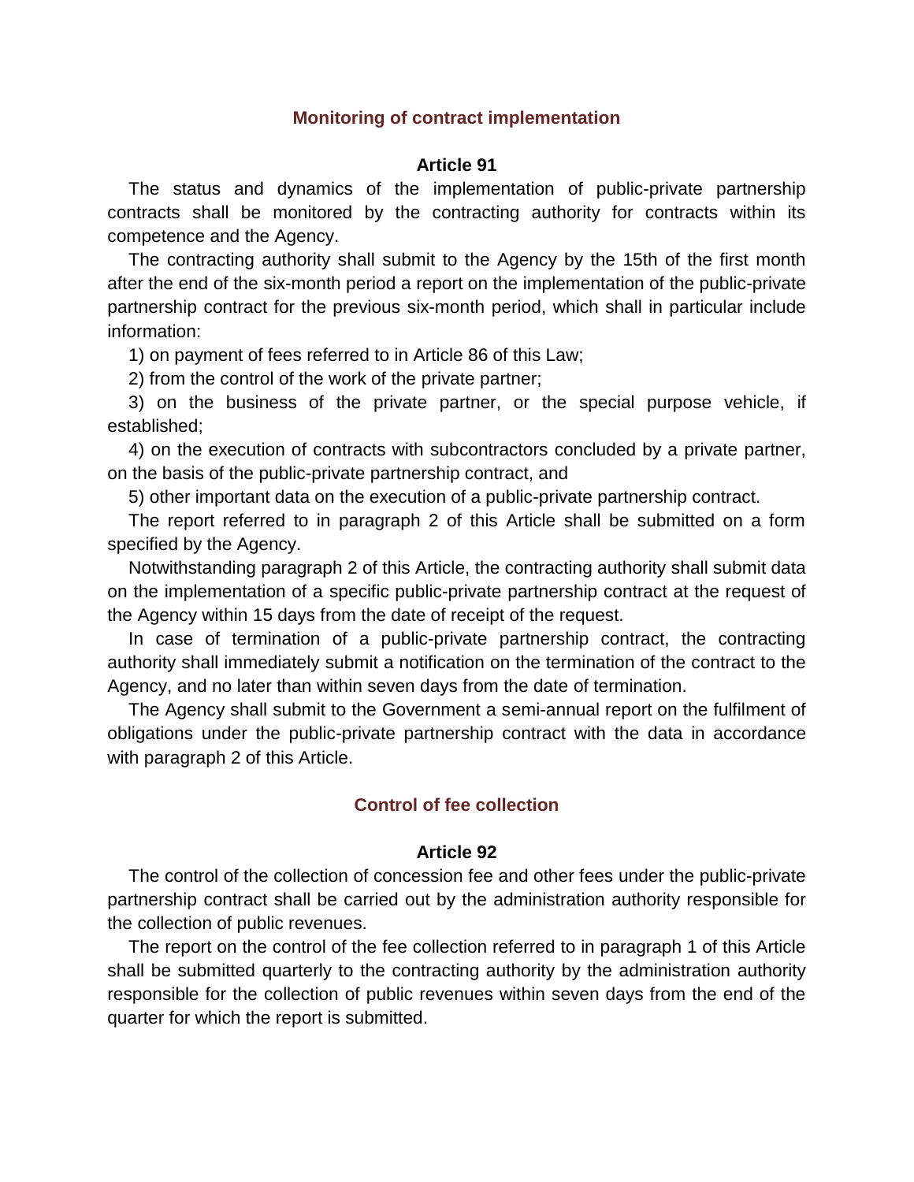### Monitoring of contract implementation

#### Article 91

The status and dynamics of the implementation of public-private partnership contracts shall be monitored by the contracting authority for contracts within its competence and the Agency.

The contracting authority shall submit to the Agency by the 15th of the first month after the end of the six-month period a report on the implementation of the public-private partnership contract for the previous six-month period, which shall in particular include information:

1) on payment of fees referred to in Article 86 of this Law;

2) from the control of the work of the private partner;

3) on the business of the private partner, or the special purpose vehicle, if established;

4) on the execution of contracts with subcontractors concluded by a private partner, on the basis of the public-private partnership contract, and

5) other important data on the execution of a public-private partnership contract.

The report referred to in paragraph 2 of this Article shall be submitted on a form specified by the Agency.

Notwithstanding paragraph 2 of this Article, the contracting authority shall submit data on the implementation of a specific public-private partnership contract at the request of the Agency within 15 days from the date of receipt of the request.

In case of termination of a public-private partnership contract, the contracting authority shall immediately submit a notification on the termination of the contract to the Agency, and no later than within seven days from the date of termination.

The Agency shall submit to the Government a semi-annual report on the fulfilment of obligations under the public-private partnership contract with the data in accordance with paragraph 2 of this Article.

### Control of fee collection

#### Article 92

The control of the collection of concession fee and other fees under the public-private partnership contract shall be carried out by the administration authority responsible for the collection of public revenues.

The report on the control of the fee collection referred to in paragraph 1 of this Article shall be submitted quarterly to the contracting authority by the administration authority responsible for the collection of public revenues within seven days from the end of the quarter for which the report is submitted.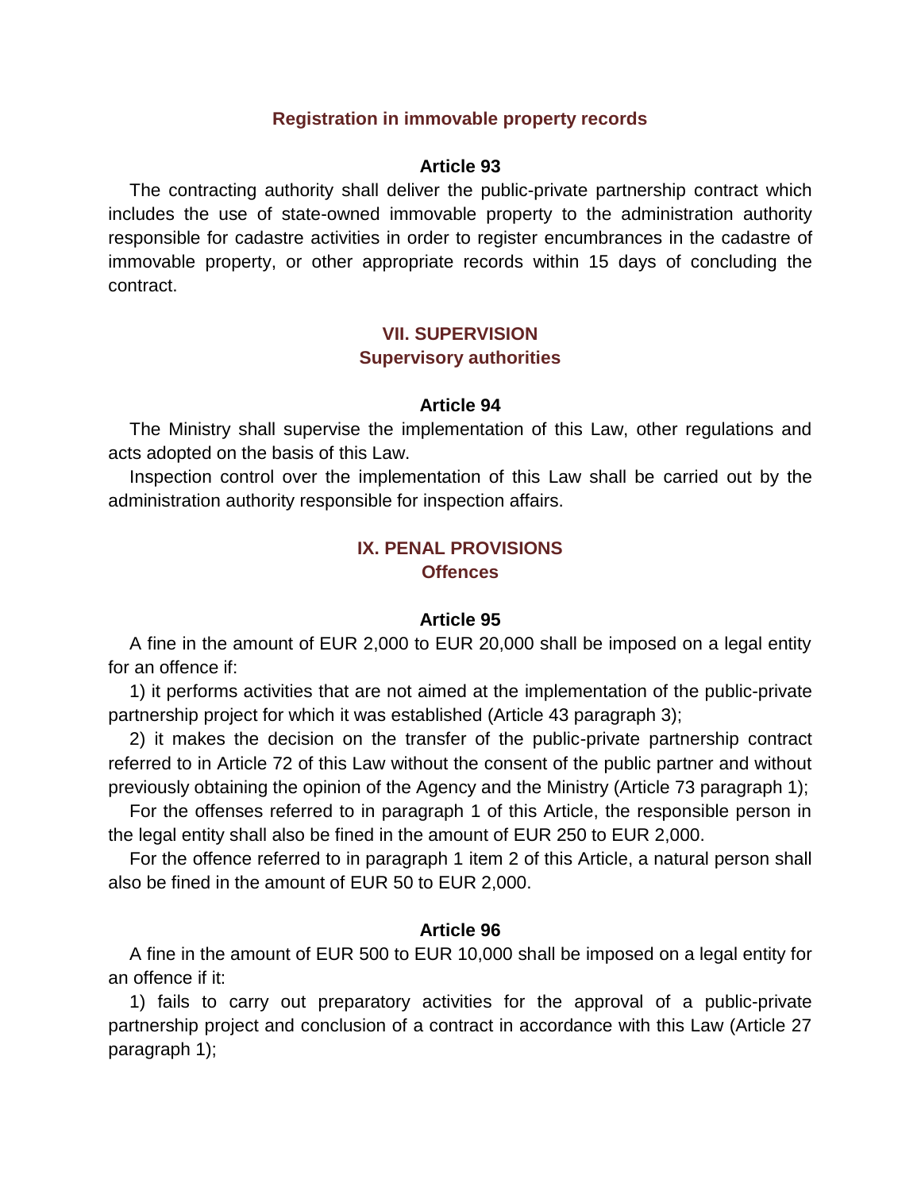### Registration in immovable property records

**Article 93**

The contracting authority shall deliver the public-private partnership contract which includes the use of state-owned immovable property to the administration authority responsible for cadastre activities in order to register encumbrances in the cadastre of immovable property, or other appropriate records within 15 days of concluding the contract.

## VII. SUPERVISION

### Supervisory authorities

**Article 94**

The Ministry shall supervise the implementation of this Law, other regulations and acts adopted on the basis of this Law.

Inspection control over the implementation of this Law shall be carried out by the administration authority responsible for inspection affairs.

## IX. PENAL PROVISIONS

### Offences

**Article 95**

A fine in the amount of EUR 2,000 to EUR 20,000 shall be imposed on a legal entity for an offence if:

1) it performs activities that are not aimed at the implementation of the public-private partnership project for which it was established (Article 43 paragraph 3);

2) it makes the decision on the transfer of the public-private partnership contract referred to in Article 72 of this Law without the consent of the public partner and without previously obtaining the opinion of the Agency and the Ministry (Article 73 paragraph 1);

For the offenses referred to in paragraph 1 of this Article, the responsible person in the legal entity shall also be fined in the amount of EUR 250 to EUR 2,000.

For the offence referred to in paragraph 1 item 2 of this Article, a natural person shall also be fined in the amount of EUR 50 to EUR 2,000.

**Article 96**

A fine in the amount of EUR 500 to EUR 10,000 shall be imposed on a legal entity for an offence if it:

1) fails to carry out preparatory activities for the approval of a public-private partnership project and conclusion of a contract in accordance with this Law (Article 27 paragraph 1);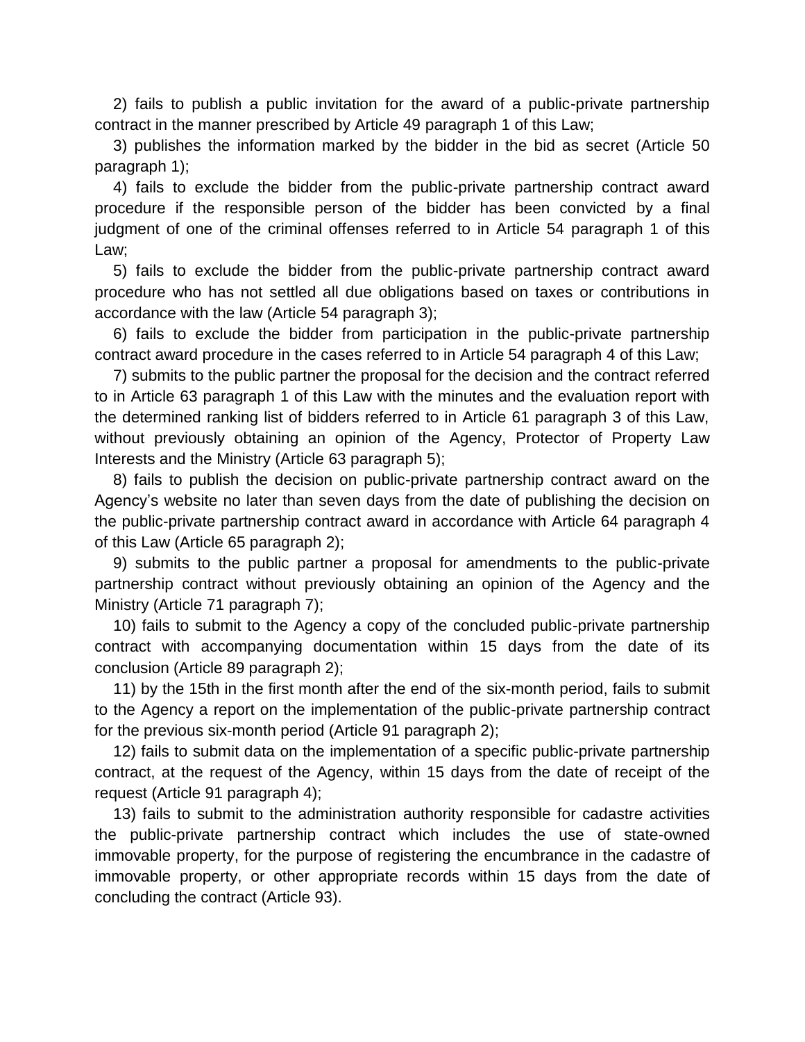2) fails to publish a public invitation for the award of a public-private partnership contract in the manner prescribed by Article 49 paragraph 1 of this Law;

3) publishes the information marked by the bidder in the bid as secret (Article 50 paragraph 1);

4) fails to exclude the bidder from the public-private partnership contract award procedure if the responsible person of the bidder has been convicted by a final judgment of one of the criminal offenses referred to in Article 54 paragraph 1 of this Law;

5) fails to exclude the bidder from the public-private partnership contract award procedure who has not settled all due obligations based on taxes or contributions in accordance with the law (Article 54 paragraph 3);

6) fails to exclude the bidder from participation in the public-private partnership contract award procedure in the cases referred to in Article 54 paragraph 4 of this Law;

7) submits to the public partner the proposal for the decision and the contract referred to in Article 63 paragraph 1 of this Law with the minutes and the evaluation report with the determined ranking list of bidders referred to in Article 61 paragraph 3 of this Law, without previously obtaining an opinion of the Agency, Protector of Property Law Interests and the Ministry (Article 63 paragraph 5);

8) fails to publish the decision on public-private partnership contract award on the Agency's website no later than seven days from the date of publishing the decision on the public-private partnership contract award in accordance with Article 64 paragraph 4 of this Law (Article 65 paragraph 2);

9) submits to the public partner a proposal for amendments to the public-private partnership contract without previously obtaining an opinion of the Agency and the Ministry (Article 71 paragraph 7);

10) fails to submit to the Agency a copy of the concluded public-private partnership contract with accompanying documentation within 15 days from the date of its conclusion (Article 89 paragraph 2);

11) by the 15th in the first month after the end of the six-month period, fails to submit to the Agency a report on the implementation of the public-private partnership contract for the previous six-month period (Article 91 paragraph 2);

12) fails to submit data on the implementation of a specific public-private partnership contract, at the request of the Agency, within 15 days from the date of receipt of the request (Article 91 paragraph 4);

13) fails to submit to the administration authority responsible for cadastre activities the public-private partnership contract which includes the use of state-owned immovable property, for the purpose of registering the encumbrance in the cadastre of immovable property, or other appropriate records within 15 days from the date of concluding the contract (Article 93).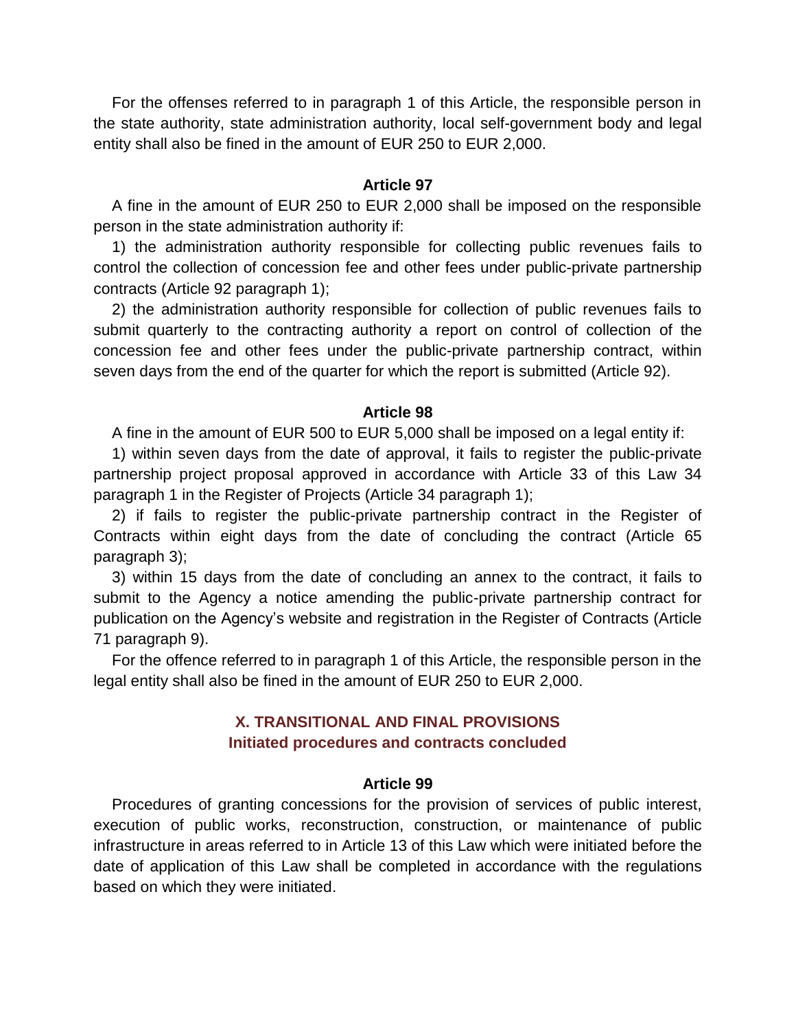For the offenses referred to in paragraph 1 of this Article, the responsible person in the state authority, state administration authority, local self-government body and legal entity shall also be fined in the amount of EUR 250 to EUR 2,000.

**Article 97**

A fine in the amount of EUR 250 to EUR 2,000 shall be imposed on the responsible person in the state administration authority if:

1) the administration authority responsible for collecting public revenues fails to control the collection of concession fee and other fees under public-private partnership contracts (Article 92 paragraph 1);

2) the administration authority responsible for collection of public revenues fails to submit quarterly to the contracting authority a report on control of collection of the concession fee and other fees under the public-private partnership contract, within seven days from the end of the quarter for which the report is submitted (Article 92).

**Article 98**

A fine in the amount of EUR 500 to EUR 5,000 shall be imposed on a legal entity if:

1) within seven days from the date of approval, it fails to register the public-private partnership project proposal approved in accordance with Article 33 of this Law 34 paragraph 1 in the Register of Projects (Article 34 paragraph 1);

2) if fails to register the public-private partnership contract in the Register of Contracts within eight days from the date of concluding the contract (Article 65 paragraph 3);

3) within 15 days from the date of concluding an annex to the contract, it fails to submit to the Agency a notice amending the public-private partnership contract for publication on the Agency's website and registration in the Register of Contracts (Article 71 paragraph 9).

For the offence referred to in paragraph 1 of this Article, the responsible person in the legal entity shall also be fined in the amount of EUR 250 to EUR 2,000.

## X. TRANSITIONAL AND FINAL PROVISIONS

### Initiated procedures and contracts concluded

**Article 99**

Procedures of granting concessions for the provision of services of public interest, execution of public works, reconstruction, construction, or maintenance of public infrastructure in areas referred to in Article 13 of this Law which were initiated before the date of application of this Law shall be completed in accordance with the regulations based on which they were initiated.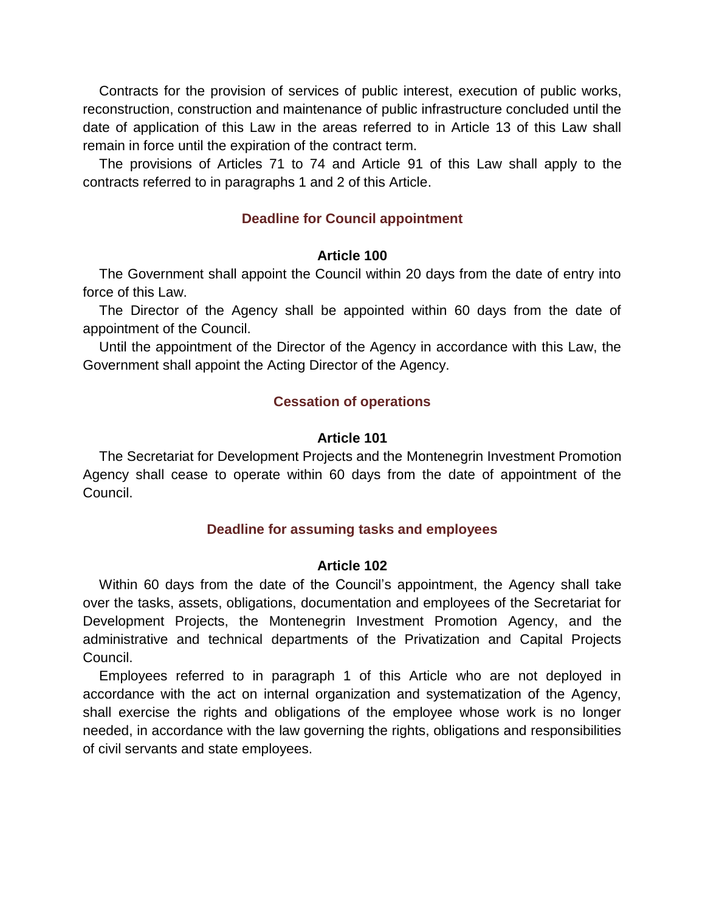Contracts for the provision of services of public interest, execution of public works, reconstruction, construction and maintenance of public infrastructure concluded until the date of application of this Law in the areas referred to in Article 13 of this Law shall remain in force until the expiration of the contract term.

The provisions of Articles 71 to 74 and Article 91 of this Law shall apply to the contracts referred to in paragraphs 1 and 2 of this Article.

### Deadline for Council appointment

#### Article 100

The Government shall appoint the Council within 20 days from the date of entry into force of this Law.

The Director of the Agency shall be appointed within 60 days from the date of appointment of the Council.

Until the appointment of the Director of the Agency in accordance with this Law, the Government shall appoint the Acting Director of the Agency.

### Cessation of operations

#### Article 101

The Secretariat for Development Projects and the Montenegrin Investment Promotion Agency shall cease to operate within 60 days from the date of appointment of the Council.

### Deadline for assuming tasks and employees

#### Article 102

Within 60 days from the date of the Council's appointment, the Agency shall take over the tasks, assets, obligations, documentation and employees of the Secretariat for Development Projects, the Montenegrin Investment Promotion Agency, and the administrative and technical departments of the Privatization and Capital Projects Council.

Employees referred to in paragraph 1 of this Article who are not deployed in accordance with the act on internal organization and systematization of the Agency, shall exercise the rights and obligations of the employee whose work is no longer needed, in accordance with the law governing the rights, obligations and responsibilities of civil servants and state employees.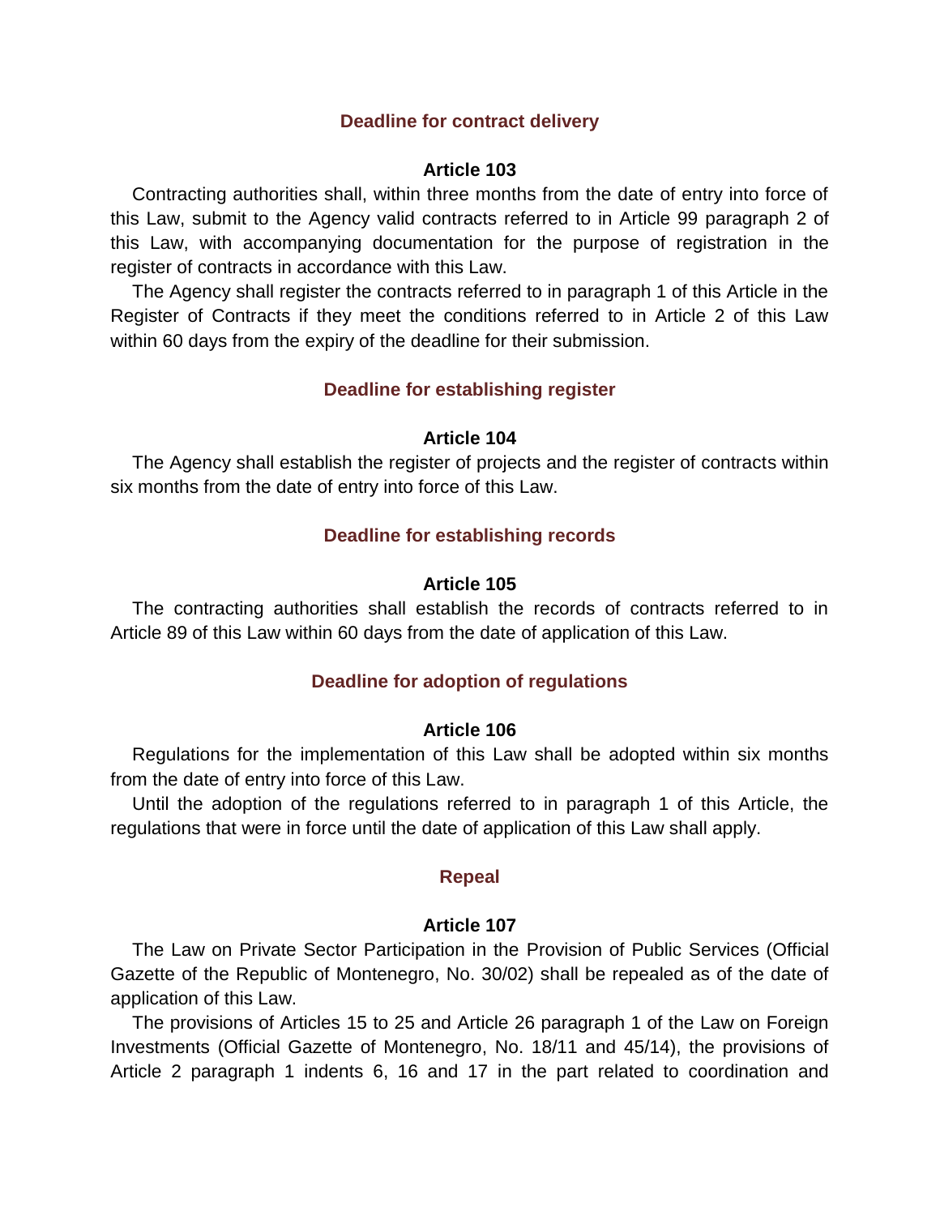### Deadline for contract delivery

#### Article 103

Contracting authorities shall, within three months from the date of entry into force of this Law, submit to the Agency valid contracts referred to in Article 99 paragraph 2 of this Law, with accompanying documentation for the purpose of registration in the register of contracts in accordance with this Law.

The Agency shall register the contracts referred to in paragraph 1 of this Article in the Register of Contracts if they meet the conditions referred to in Article 2 of this Law within 60 days from the expiry of the deadline for their submission.

### Deadline for establishing register

#### Article 104

The Agency shall establish the register of projects and the register of contracts within six months from the date of entry into force of this Law.

### Deadline for establishing records

#### Article 105

The contracting authorities shall establish the records of contracts referred to in Article 89 of this Law within 60 days from the date of application of this Law.

### Deadline for adoption of regulations

#### Article 106

Regulations for the implementation of this Law shall be adopted within six months from the date of entry into force of this Law.

Until the adoption of the regulations referred to in paragraph 1 of this Article, the regulations that were in force until the date of application of this Law shall apply.

### Repeal

#### Article 107

The Law on Private Sector Participation in the Provision of Public Services (Official Gazette of the Republic of Montenegro, No. 30/02) shall be repealed as of the date of application of this Law.

The provisions of Articles 15 to 25 and Article 26 paragraph 1 of the Law on Foreign Investments (Official Gazette of Montenegro, No. 18/11 and 45/14), the provisions of Article 2 paragraph 1 indents 6, 16 and 17 in the part related to coordination and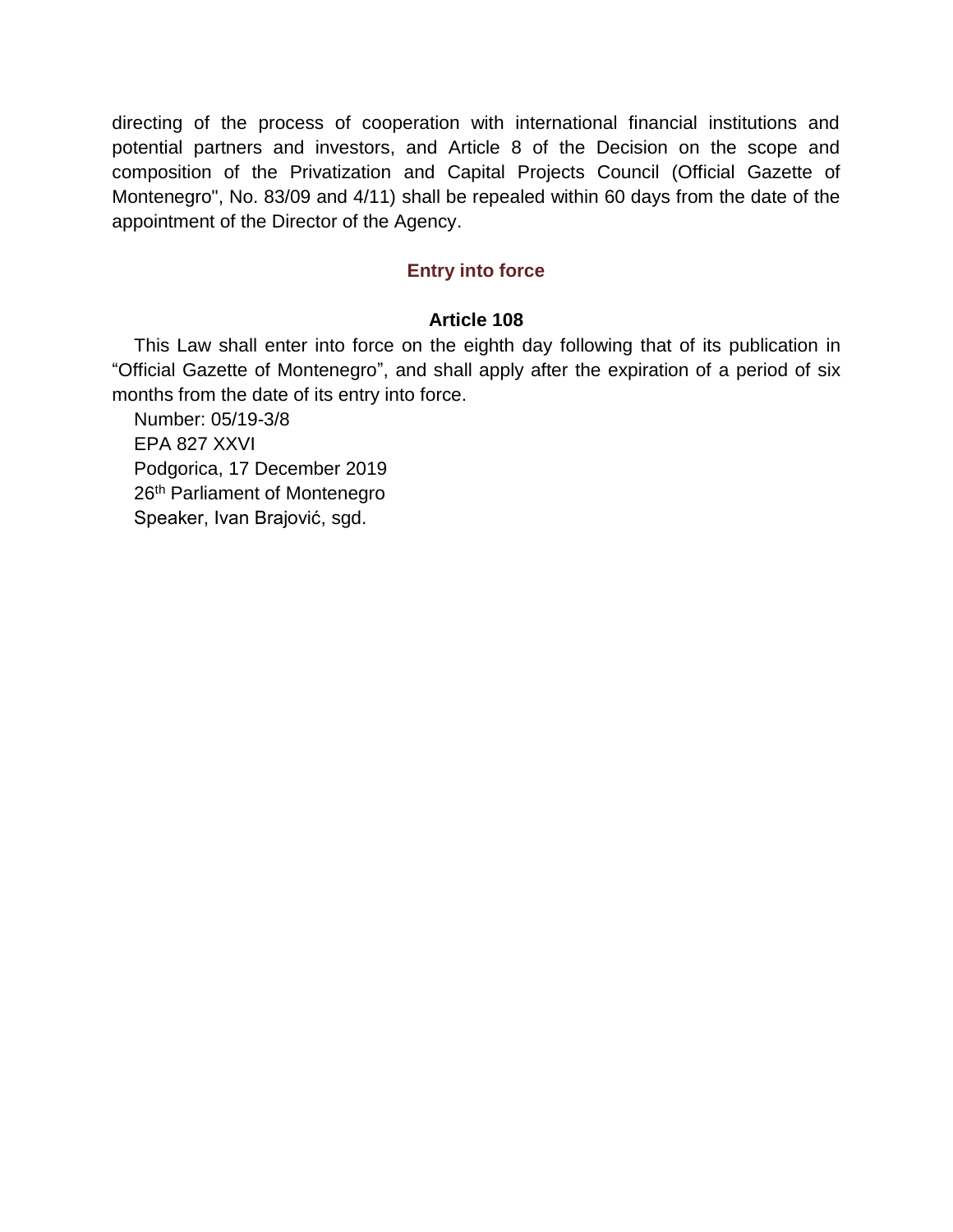directing of the process of cooperation with international financial institutions and potential partners and investors, and Article 8 of the Decision on the scope and composition of the Privatization and Capital Projects Council (Official Gazette of Montenegro", No. 83/09 and 4/11) shall be repealed within 60 days from the date of the appointment of the Director of the Agency.

## Entry into force

### Article 108

This Law shall enter into force on the eighth day following that of its publication in "Official Gazette of Montenegro", and shall apply after the expiration of a period of six months from the date of its entry into force.

Number: 05/19-3/8
EPA 827 XXVI
Podgorica, 17 December 2019
26th Parliament of Montenegro
Speaker, Ivan Brajović, sgd.